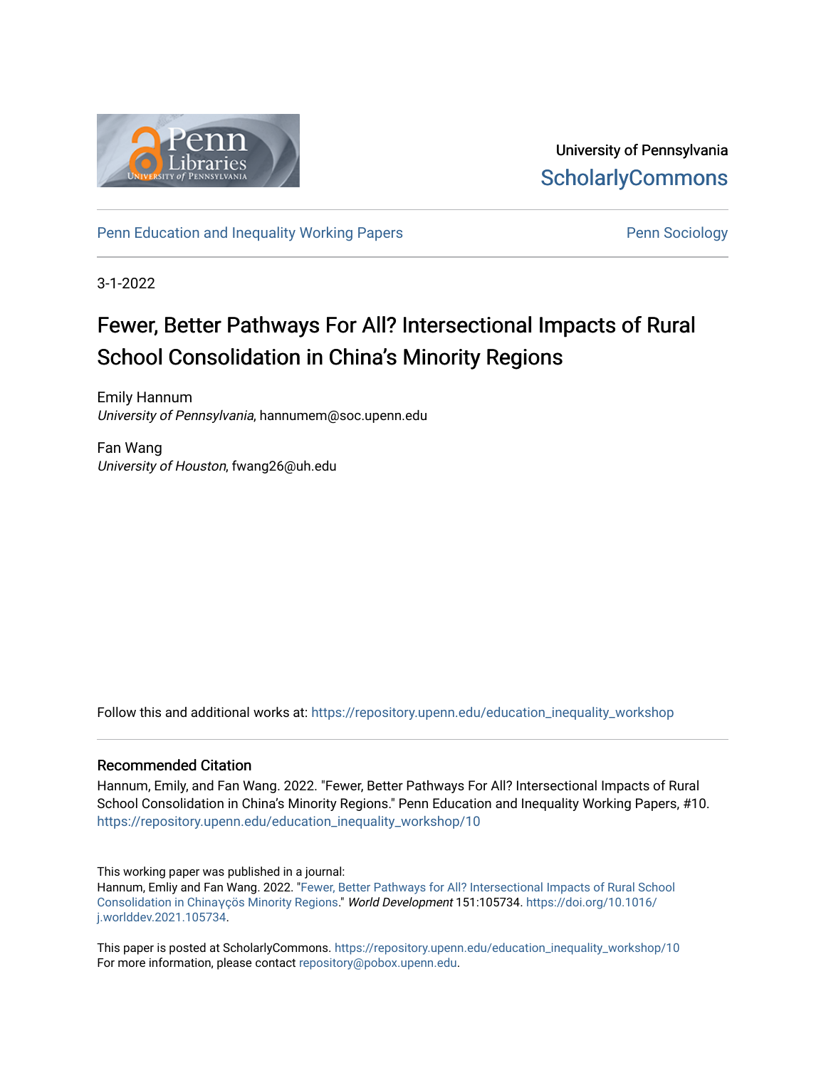University of Pennsylvania
ScholarlyCommons

Penn Education and Inequality Working Papers

Penn Sociology

3-1-2022

# Fewer, Better Pathways For All? Intersectional Impacts of Rural School Consolidation in China's Minority Regions

Emily Hannum
*University of Pennsylvania*, hannumem@soc.upenn.edu

Fan Wang
*University of Houston*, fwang26@uh.edu

Follow this and additional works at: https://repository.upenn.edu/education_inequality_workshop

## Recommended Citation

Hannum, Emily, and Fan Wang. 2022. "Fewer, Better Pathways For All? Intersectional Impacts of Rural School Consolidation in China's Minority Regions." Penn Education and Inequality Working Papers, #10. https://repository.upenn.edu/education_inequality_workshop/10

This working paper was published in a journal:
Hannum, Emliy and Fan Wang. 2022. "Fewer, Better Pathways for All? Intersectional Impacts of Rural School Consolidation in Chinaýçös Minority Regions." *World Development* 151:105734. https://doi.org/10.1016/j.worlddev.2021.105734.

This paper is posted at ScholarlyCommons. https://repository.upenn.edu/education_inequality_workshop/10
For more information, please contact repository@pobox.upenn.edu.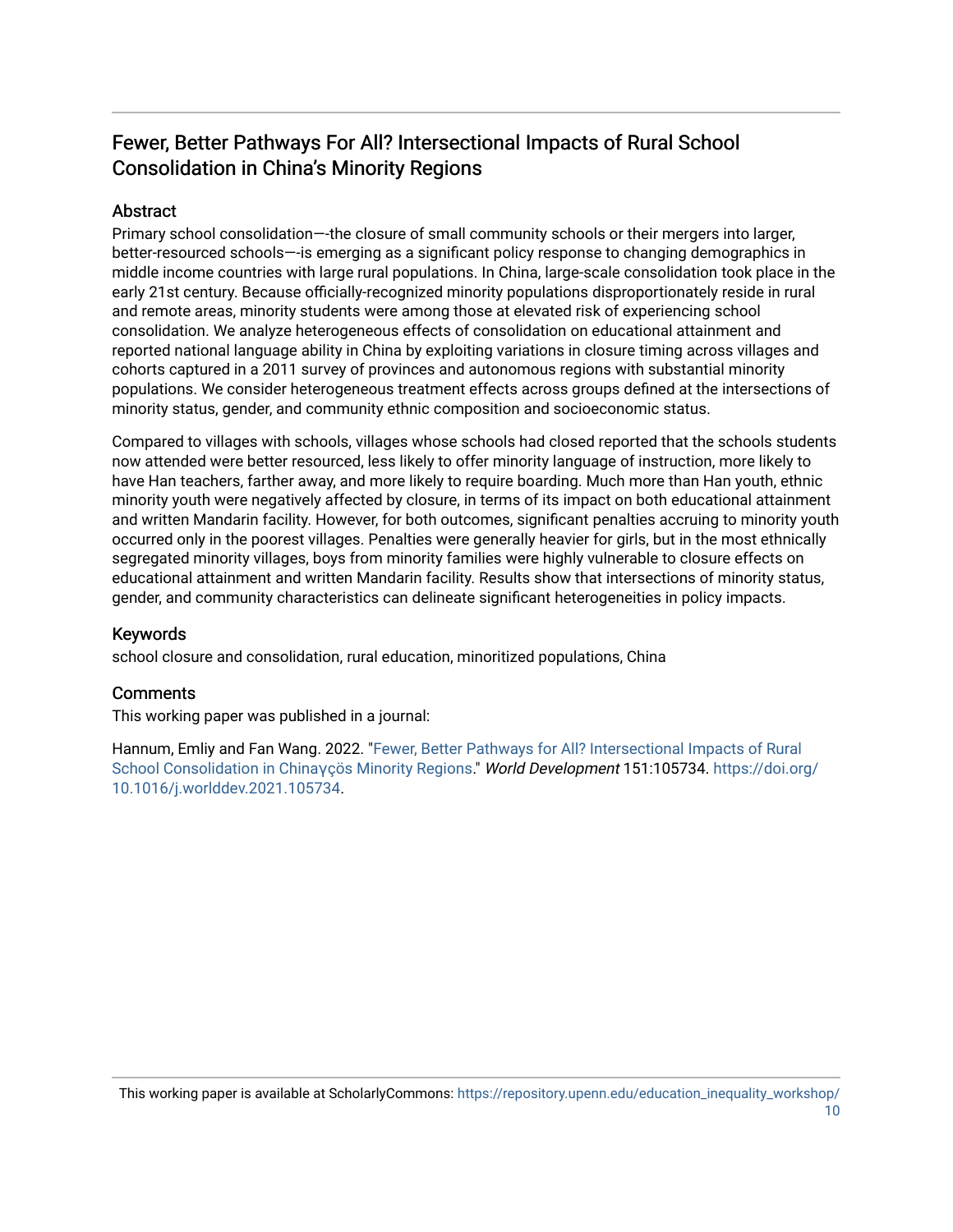# Fewer, Better Pathways For All? Intersectional Impacts of Rural School Consolidation in China's Minority Regions

## Abstract

Primary school consolidation—-the closure of small community schools or their mergers into larger, better-resourced schools—-is emerging as a significant policy response to changing demographics in middle income countries with large rural populations. In China, large-scale consolidation took place in the early 21st century. Because officially-recognized minority populations disproportionately reside in rural and remote areas, minority students were among those at elevated risk of experiencing school consolidation. We analyze heterogeneous effects of consolidation on educational attainment and reported national language ability in China by exploiting variations in closure timing across villages and cohorts captured in a 2011 survey of provinces and autonomous regions with substantial minority populations. We consider heterogeneous treatment effects across groups defined at the intersections of minority status, gender, and community ethnic composition and socioeconomic status.

Compared to villages with schools, villages whose schools had closed reported that the schools students now attended were better resourced, less likely to offer minority language of instruction, more likely to have Han teachers, farther away, and more likely to require boarding. Much more than Han youth, ethnic minority youth were negatively affected by closure, in terms of its impact on both educational attainment and written Mandarin facility. However, for both outcomes, significant penalties accruing to minority youth occurred only in the poorest villages. Penalties were generally heavier for girls, but in the most ethnically segregated minority villages, boys from minority families were highly vulnerable to closure effects on educational attainment and written Mandarin facility. Results show that intersections of minority status, gender, and community characteristics can delineate significant heterogeneities in policy impacts.

## Keywords

school closure and consolidation, rural education, minoritized populations, China

## Comments

This working paper was published in a journal:

Hannum, Emliy and Fan Wang. 2022. "Fewer, Better Pathways for All? Intersectional Impacts of Rural School Consolidation in Chinaγçös Minority Regions." *World Development* 151:105734. https://doi.org/10.1016/j.worlddev.2021.105734.

This working paper is available at ScholarlyCommons: https://repository.upenn.edu/education_inequality_workshop/10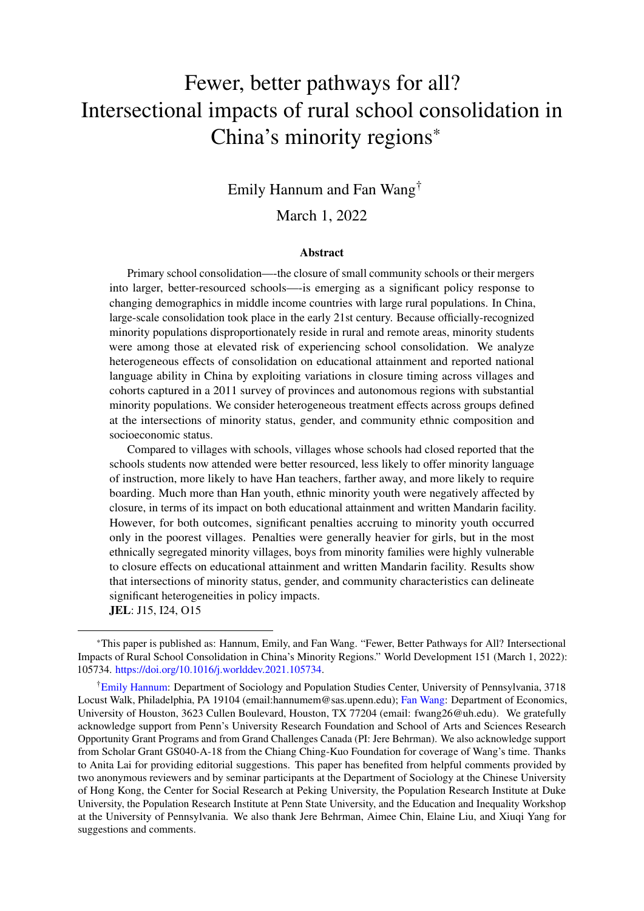# Fewer, better pathways for all? Intersectional impacts of rural school consolidation in China's minority regions*

Emily Hannum and Fan Wang†

March 1, 2022

### Abstract

Primary school consolidation—-the closure of small community schools or their mergers into larger, better-resourced schools—-is emerging as a significant policy response to changing demographics in middle income countries with large rural populations. In China, large-scale consolidation took place in the early 21st century. Because officially-recognized minority populations disproportionately reside in rural and remote areas, minority students were among those at elevated risk of experiencing school consolidation. We analyze heterogeneous effects of consolidation on educational attainment and reported national language ability in China by exploiting variations in closure timing across villages and cohorts captured in a 2011 survey of provinces and autonomous regions with substantial minority populations. We consider heterogeneous treatment effects across groups defined at the intersections of minority status, gender, and community ethnic composition and socioeconomic status.

Compared to villages with schools, villages whose schools had closed reported that the schools students now attended were better resourced, less likely to offer minority language of instruction, more likely to have Han teachers, farther away, and more likely to require boarding. Much more than Han youth, ethnic minority youth were negatively affected by closure, in terms of its impact on both educational attainment and written Mandarin facility. However, for both outcomes, significant penalties accruing to minority youth occurred only in the poorest villages. Penalties were generally heavier for girls, but in the most ethnically segregated minority villages, boys from minority families were highly vulnerable to closure effects on educational attainment and written Mandarin facility. Results show that intersections of minority status, gender, and community characteristics can delineate significant heterogeneities in policy impacts.

**JEL**: J15, I24, O15

---

*This paper is published as: Hannum, Emily, and Fan Wang. "Fewer, Better Pathways for All? Intersectional Impacts of Rural School Consolidation in China's Minority Regions." World Development 151 (March 1, 2022): 105734. https://doi.org/10.1016/j.worlddev.2021.105734.

†Emily Hannum: Department of Sociology and Population Studies Center, University of Pennsylvania, 3718 Locust Walk, Philadelphia, PA 19104 (email:hannumem@sas.upenn.edu); Fan Wang: Department of Economics, University of Houston, 3623 Cullen Boulevard, Houston, TX 77204 (email: fwang26@uh.edu). We gratefully acknowledge support from Penn's University Research Foundation and School of Arts and Sciences Research Opportunity Grant Programs and from Grand Challenges Canada (PI: Jere Behrman). We also acknowledge support from Scholar Grant GS040-A-18 from the Chiang Ching-Kuo Foundation for coverage of Wang's time. Thanks to Anita Lai for providing editorial suggestions. This paper has benefited from helpful comments provided by two anonymous reviewers and by seminar participants at the Department of Sociology at the Chinese University of Hong Kong, the Center for Social Research at Peking University, the Population Research Institute at Duke University, the Population Research Institute at Penn State University, and the Education and Inequality Workshop at the University of Pennsylvania. We also thank Jere Behrman, Aimee Chin, Elaine Liu, and Xiuqi Yang for suggestions and comments.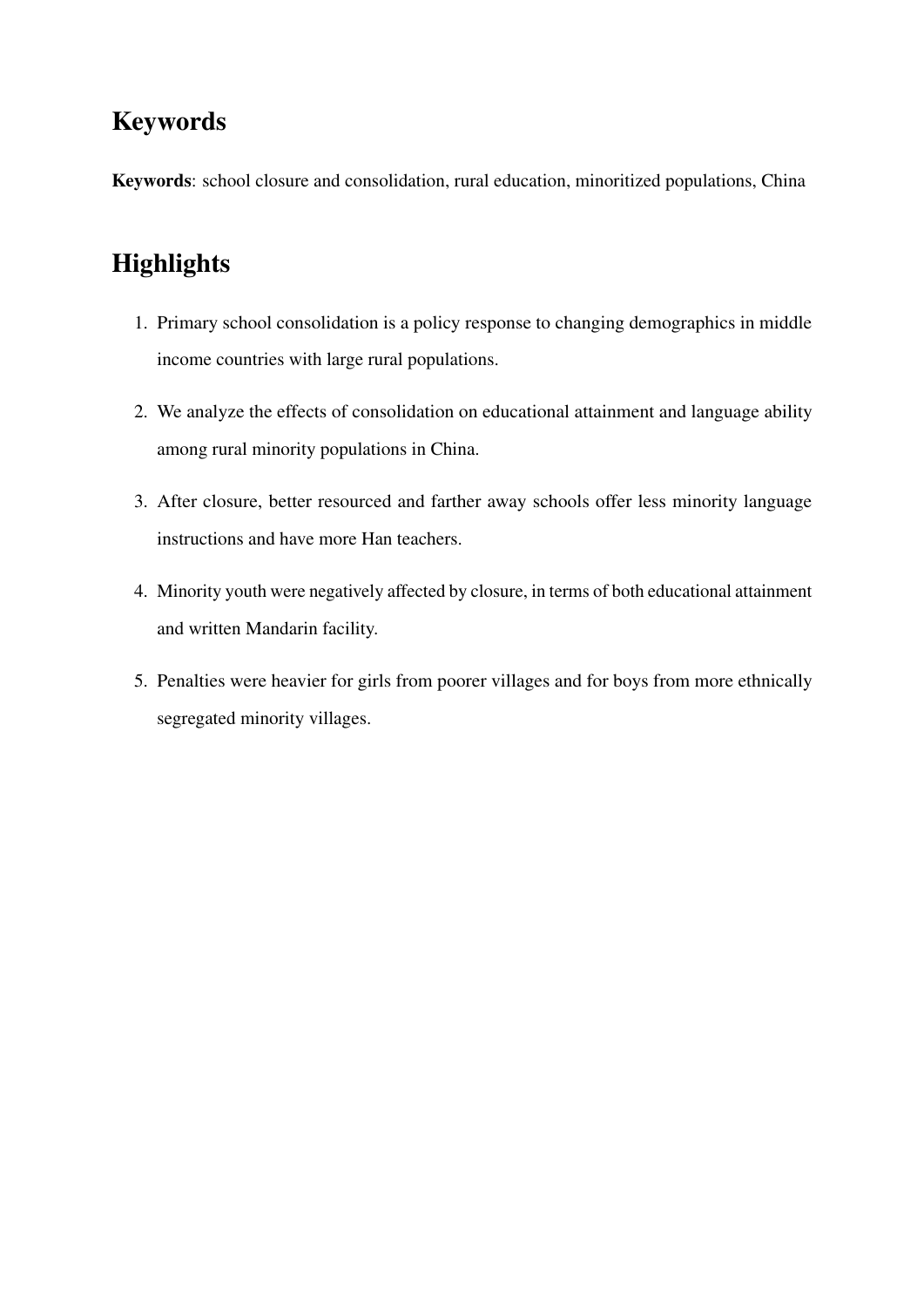## Keywords

**Keywords**: school closure and consolidation, rural education, minoritized populations, China

## Highlights

1. Primary school consolidation is a policy response to changing demographics in middle income countries with large rural populations.
2. We analyze the effects of consolidation on educational attainment and language ability among rural minority populations in China.
3. After closure, better resourced and farther away schools offer less minority language instructions and have more Han teachers.
4. Minority youth were negatively affected by closure, in terms of both educational attainment and written Mandarin facility.
5. Penalties were heavier for girls from poorer villages and for boys from more ethnically segregated minority villages.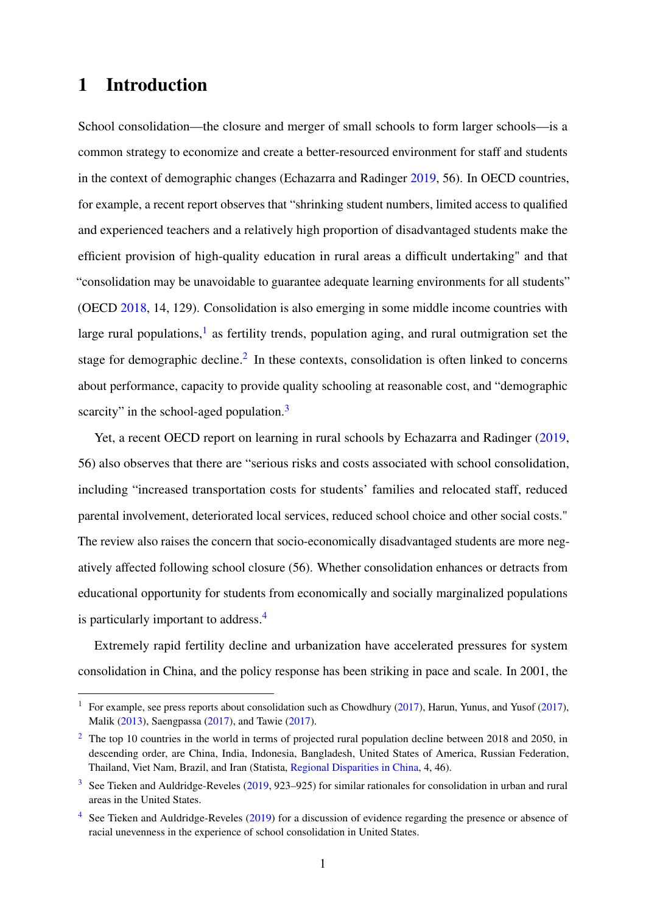# 1 Introduction

School consolidation—the closure and merger of small schools to form larger schools—is a common strategy to economize and create a better-resourced environment for staff and students in the context of demographic changes (Echazarra and Radinger 2019, 56). In OECD countries, for example, a recent report observes that "shrinking student numbers, limited access to qualified and experienced teachers and a relatively high proportion of disadvantaged students make the efficient provision of high-quality education in rural areas a difficult undertaking" and that "consolidation may be unavoidable to guarantee adequate learning environments for all students" (OECD 2018, 14, 129). Consolidation is also emerging in some middle income countries with large rural populations,[1] as fertility trends, population aging, and rural outmigration set the stage for demographic decline.[2] In these contexts, consolidation is often linked to concerns about performance, capacity to provide quality schooling at reasonable cost, and "demographic scarcity" in the school-aged population.[3]

Yet, a recent OECD report on learning in rural schools by Echazarra and Radinger (2019, 56) also observes that there are "serious risks and costs associated with school consolidation, including "increased transportation costs for students' families and relocated staff, reduced parental involvement, deteriorated local services, reduced school choice and other social costs." The review also raises the concern that socio-economically disadvantaged students are more negatively affected following school closure (56). Whether consolidation enhances or detracts from educational opportunity for students from economically and socially marginalized populations is particularly important to address.[4]

Extremely rapid fertility decline and urbanization have accelerated pressures for system consolidation in China, and the policy response has been striking in pace and scale. In 2001, the

---

[1] For example, see press reports about consolidation such as Chowdhury (2017), Harun, Yunus, and Yusof (2017), Malik (2013), Saengpassa (2017), and Tawie (2017).

[2] The top 10 countries in the world in terms of projected rural population decline between 2018 and 2050, in descending order, are China, India, Indonesia, Bangladesh, United States of America, Russian Federation, Thailand, Viet Nam, Brazil, and Iran (Statista, Regional Disparities in China, 4, 46).

[3] See Tieken and Auldridge-Reveles (2019, 923–925) for similar rationales for consolidation in urban and rural areas in the United States.

[4] See Tieken and Auldridge-Reveles (2019) for a discussion of evidence regarding the presence or absence of racial unevenness in the experience of school consolidation in United States.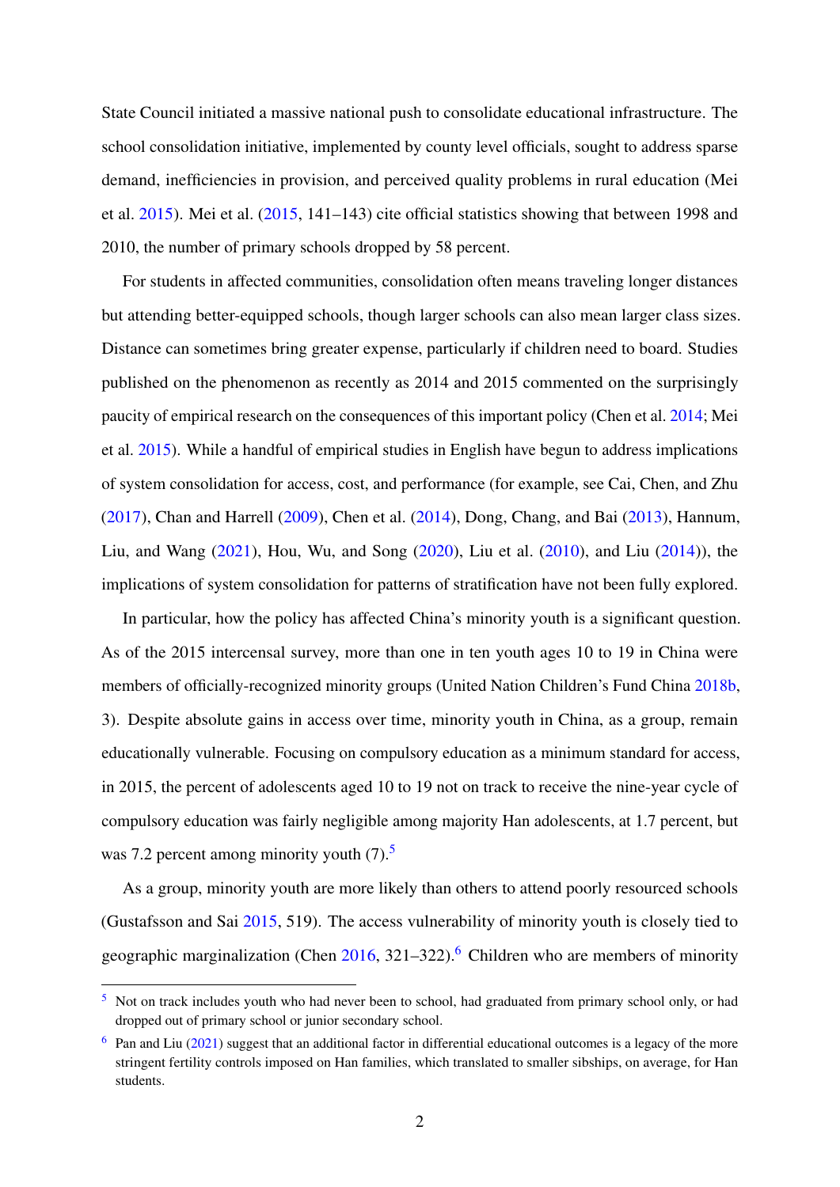State Council initiated a massive national push to consolidate educational infrastructure. The school consolidation initiative, implemented by county level officials, sought to address sparse demand, inefficiencies in provision, and perceived quality problems in rural education (Mei et al. 2015). Mei et al. (2015, 141–143) cite official statistics showing that between 1998 and 2010, the number of primary schools dropped by 58 percent.

For students in affected communities, consolidation often means traveling longer distances but attending better-equipped schools, though larger schools can also mean larger class sizes. Distance can sometimes bring greater expense, particularly if children need to board. Studies published on the phenomenon as recently as 2014 and 2015 commented on the surprisingly paucity of empirical research on the consequences of this important policy (Chen et al. 2014; Mei et al. 2015). While a handful of empirical studies in English have begun to address implications of system consolidation for access, cost, and performance (for example, see Cai, Chen, and Zhu (2017), Chan and Harrell (2009), Chen et al. (2014), Dong, Chang, and Bai (2013), Hannum, Liu, and Wang (2021), Hou, Wu, and Song (2020), Liu et al. (2010), and Liu (2014)), the implications of system consolidation for patterns of stratification have not been fully explored.

In particular, how the policy has affected China's minority youth is a significant question. As of the 2015 intercensal survey, more than one in ten youth ages 10 to 19 in China were members of officially-recognized minority groups (United Nation Children's Fund China 2018b, 3). Despite absolute gains in access over time, minority youth in China, as a group, remain educationally vulnerable. Focusing on compulsory education as a minimum standard for access, in 2015, the percent of adolescents aged 10 to 19 not on track to receive the nine-year cycle of compulsory education was fairly negligible among majority Han adolescents, at 1.7 percent, but was 7.2 percent among minority youth (7).[5]

As a group, minority youth are more likely than others to attend poorly resourced schools (Gustafsson and Sai 2015, 519). The access vulnerability of minority youth is closely tied to geographic marginalization (Chen 2016, 321–322).[6] Children who are members of minority

[5] Not on track includes youth who had never been to school, had graduated from primary school only, or had dropped out of primary school or junior secondary school.

[6] Pan and Liu (2021) suggest that an additional factor in differential educational outcomes is a legacy of the more stringent fertility controls imposed on Han families, which translated to smaller sibships, on average, for Han students.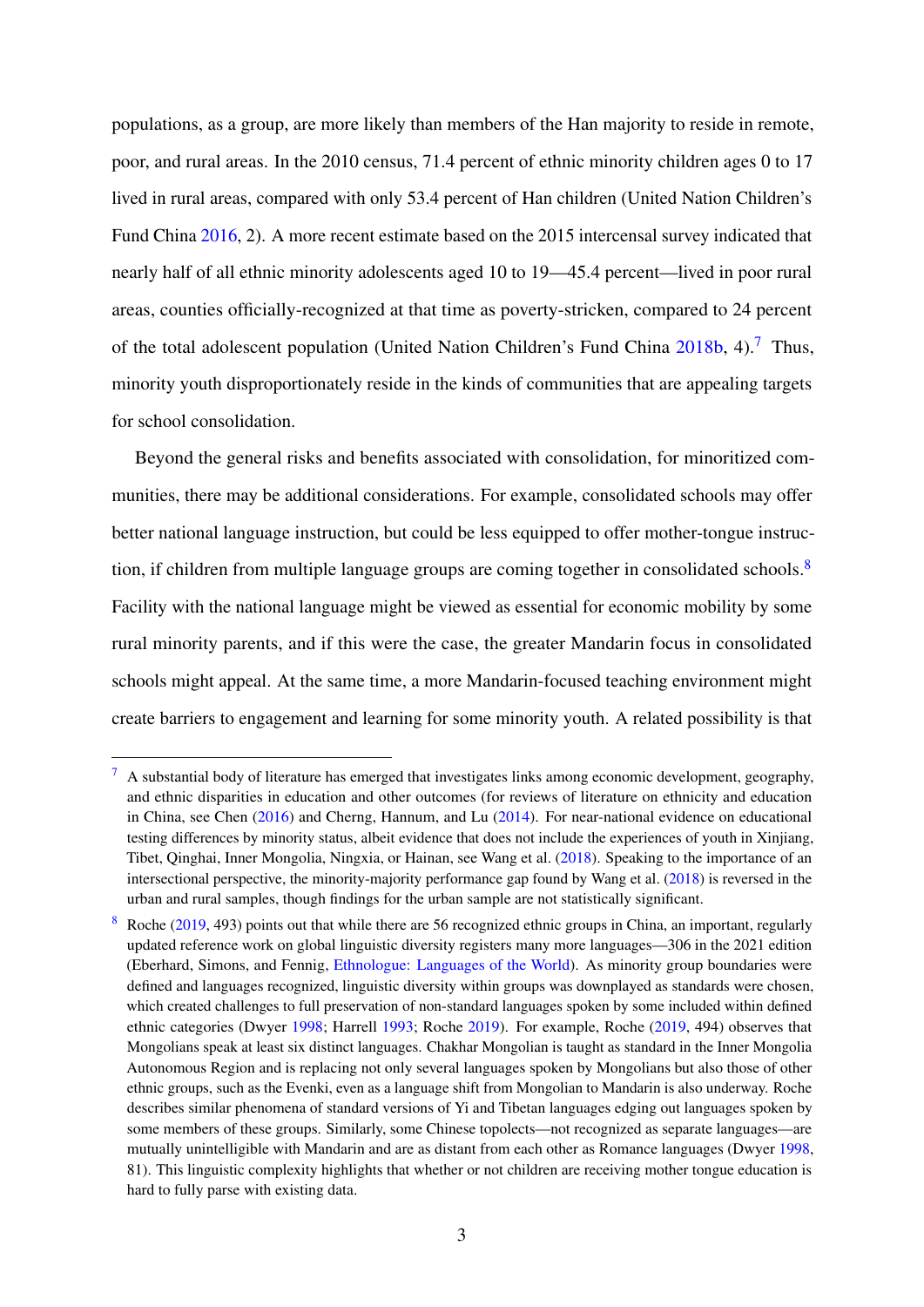populations, as a group, are more likely than members of the Han majority to reside in remote, poor, and rural areas. In the 2010 census, 71.4 percent of ethnic minority children ages 0 to 17 lived in rural areas, compared with only 53.4 percent of Han children (United Nation Children's Fund China 2016, 2). A more recent estimate based on the 2015 intercensal survey indicated that nearly half of all ethnic minority adolescents aged 10 to 19—45.4 percent—lived in poor rural areas, counties officially-recognized at that time as poverty-stricken, compared to 24 percent of the total adolescent population (United Nation Children's Fund China 2018b, 4).[7] Thus, minority youth disproportionately reside in the kinds of communities that are appealing targets for school consolidation.

Beyond the general risks and benefits associated with consolidation, for minoritized communities, there may be additional considerations. For example, consolidated schools may offer better national language instruction, but could be less equipped to offer mother-tongue instruction, if children from multiple language groups are coming together in consolidated schools.[8] Facility with the national language might be viewed as essential for economic mobility by some rural minority parents, and if this were the case, the greater Mandarin focus in consolidated schools might appeal. At the same time, a more Mandarin-focused teaching environment might create barriers to engagement and learning for some minority youth. A related possibility is that

---

[7] A substantial body of literature has emerged that investigates links among economic development, geography, and ethnic disparities in education and other outcomes (for reviews of literature on ethnicity and education in China, see Chen (2016) and Cherng, Hannum, and Lu (2014). For near-national evidence on educational testing differences by minority status, albeit evidence that does not include the experiences of youth in Xinjiang, Tibet, Qinghai, Inner Mongolia, Ningxia, or Hainan, see Wang et al. (2018). Speaking to the importance of an intersectional perspective, the minority-majority performance gap found by Wang et al. (2018) is reversed in the urban and rural samples, though findings for the urban sample are not statistically significant.

[8] Roche (2019, 493) points out that while there are 56 recognized ethnic groups in China, an important, regularly updated reference work on global linguistic diversity registers many more languages—306 in the 2021 edition (Eberhard, Simons, and Fennig, Ethnologue: Languages of the World). As minority group boundaries were defined and languages recognized, linguistic diversity within groups was downplayed as standards were chosen, which created challenges to full preservation of non-standard languages spoken by some included within defined ethnic categories (Dwyer 1998; Harrell 1993; Roche 2019). For example, Roche (2019, 494) observes that Mongolians speak at least six distinct languages. Chakhar Mongolian is taught as standard in the Inner Mongolia Autonomous Region and is replacing not only several languages spoken by Mongolians but also those of other ethnic groups, such as the Evenki, even as a language shift from Mongolian to Mandarin is also underway. Roche describes similar phenomena of standard versions of Yi and Tibetan languages edging out languages spoken by some members of these groups. Similarly, some Chinese topolects—not recognized as separate languages—are mutually unintelligible with Mandarin and are as distant from each other as Romance languages (Dwyer 1998, 81). This linguistic complexity highlights that whether or not children are receiving mother tongue education is hard to fully parse with existing data.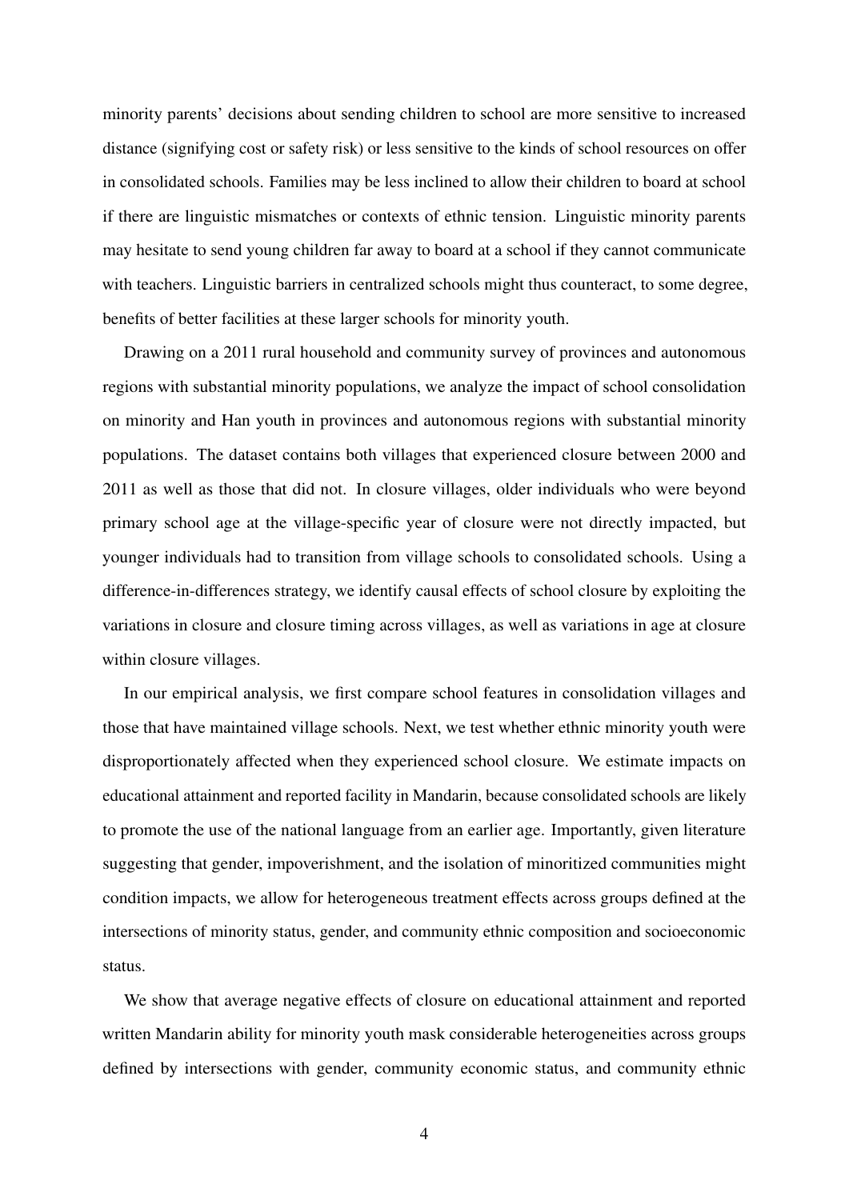minority parents' decisions about sending children to school are more sensitive to increased distance (signifying cost or safety risk) or less sensitive to the kinds of school resources on offer in consolidated schools. Families may be less inclined to allow their children to board at school if there are linguistic mismatches or contexts of ethnic tension. Linguistic minority parents may hesitate to send young children far away to board at a school if they cannot communicate with teachers. Linguistic barriers in centralized schools might thus counteract, to some degree, benefits of better facilities at these larger schools for minority youth.

Drawing on a 2011 rural household and community survey of provinces and autonomous regions with substantial minority populations, we analyze the impact of school consolidation on minority and Han youth in provinces and autonomous regions with substantial minority populations. The dataset contains both villages that experienced closure between 2000 and 2011 as well as those that did not. In closure villages, older individuals who were beyond primary school age at the village-specific year of closure were not directly impacted, but younger individuals had to transition from village schools to consolidated schools. Using a difference-in-differences strategy, we identify causal effects of school closure by exploiting the variations in closure and closure timing across villages, as well as variations in age at closure within closure villages.

In our empirical analysis, we first compare school features in consolidation villages and those that have maintained village schools. Next, we test whether ethnic minority youth were disproportionately affected when they experienced school closure. We estimate impacts on educational attainment and reported facility in Mandarin, because consolidated schools are likely to promote the use of the national language from an earlier age. Importantly, given literature suggesting that gender, impoverishment, and the isolation of minoritized communities might condition impacts, we allow for heterogeneous treatment effects across groups defined at the intersections of minority status, gender, and community ethnic composition and socioeconomic status.

We show that average negative effects of closure on educational attainment and reported written Mandarin ability for minority youth mask considerable heterogeneities across groups defined by intersections with gender, community economic status, and community ethnic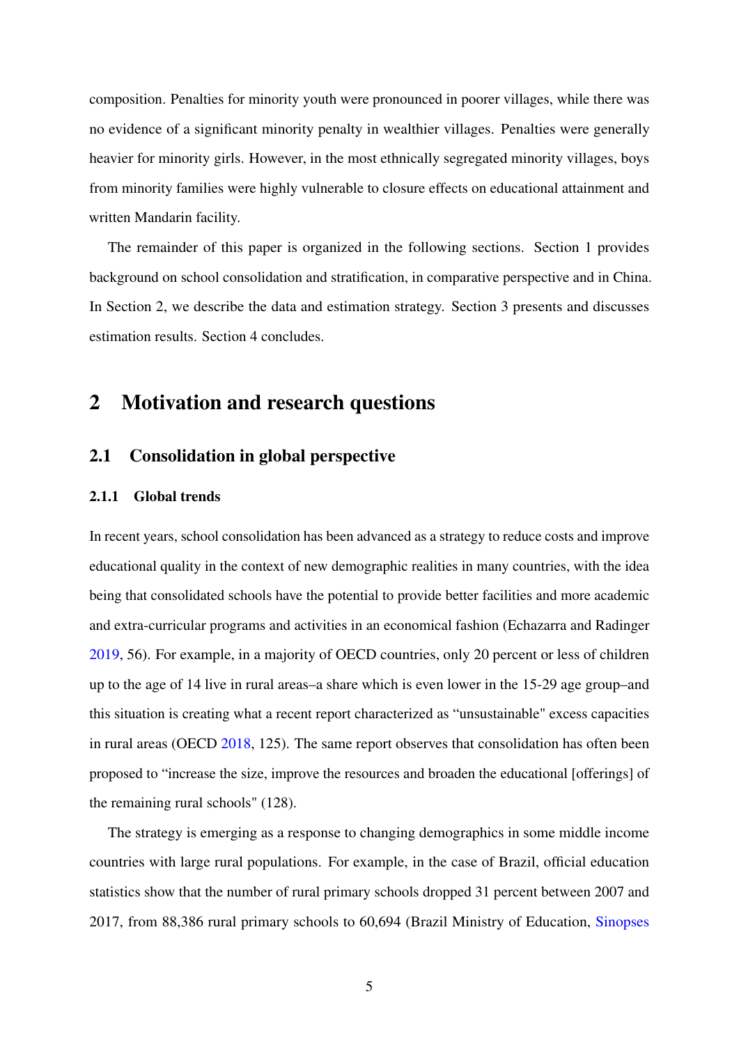composition. Penalties for minority youth were pronounced in poorer villages, while there was no evidence of a significant minority penalty in wealthier villages. Penalties were generally heavier for minority girls. However, in the most ethnically segregated minority villages, boys from minority families were highly vulnerable to closure effects on educational attainment and written Mandarin facility.

The remainder of this paper is organized in the following sections. Section 1 provides background on school consolidation and stratification, in comparative perspective and in China. In Section 2, we describe the data and estimation strategy. Section 3 presents and discusses estimation results. Section 4 concludes.

# 2 Motivation and research questions

## 2.1 Consolidation in global perspective

### 2.1.1 Global trends

In recent years, school consolidation has been advanced as a strategy to reduce costs and improve educational quality in the context of new demographic realities in many countries, with the idea being that consolidated schools have the potential to provide better facilities and more academic and extra-curricular programs and activities in an economical fashion (Echazarra and Radinger 2019, 56). For example, in a majority of OECD countries, only 20 percent or less of children up to the age of 14 live in rural areas–a share which is even lower in the 15-29 age group–and this situation is creating what a recent report characterized as "unsustainable" excess capacities in rural areas (OECD 2018, 125). The same report observes that consolidation has often been proposed to "increase the size, improve the resources and broaden the educational [offerings] of the remaining rural schools" (128).

The strategy is emerging as a response to changing demographics in some middle income countries with large rural populations. For example, in the case of Brazil, official education statistics show that the number of rural primary schools dropped 31 percent between 2007 and 2017, from 88,386 rural primary schools to 60,694 (Brazil Ministry of Education, Sinopses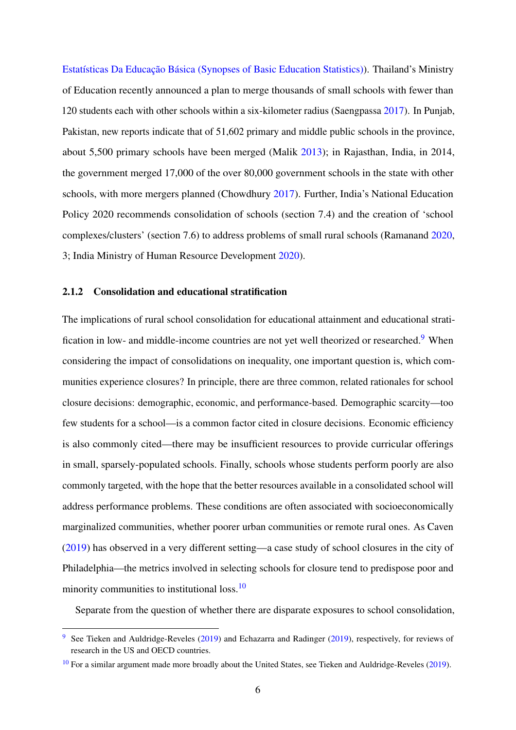Estatísticas Da Educação Básica (Synopses of Basic Education Statistics)). Thailand's Ministry of Education recently announced a plan to merge thousands of small schools with fewer than 120 students each with other schools within a six-kilometer radius (Saengpassa 2017). In Punjab, Pakistan, new reports indicate that of 51,602 primary and middle public schools in the province, about 5,500 primary schools have been merged (Malik 2013); in Rajasthan, India, in 2014, the government merged 17,000 of the over 80,000 government schools in the state with other schools, with more mergers planned (Chowdhury 2017). Further, India's National Education Policy 2020 recommends consolidation of schools (section 7.4) and the creation of 'school complexes/clusters' (section 7.6) to address problems of small rural schools (Ramanand 2020, 3; India Ministry of Human Resource Development 2020).

### 2.1.2 Consolidation and educational stratification

The implications of rural school consolidation for educational attainment and educational stratification in low- and middle-income countries are not yet well theorized or researched.[9] When considering the impact of consolidations on inequality, one important question is, which communities experience closures? In principle, there are three common, related rationales for school closure decisions: demographic, economic, and performance-based. Demographic scarcity—too few students for a school—is a common factor cited in closure decisions. Economic efficiency is also commonly cited—there may be insufficient resources to provide curricular offerings in small, sparsely-populated schools. Finally, schools whose students perform poorly are also commonly targeted, with the hope that the better resources available in a consolidated school will address performance problems. These conditions are often associated with socioeconomically marginalized communities, whether poorer urban communities or remote rural ones. As Caven (2019) has observed in a very different setting—a case study of school closures in the city of Philadelphia—the metrics involved in selecting schools for closure tend to predispose poor and minority communities to institutional loss.[10]

Separate from the question of whether there are disparate exposures to school consolidation,

---

[9] See Tieken and Auldridge-Reveles (2019) and Echazarra and Radinger (2019), respectively, for reviews of research in the US and OECD countries.

[10] For a similar argument made more broadly about the United States, see Tieken and Auldridge-Reveles (2019).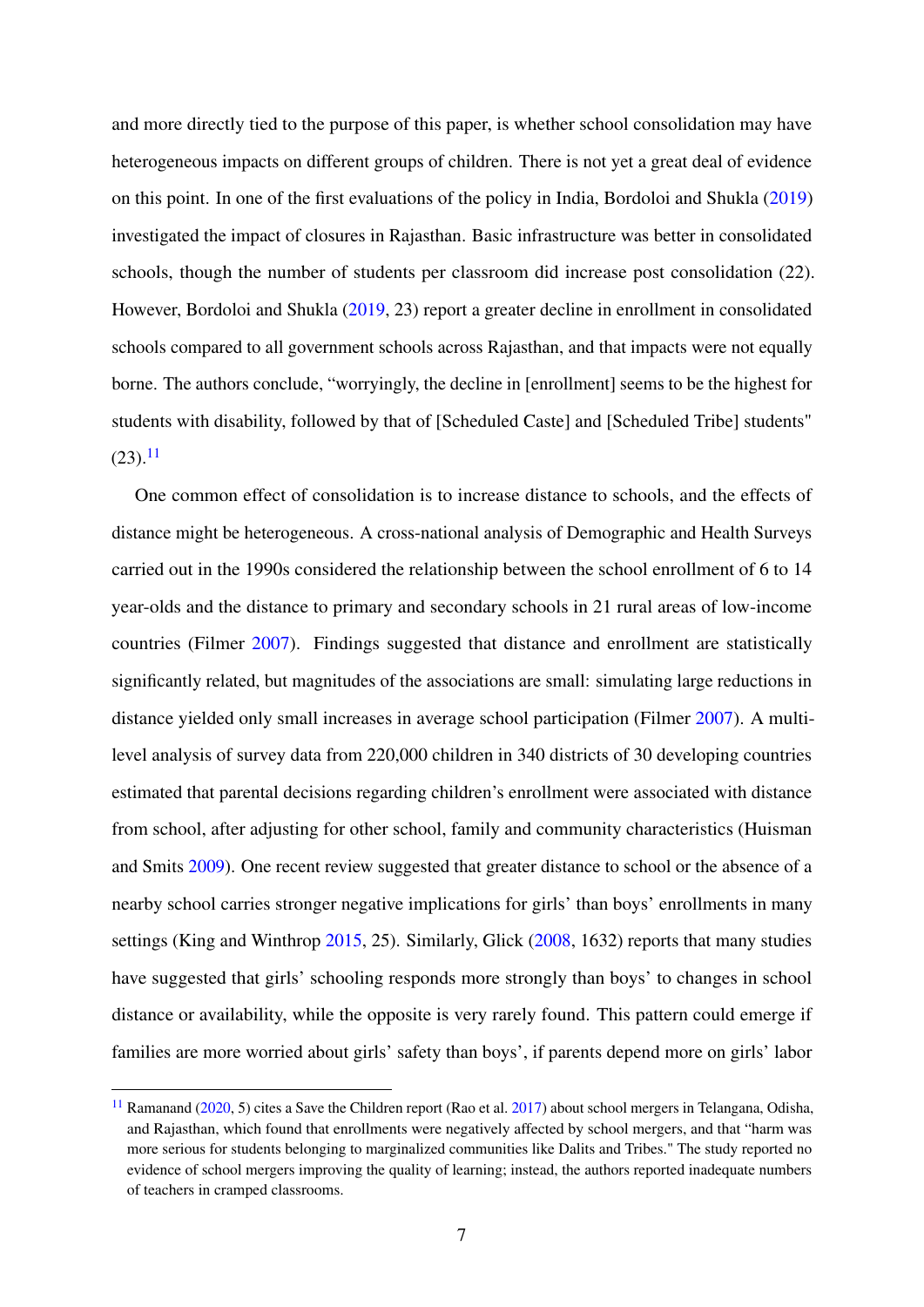and more directly tied to the purpose of this paper, is whether school consolidation may have heterogeneous impacts on different groups of children. There is not yet a great deal of evidence on this point. In one of the first evaluations of the policy in India, Bordoloi and Shukla (2019) investigated the impact of closures in Rajasthan. Basic infrastructure was better in consolidated schools, though the number of students per classroom did increase post consolidation (22). However, Bordoloi and Shukla (2019, 23) report a greater decline in enrollment in consolidated schools compared to all government schools across Rajasthan, and that impacts were not equally borne. The authors conclude, "worryingly, the decline in [enrollment] seems to be the highest for students with disability, followed by that of [Scheduled Caste] and [Scheduled Tribe] students" (23).[11]

One common effect of consolidation is to increase distance to schools, and the effects of distance might be heterogeneous. A cross-national analysis of Demographic and Health Surveys carried out in the 1990s considered the relationship between the school enrollment of 6 to 14 year-olds and the distance to primary and secondary schools in 21 rural areas of low-income countries (Filmer 2007). Findings suggested that distance and enrollment are statistically significantly related, but magnitudes of the associations are small: simulating large reductions in distance yielded only small increases in average school participation (Filmer 2007). A multi-level analysis of survey data from 220,000 children in 340 districts of 30 developing countries estimated that parental decisions regarding children's enrollment were associated with distance from school, after adjusting for other school, family and community characteristics (Huisman and Smits 2009). One recent review suggested that greater distance to school or the absence of a nearby school carries stronger negative implications for girls' than boys' enrollments in many settings (King and Winthrop 2015, 25). Similarly, Glick (2008, 1632) reports that many studies have suggested that girls' schooling responds more strongly than boys' to changes in school distance or availability, while the opposite is very rarely found. This pattern could emerge if families are more worried about girls' safety than boys', if parents depend more on girls' labor

[11] Ramanand (2020, 5) cites a Save the Children report (Rao et al. 2017) about school mergers in Telangana, Odisha, and Rajasthan, which found that enrollments were negatively affected by school mergers, and that "harm was more serious for students belonging to marginalized communities like Dalits and Tribes." The study reported no evidence of school mergers improving the quality of learning; instead, the authors reported inadequate numbers of teachers in cramped classrooms.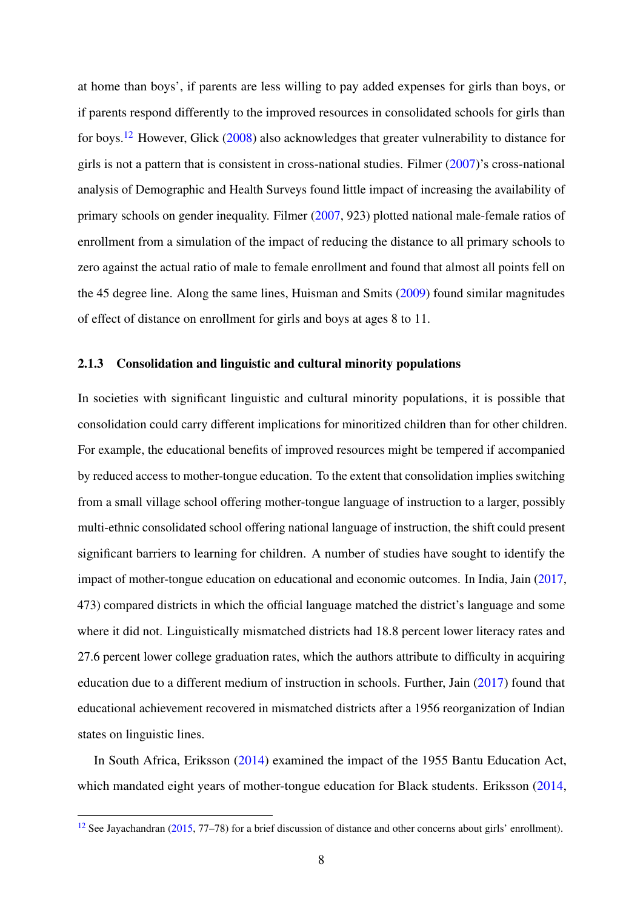at home than boys', if parents are less willing to pay added expenses for girls than boys, or if parents respond differently to the improved resources in consolidated schools for girls than for boys.[12] However, Glick (2008) also acknowledges that greater vulnerability to distance for girls is not a pattern that is consistent in cross-national studies. Filmer (2007)'s cross-national analysis of Demographic and Health Surveys found little impact of increasing the availability of primary schools on gender inequality. Filmer (2007, 923) plotted national male-female ratios of enrollment from a simulation of the impact of reducing the distance to all primary schools to zero against the actual ratio of male to female enrollment and found that almost all points fell on the 45 degree line. Along the same lines, Huisman and Smits (2009) found similar magnitudes of effect of distance on enrollment for girls and boys at ages 8 to 11.

### 2.1.3 Consolidation and linguistic and cultural minority populations

In societies with significant linguistic and cultural minority populations, it is possible that consolidation could carry different implications for minoritized children than for other children. For example, the educational benefits of improved resources might be tempered if accompanied by reduced access to mother-tongue education. To the extent that consolidation implies switching from a small village school offering mother-tongue language of instruction to a larger, possibly multi-ethnic consolidated school offering national language of instruction, the shift could present significant barriers to learning for children. A number of studies have sought to identify the impact of mother-tongue education on educational and economic outcomes. In India, Jain (2017, 473) compared districts in which the official language matched the district's language and some where it did not. Linguistically mismatched districts had 18.8 percent lower literacy rates and 27.6 percent lower college graduation rates, which the authors attribute to difficulty in acquiring education due to a different medium of instruction in schools. Further, Jain (2017) found that educational achievement recovered in mismatched districts after a 1956 reorganization of Indian states on linguistic lines.

In South Africa, Eriksson (2014) examined the impact of the 1955 Bantu Education Act, which mandated eight years of mother-tongue education for Black students. Eriksson (2014,

[12] See Jayachandran (2015, 77–78) for a brief discussion of distance and other concerns about girls' enrollment).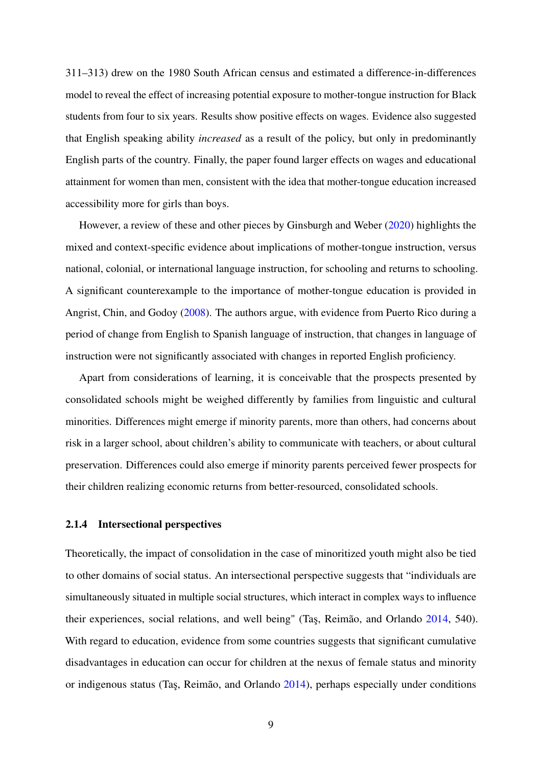311–313) drew on the 1980 South African census and estimated a difference-in-differences model to reveal the effect of increasing potential exposure to mother-tongue instruction for Black students from four to six years. Results show positive effects on wages. Evidence also suggested that English speaking ability *increased* as a result of the policy, but only in predominantly English parts of the country. Finally, the paper found larger effects on wages and educational attainment for women than men, consistent with the idea that mother-tongue education increased accessibility more for girls than boys.

However, a review of these and other pieces by Ginsburgh and Weber (2020) highlights the mixed and context-specific evidence about implications of mother-tongue instruction, versus national, colonial, or international language instruction, for schooling and returns to schooling. A significant counterexample to the importance of mother-tongue education is provided in Angrist, Chin, and Godoy (2008). The authors argue, with evidence from Puerto Rico during a period of change from English to Spanish language of instruction, that changes in language of instruction were not significantly associated with changes in reported English proficiency.

Apart from considerations of learning, it is conceivable that the prospects presented by consolidated schools might be weighed differently by families from linguistic and cultural minorities. Differences might emerge if minority parents, more than others, had concerns about risk in a larger school, about children's ability to communicate with teachers, or about cultural preservation. Differences could also emerge if minority parents perceived fewer prospects for their children realizing economic returns from better-resourced, consolidated schools.

### 2.1.4 Intersectional perspectives

Theoretically, the impact of consolidation in the case of minoritized youth might also be tied to other domains of social status. An intersectional perspective suggests that "individuals are simultaneously situated in multiple social structures, which interact in complex ways to influence their experiences, social relations, and well being" (Taş, Reimão, and Orlando 2014, 540). With regard to education, evidence from some countries suggests that significant cumulative disadvantages in education can occur for children at the nexus of female status and minority or indigenous status (Taş, Reimão, and Orlando 2014), perhaps especially under conditions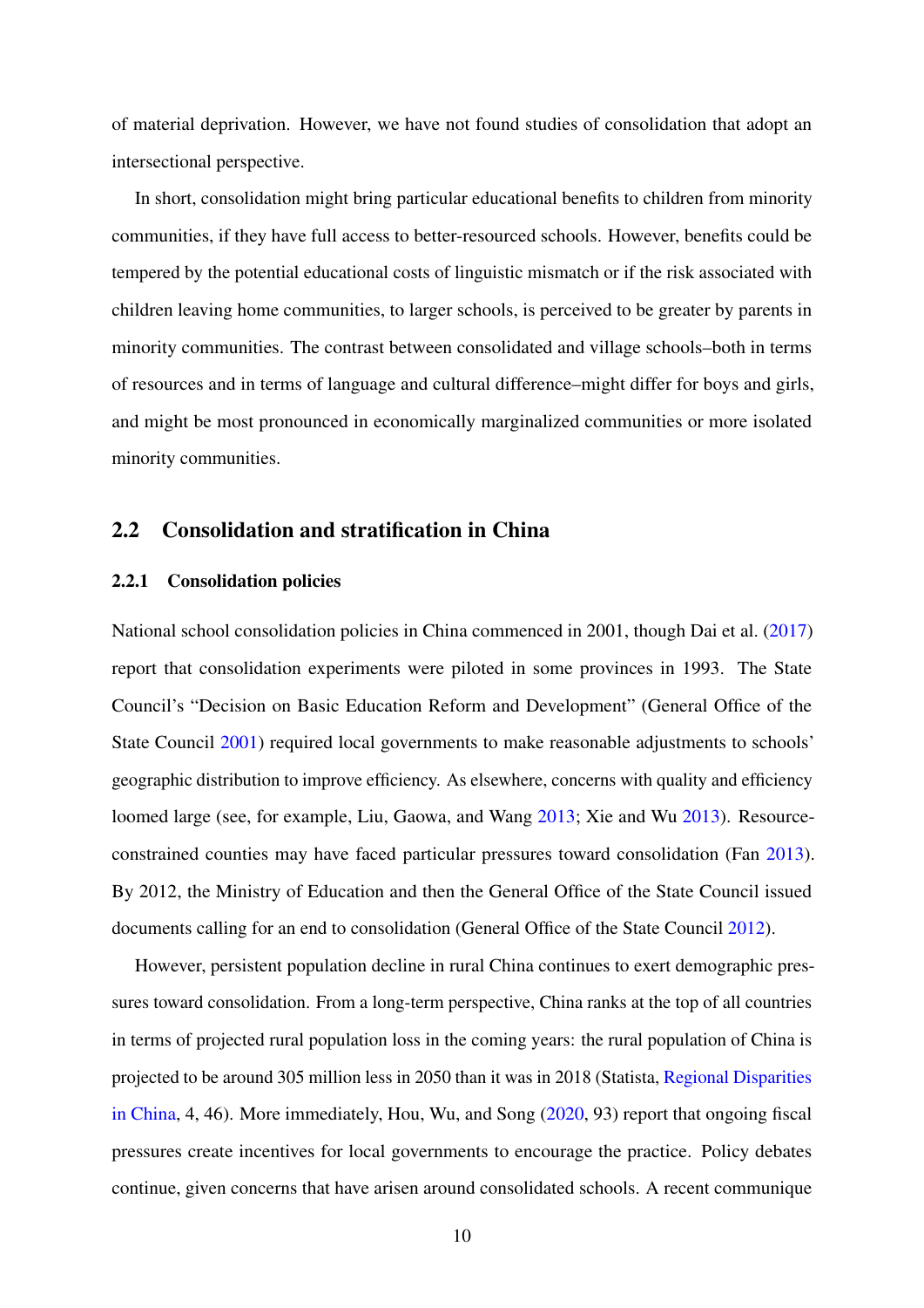of material deprivation. However, we have not found studies of consolidation that adopt an intersectional perspective.

In short, consolidation might bring particular educational benefits to children from minority communities, if they have full access to better-resourced schools. However, benefits could be tempered by the potential educational costs of linguistic mismatch or if the risk associated with children leaving home communities, to larger schools, is perceived to be greater by parents in minority communities. The contrast between consolidated and village schools–both in terms of resources and in terms of language and cultural difference–might differ for boys and girls, and might be most pronounced in economically marginalized communities or more isolated minority communities.

## 2.2 Consolidation and stratification in China

### 2.2.1 Consolidation policies

National school consolidation policies in China commenced in 2001, though Dai et al. (2017) report that consolidation experiments were piloted in some provinces in 1993. The State Council's "Decision on Basic Education Reform and Development" (General Office of the State Council 2001) required local governments to make reasonable adjustments to schools' geographic distribution to improve efficiency. As elsewhere, concerns with quality and efficiency loomed large (see, for example, Liu, Gaowa, and Wang 2013; Xie and Wu 2013). Resource-constrained counties may have faced particular pressures toward consolidation (Fan 2013). By 2012, the Ministry of Education and then the General Office of the State Council issued documents calling for an end to consolidation (General Office of the State Council 2012).

However, persistent population decline in rural China continues to exert demographic pressures toward consolidation. From a long-term perspective, China ranks at the top of all countries in terms of projected rural population loss in the coming years: the rural population of China is projected to be around 305 million less in 2050 than it was in 2018 (Statista, Regional Disparities in China, 4, 46). More immediately, Hou, Wu, and Song (2020, 93) report that ongoing fiscal pressures create incentives for local governments to encourage the practice. Policy debates continue, given concerns that have arisen around consolidated schools. A recent communique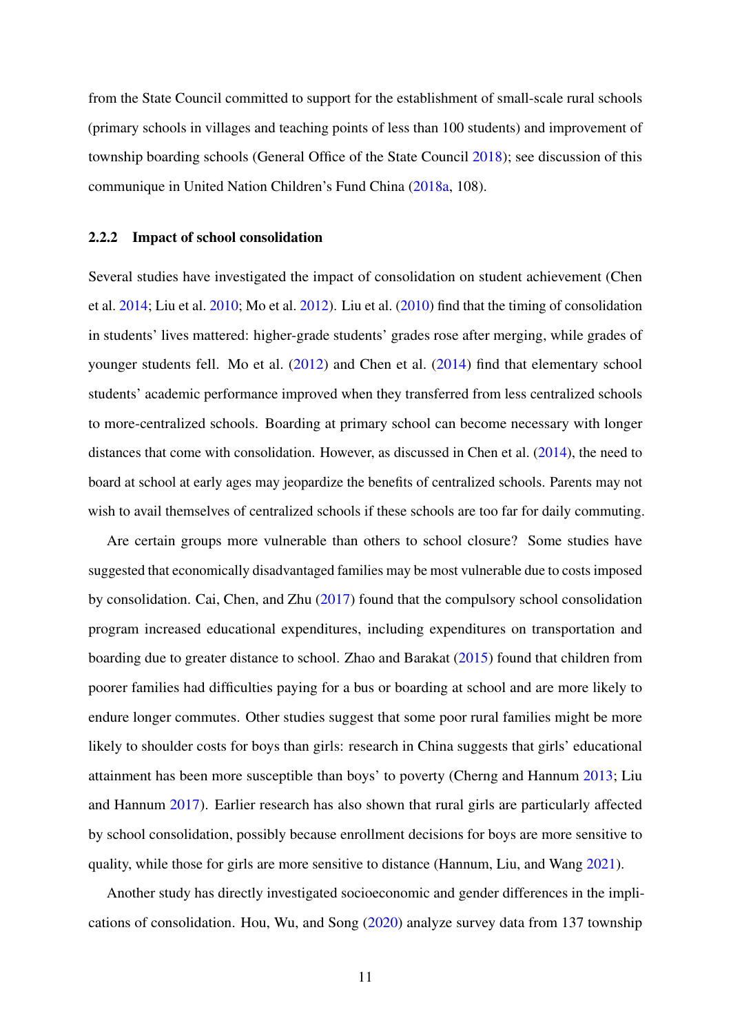from the State Council committed to support for the establishment of small-scale rural schools (primary schools in villages and teaching points of less than 100 students) and improvement of township boarding schools (General Office of the State Council 2018); see discussion of this communique in United Nation Children's Fund China (2018a, 108).

### 2.2.2 Impact of school consolidation

Several studies have investigated the impact of consolidation on student achievement (Chen et al. 2014; Liu et al. 2010; Mo et al. 2012). Liu et al. (2010) find that the timing of consolidation in students' lives mattered: higher-grade students' grades rose after merging, while grades of younger students fell. Mo et al. (2012) and Chen et al. (2014) find that elementary school students' academic performance improved when they transferred from less centralized schools to more-centralized schools. Boarding at primary school can become necessary with longer distances that come with consolidation. However, as discussed in Chen et al. (2014), the need to board at school at early ages may jeopardize the benefits of centralized schools. Parents may not wish to avail themselves of centralized schools if these schools are too far for daily commuting.

Are certain groups more vulnerable than others to school closure? Some studies have suggested that economically disadvantaged families may be most vulnerable due to costs imposed by consolidation. Cai, Chen, and Zhu (2017) found that the compulsory school consolidation program increased educational expenditures, including expenditures on transportation and boarding due to greater distance to school. Zhao and Barakat (2015) found that children from poorer families had difficulties paying for a bus or boarding at school and are more likely to endure longer commutes. Other studies suggest that some poor rural families might be more likely to shoulder costs for boys than girls: research in China suggests that girls' educational attainment has been more susceptible than boys' to poverty (Cherng and Hannum 2013; Liu and Hannum 2017). Earlier research has also shown that rural girls are particularly affected by school consolidation, possibly because enrollment decisions for boys are more sensitive to quality, while those for girls are more sensitive to distance (Hannum, Liu, and Wang 2021).

Another study has directly investigated socioeconomic and gender differences in the implications of consolidation. Hou, Wu, and Song (2020) analyze survey data from 137 township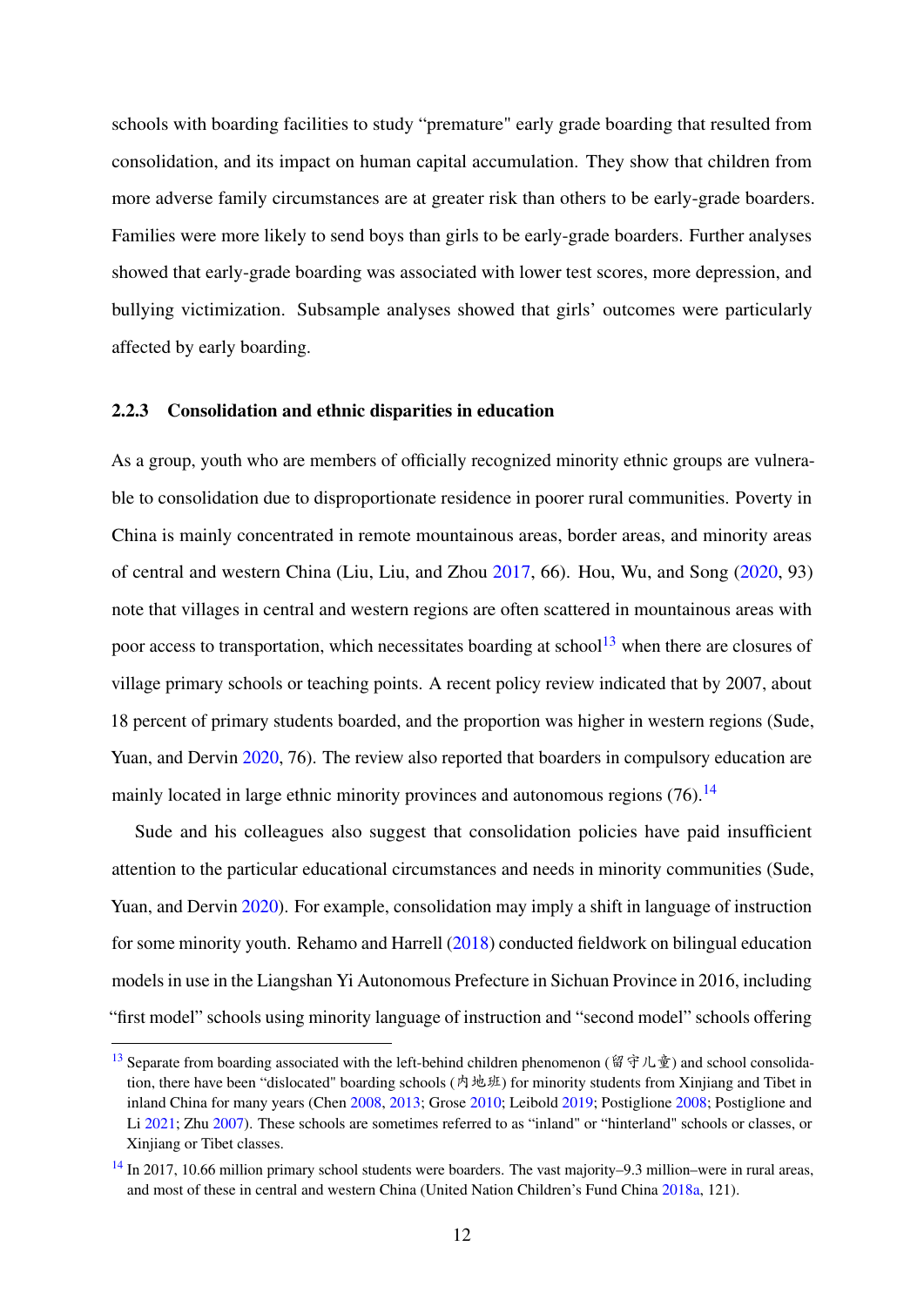schools with boarding facilities to study "premature" early grade boarding that resulted from consolidation, and its impact on human capital accumulation. They show that children from more adverse family circumstances are at greater risk than others to be early-grade boarders. Families were more likely to send boys than girls to be early-grade boarders. Further analyses showed that early-grade boarding was associated with lower test scores, more depression, and bullying victimization. Subsample analyses showed that girls' outcomes were particularly affected by early boarding.

### 2.2.3 Consolidation and ethnic disparities in education

As a group, youth who are members of officially recognized minority ethnic groups are vulnerable to consolidation due to disproportionate residence in poorer rural communities. Poverty in China is mainly concentrated in remote mountainous areas, border areas, and minority areas of central and western China (Liu, Liu, and Zhou 2017, 66). Hou, Wu, and Song (2020, 93) note that villages in central and western regions are often scattered in mountainous areas with poor access to transportation, which necessitates boarding at school[13] when there are closures of village primary schools or teaching points. A recent policy review indicated that by 2007, about 18 percent of primary students boarded, and the proportion was higher in western regions (Sude, Yuan, and Dervin 2020, 76). The review also reported that boarders in compulsory education are mainly located in large ethnic minority provinces and autonomous regions (76).[14]

Sude and his colleagues also suggest that consolidation policies have paid insufficient attention to the particular educational circumstances and needs in minority communities (Sude, Yuan, and Dervin 2020). For example, consolidation may imply a shift in language of instruction for some minority youth. Rehamo and Harrell (2018) conducted fieldwork on bilingual education models in use in the Liangshan Yi Autonomous Prefecture in Sichuan Province in 2016, including "first model" schools using minority language of instruction and "second model" schools offering

[13] Separate from boarding associated with the left-behind children phenomenon (留守儿童) and school consolidation, there have been "dislocated" boarding schools (内地班) for minority students from Xinjiang and Tibet in inland China for many years (Chen 2008, 2013; Grose 2010; Leibold 2019; Postiglione 2008; Postiglione and Li 2021; Zhu 2007). These schools are sometimes referred to as "inland" or "hinterland" schools or classes, or Xinjiang or Tibet classes.

[14] In 2017, 10.66 million primary school students were boarders. The vast majority–9.3 million–were in rural areas, and most of these in central and western China (United Nation Children's Fund China 2018a, 121).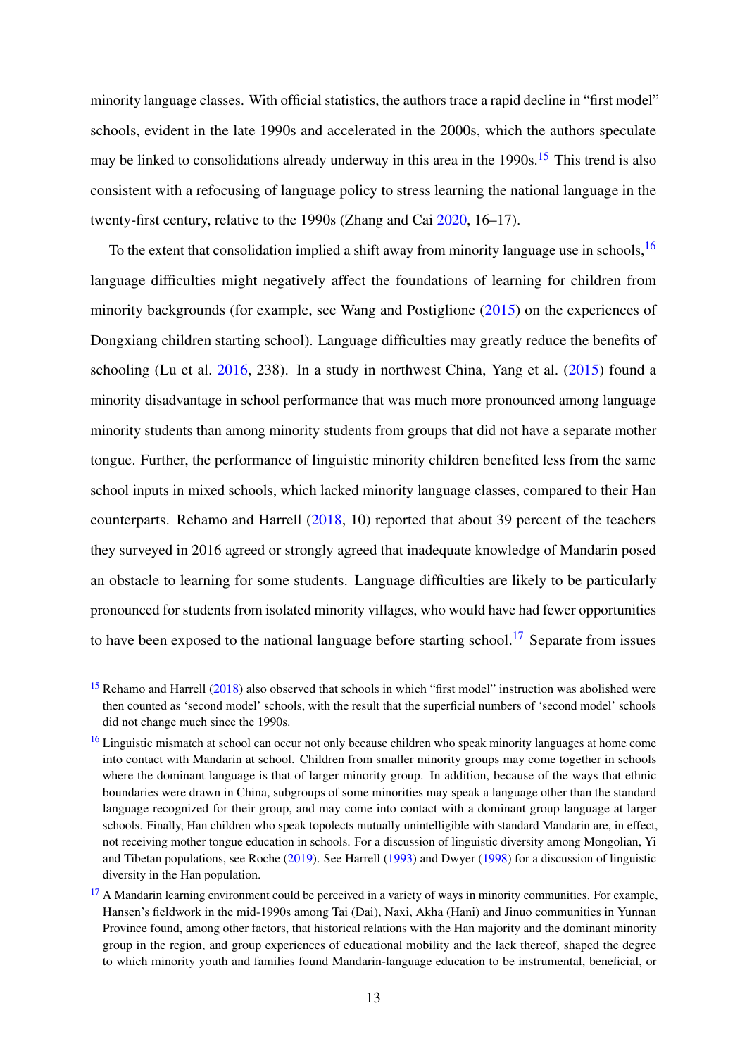minority language classes. With official statistics, the authors trace a rapid decline in "first model" schools, evident in the late 1990s and accelerated in the 2000s, which the authors speculate may be linked to consolidations already underway in this area in the 1990s.[15] This trend is also consistent with a refocusing of language policy to stress learning the national language in the twenty-first century, relative to the 1990s (Zhang and Cai 2020, 16–17).

To the extent that consolidation implied a shift away from minority language use in schools,[16] language difficulties might negatively affect the foundations of learning for children from minority backgrounds (for example, see Wang and Postiglione (2015) on the experiences of Dongxiang children starting school). Language difficulties may greatly reduce the benefits of schooling (Lu et al. 2016, 238). In a study in northwest China, Yang et al. (2015) found a minority disadvantage in school performance that was much more pronounced among language minority students than among minority students from groups that did not have a separate mother tongue. Further, the performance of linguistic minority children benefited less from the same school inputs in mixed schools, which lacked minority language classes, compared to their Han counterparts. Rehamo and Harrell (2018, 10) reported that about 39 percent of the teachers they surveyed in 2016 agreed or strongly agreed that inadequate knowledge of Mandarin posed an obstacle to learning for some students. Language difficulties are likely to be particularly pronounced for students from isolated minority villages, who would have had fewer opportunities to have been exposed to the national language before starting school.[17] Separate from issues

---

[15] Rehamo and Harrell (2018) also observed that schools in which "first model" instruction was abolished were then counted as 'second model' schools, with the result that the superficial numbers of 'second model' schools did not change much since the 1990s.

[16] Linguistic mismatch at school can occur not only because children who speak minority languages at home come into contact with Mandarin at school. Children from smaller minority groups may come together in schools where the dominant language is that of larger minority group. In addition, because of the ways that ethnic boundaries were drawn in China, subgroups of some minorities may speak a language other than the standard language recognized for their group, and may come into contact with a dominant group language at larger schools. Finally, Han children who speak topolects mutually unintelligible with standard Mandarin are, in effect, not receiving mother tongue education in schools. For a discussion of linguistic diversity among Mongolian, Yi and Tibetan populations, see Roche (2019). See Harrell (1993) and Dwyer (1998) for a discussion of linguistic diversity in the Han population.

[17] A Mandarin learning environment could be perceived in a variety of ways in minority communities. For example, Hansen's fieldwork in the mid-1990s among Tai (Dai), Naxi, Akha (Hani) and Jinuo communities in Yunnan Province found, among other factors, that historical relations with the Han majority and the dominant minority group in the region, and group experiences of educational mobility and the lack thereof, shaped the degree to which minority youth and families found Mandarin-language education to be instrumental, beneficial, or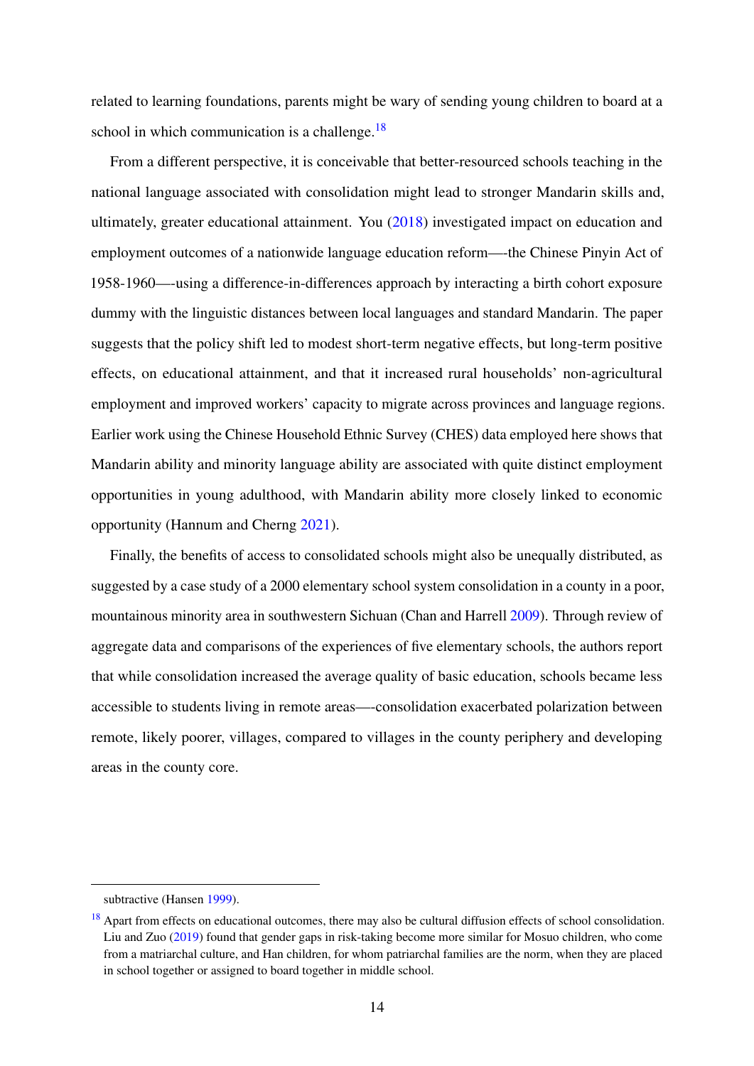related to learning foundations, parents might be wary of sending young children to board at a school in which communication is a challenge.[18]

From a different perspective, it is conceivable that better-resourced schools teaching in the national language associated with consolidation might lead to stronger Mandarin skills and, ultimately, greater educational attainment. You (2018) investigated impact on education and employment outcomes of a nationwide language education reform—-the Chinese Pinyin Act of 1958-1960—-using a difference-in-differences approach by interacting a birth cohort exposure dummy with the linguistic distances between local languages and standard Mandarin. The paper suggests that the policy shift led to modest short-term negative effects, but long-term positive effects, on educational attainment, and that it increased rural households' non-agricultural employment and improved workers' capacity to migrate across provinces and language regions. Earlier work using the Chinese Household Ethnic Survey (CHES) data employed here shows that Mandarin ability and minority language ability are associated with quite distinct employment opportunities in young adulthood, with Mandarin ability more closely linked to economic opportunity (Hannum and Cherng 2021).

Finally, the benefits of access to consolidated schools might also be unequally distributed, as suggested by a case study of a 2000 elementary school system consolidation in a county in a poor, mountainous minority area in southwestern Sichuan (Chan and Harrell 2009). Through review of aggregate data and comparisons of the experiences of five elementary schools, the authors report that while consolidation increased the average quality of basic education, schools became less accessible to students living in remote areas—-consolidation exacerbated polarization between remote, likely poorer, villages, compared to villages in the county periphery and developing areas in the county core.

---

subtractive (Hansen 1999).

[18] Apart from effects on educational outcomes, there may also be cultural diffusion effects of school consolidation. Liu and Zuo (2019) found that gender gaps in risk-taking become more similar for Mosuo children, who come from a matriarchal culture, and Han children, for whom patriarchal families are the norm, when they are placed in school together or assigned to board together in middle school.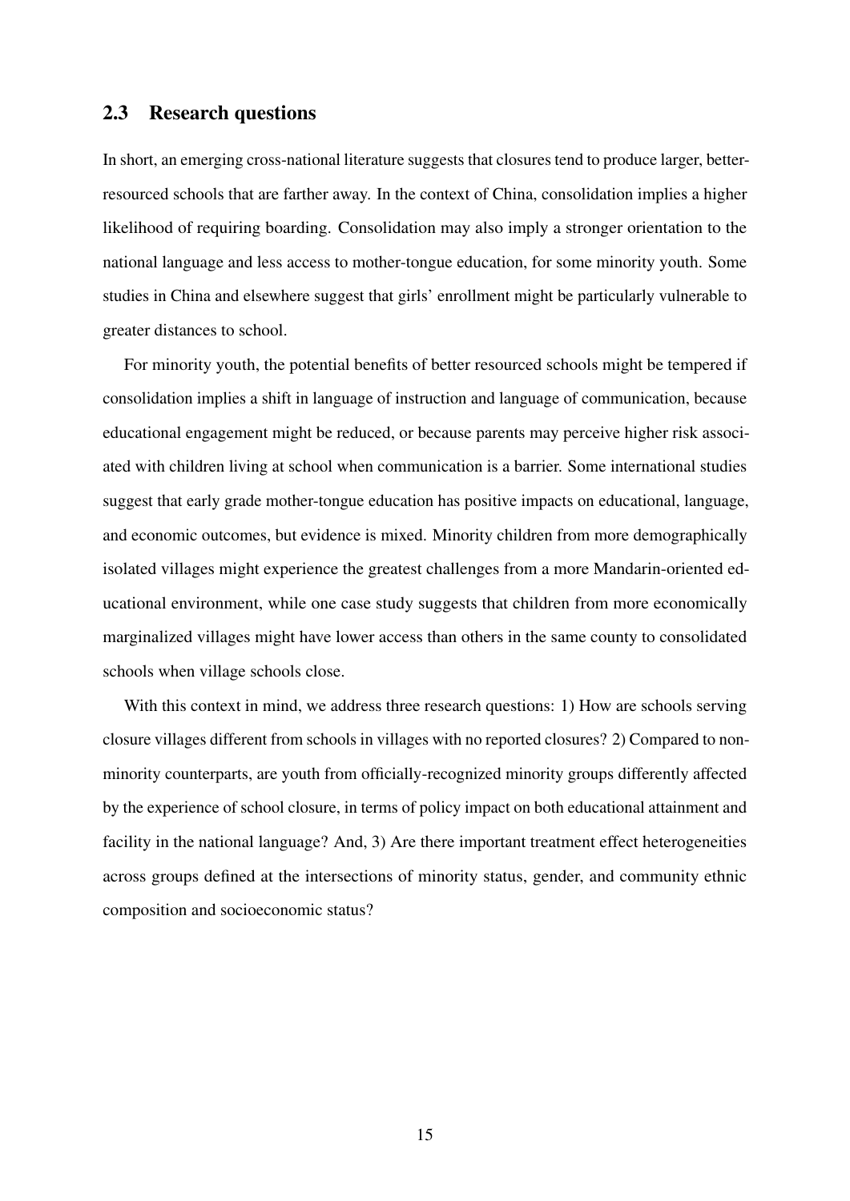## 2.3 Research questions

In short, an emerging cross-national literature suggests that closures tend to produce larger, better-resourced schools that are farther away. In the context of China, consolidation implies a higher likelihood of requiring boarding. Consolidation may also imply a stronger orientation to the national language and less access to mother-tongue education, for some minority youth. Some studies in China and elsewhere suggest that girls' enrollment might be particularly vulnerable to greater distances to school.

For minority youth, the potential benefits of better resourced schools might be tempered if consolidation implies a shift in language of instruction and language of communication, because educational engagement might be reduced, or because parents may perceive higher risk associated with children living at school when communication is a barrier. Some international studies suggest that early grade mother-tongue education has positive impacts on educational, language, and economic outcomes, but evidence is mixed. Minority children from more demographically isolated villages might experience the greatest challenges from a more Mandarin-oriented educational environment, while one case study suggests that children from more economically marginalized villages might have lower access than others in the same county to consolidated schools when village schools close.

With this context in mind, we address three research questions: 1) How are schools serving closure villages different from schools in villages with no reported closures? 2) Compared to non-minority counterparts, are youth from officially-recognized minority groups differently affected by the experience of school closure, in terms of policy impact on both educational attainment and facility in the national language? And, 3) Are there important treatment effect heterogeneities across groups defined at the intersections of minority status, gender, and community ethnic composition and socioeconomic status?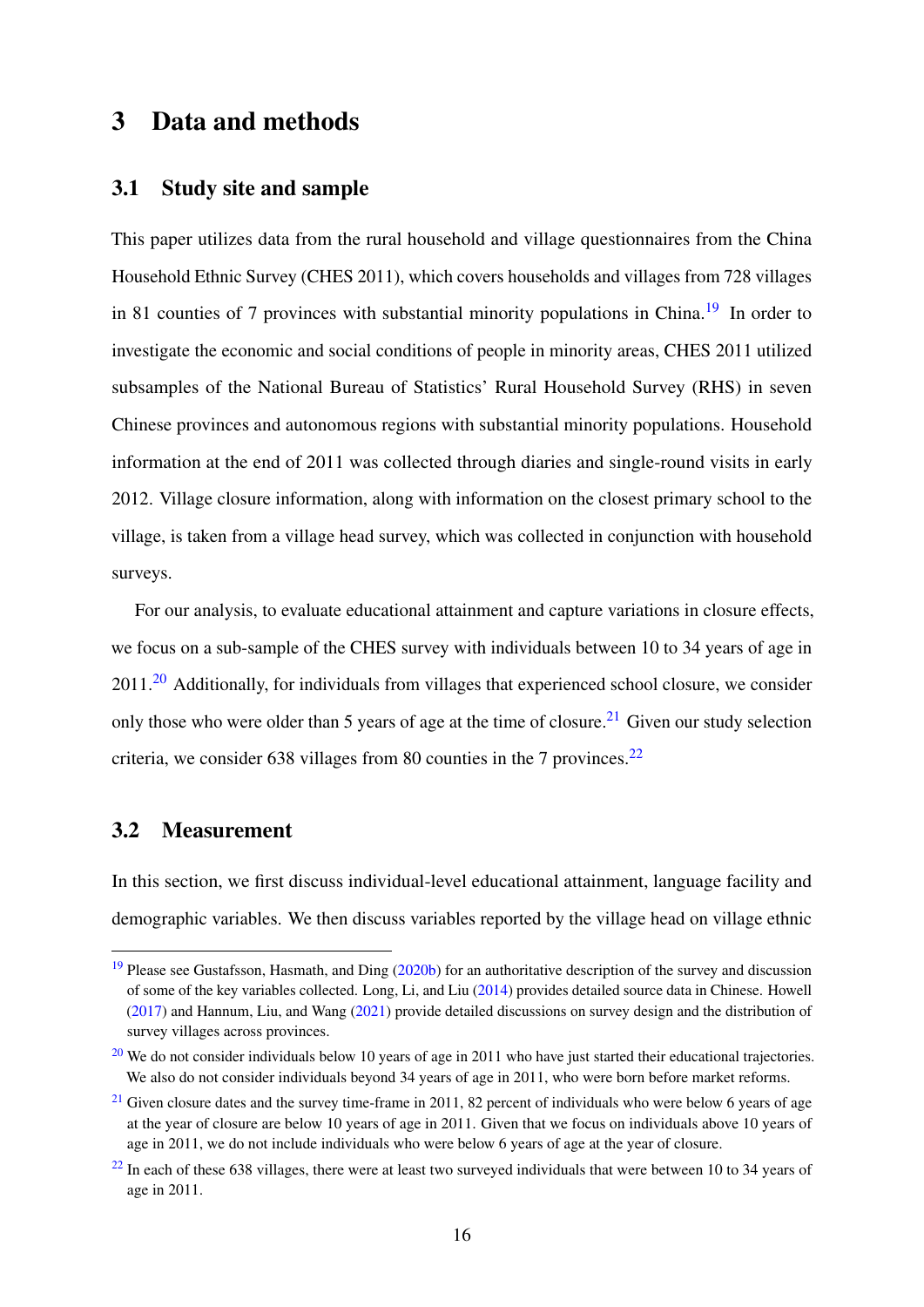# 3 Data and methods

## 3.1 Study site and sample

This paper utilizes data from the rural household and village questionnaires from the China Household Ethnic Survey (CHES 2011), which covers households and villages from 728 villages in 81 counties of 7 provinces with substantial minority populations in China.[19] In order to investigate the economic and social conditions of people in minority areas, CHES 2011 utilized subsamples of the National Bureau of Statistics' Rural Household Survey (RHS) in seven Chinese provinces and autonomous regions with substantial minority populations. Household information at the end of 2011 was collected through diaries and single-round visits in early 2012. Village closure information, along with information on the closest primary school to the village, is taken from a village head survey, which was collected in conjunction with household surveys.

For our analysis, to evaluate educational attainment and capture variations in closure effects, we focus on a sub-sample of the CHES survey with individuals between 10 to 34 years of age in 2011.[20] Additionally, for individuals from villages that experienced school closure, we consider only those who were older than 5 years of age at the time of closure.[21] Given our study selection criteria, we consider 638 villages from 80 counties in the 7 provinces.[22]

## 3.2 Measurement

In this section, we first discuss individual-level educational attainment, language facility and demographic variables. We then discuss variables reported by the village head on village ethnic

---

[19] Please see Gustafsson, Hasmath, and Ding (2020b) for an authoritative description of the survey and discussion of some of the key variables collected. Long, Li, and Liu (2014) provides detailed source data in Chinese. Howell (2017) and Hannum, Liu, and Wang (2021) provide detailed discussions on survey design and the distribution of survey villages across provinces.

[20] We do not consider individuals below 10 years of age in 2011 who have just started their educational trajectories. We also do not consider individuals beyond 34 years of age in 2011, who were born before market reforms.

[21] Given closure dates and the survey time-frame in 2011, 82 percent of individuals who were below 6 years of age at the year of closure are below 10 years of age in 2011. Given that we focus on individuals above 10 years of age in 2011, we do not include individuals who were below 6 years of age at the year of closure.

[22] In each of these 638 villages, there were at least two surveyed individuals that were between 10 to 34 years of age in 2011.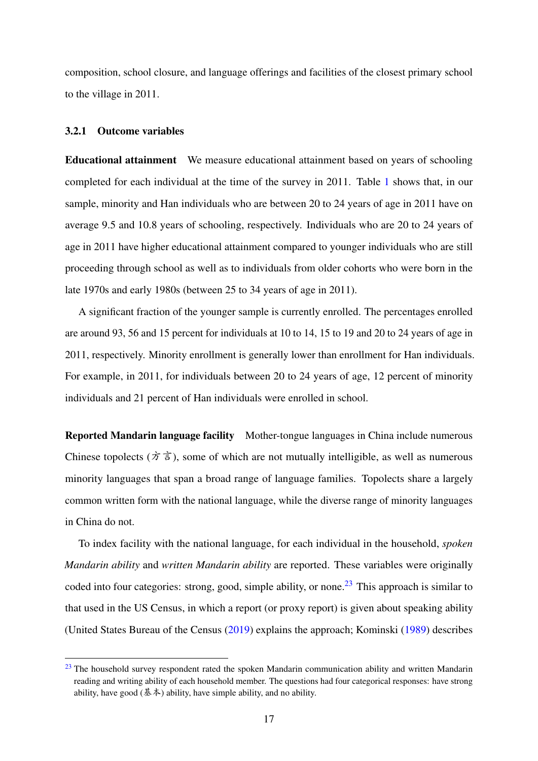composition, school closure, and language offerings and facilities of the closest primary school to the village in 2011.

### 3.2.1 Outcome variables

**Educational attainment** We measure educational attainment based on years of schooling completed for each individual at the time of the survey in 2011. Table 1 shows that, in our sample, minority and Han individuals who are between 20 to 24 years of age in 2011 have on average 9.5 and 10.8 years of schooling, respectively. Individuals who are 20 to 24 years of age in 2011 have higher educational attainment compared to younger individuals who are still proceeding through school as well as to individuals from older cohorts who were born in the late 1970s and early 1980s (between 25 to 34 years of age in 2011).

A significant fraction of the younger sample is currently enrolled. The percentages enrolled are around 93, 56 and 15 percent for individuals at 10 to 14, 15 to 19 and 20 to 24 years of age in 2011, respectively. Minority enrollment is generally lower than enrollment for Han individuals. For example, in 2011, for individuals between 20 to 24 years of age, 12 percent of minority individuals and 21 percent of Han individuals were enrolled in school.

**Reported Mandarin language facility** Mother-tongue languages in China include numerous Chinese topolects (方言), some of which are not mutually intelligible, as well as numerous minority languages that span a broad range of language families. Topolects share a largely common written form with the national language, while the diverse range of minority languages in China do not.

To index facility with the national language, for each individual in the household, *spoken Mandarin ability* and *written Mandarin ability* are reported. These variables were originally coded into four categories: strong, good, simple ability, or none.[23] This approach is similar to that used in the US Census, in which a report (or proxy report) is given about speaking ability (United States Bureau of the Census (2019) explains the approach; Kominski (1989) describes

[23] The household survey respondent rated the spoken Mandarin communication ability and written Mandarin reading and writing ability of each household member. The questions had four categorical responses: have strong ability, have good (基本) ability, have simple ability, and no ability.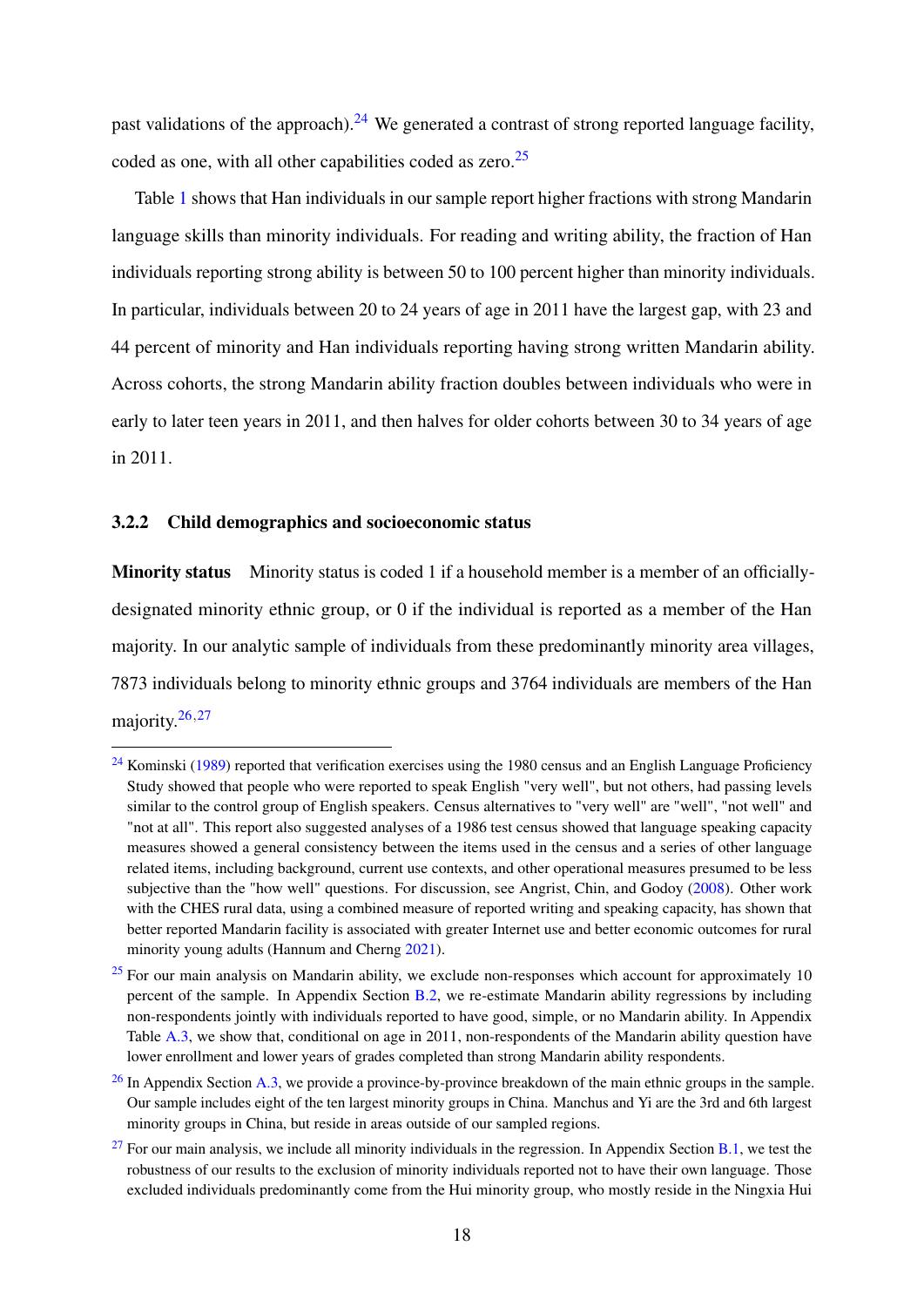past validations of the approach).[24] We generated a contrast of strong reported language facility, coded as one, with all other capabilities coded as zero.[25]

Table 1 shows that Han individuals in our sample report higher fractions with strong Mandarin language skills than minority individuals. For reading and writing ability, the fraction of Han individuals reporting strong ability is between 50 to 100 percent higher than minority individuals. In particular, individuals between 20 to 24 years of age in 2011 have the largest gap, with 23 and 44 percent of minority and Han individuals reporting having strong written Mandarin ability. Across cohorts, the strong Mandarin ability fraction doubles between individuals who were in early to later teen years in 2011, and then halves for older cohorts between 30 to 34 years of age in 2011.

### 3.2.2 Child demographics and socioeconomic status

**Minority status** Minority status is coded 1 if a household member is a member of an officially-designated minority ethnic group, or 0 if the individual is reported as a member of the Han majority. In our analytic sample of individuals from these predominantly minority area villages, 7873 individuals belong to minority ethnic groups and 3764 individuals are members of the Han majority.[26,27]

---

[24] Kominski (1989) reported that verification exercises using the 1980 census and an English Language Proficiency Study showed that people who were reported to speak English "very well", but not others, had passing levels similar to the control group of English speakers. Census alternatives to "very well" are "well", "not well" and "not at all". This report also suggested analyses of a 1986 test census showed that language speaking capacity measures showed a general consistency between the items used in the census and a series of other language related items, including background, current use contexts, and other operational measures presumed to be less subjective than the "how well" questions. For discussion, see Angrist, Chin, and Godoy (2008). Other work with the CHES rural data, using a combined measure of reported writing and speaking capacity, has shown that better reported Mandarin facility is associated with greater Internet use and better economic outcomes for rural minority young adults (Hannum and Cherng 2021).

[25] For our main analysis on Mandarin ability, we exclude non-responses which account for approximately 10 percent of the sample. In Appendix Section B.2, we re-estimate Mandarin ability regressions by including non-respondents jointly with individuals reported to have good, simple, or no Mandarin ability. In Appendix Table A.3, we show that, conditional on age in 2011, non-respondents of the Mandarin ability question have lower enrollment and lower years of grades completed than strong Mandarin ability respondents.

[26] In Appendix Section A.3, we provide a province-by-province breakdown of the main ethnic groups in the sample. Our sample includes eight of the ten largest minority groups in China. Manchus and Yi are the 3rd and 6th largest minority groups in China, but reside in areas outside of our sampled regions.

[27] For our main analysis, we include all minority individuals in the regression. In Appendix Section B.1, we test the robustness of our results to the exclusion of minority individuals reported not to have their own language. Those excluded individuals predominantly come from the Hui minority group, who mostly reside in the Ningxia Hui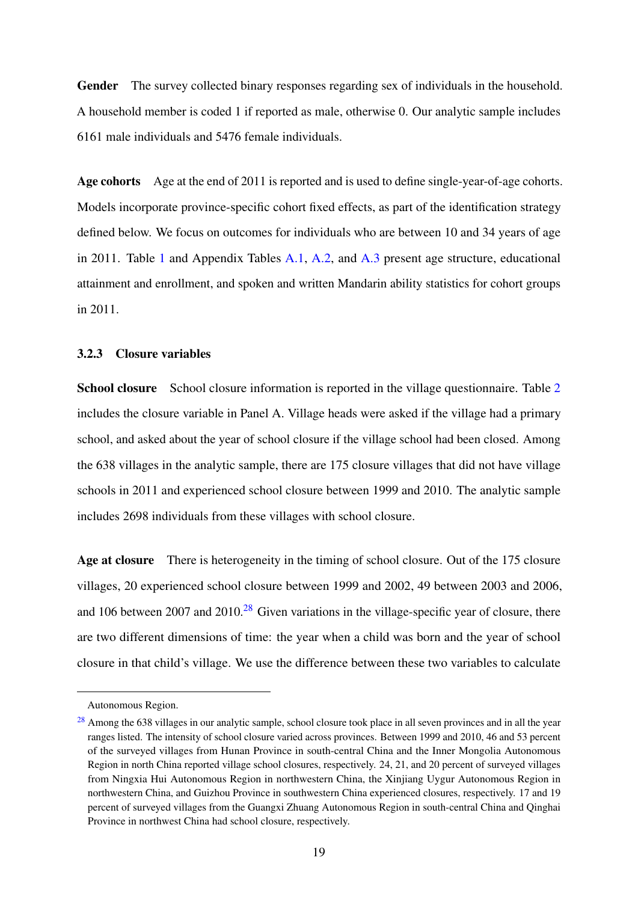**Gender** The survey collected binary responses regarding sex of individuals in the household. A household member is coded 1 if reported as male, otherwise 0. Our analytic sample includes 6161 male individuals and 5476 female individuals.

**Age cohorts** Age at the end of 2011 is reported and is used to define single-year-of-age cohorts. Models incorporate province-specific cohort fixed effects, as part of the identification strategy defined below. We focus on outcomes for individuals who are between 10 and 34 years of age in 2011. Table 1 and Appendix Tables A.1, A.2, and A.3 present age structure, educational attainment and enrollment, and spoken and written Mandarin ability statistics for cohort groups in 2011.

### 3.2.3 Closure variables

**School closure** School closure information is reported in the village questionnaire. Table 2 includes the closure variable in Panel A. Village heads were asked if the village had a primary school, and asked about the year of school closure if the village school had been closed. Among the 638 villages in the analytic sample, there are 175 closure villages that did not have village schools in 2011 and experienced school closure between 1999 and 2010. The analytic sample includes 2698 individuals from these villages with school closure.

**Age at closure** There is heterogeneity in the timing of school closure. Out of the 175 closure villages, 20 experienced school closure between 1999 and 2002, 49 between 2003 and 2006, and 106 between 2007 and 2010.[28] Given variations in the village-specific year of closure, there are two different dimensions of time: the year when a child was born and the year of school closure in that child's village. We use the difference between these two variables to calculate

---

Autonomous Region.

[28] Among the 638 villages in our analytic sample, school closure took place in all seven provinces and in all the year ranges listed. The intensity of school closure varied across provinces. Between 1999 and 2010, 46 and 53 percent of the surveyed villages from Hunan Province in south-central China and the Inner Mongolia Autonomous Region in north China reported village school closures, respectively. 24, 21, and 20 percent of surveyed villages from Ningxia Hui Autonomous Region in northwestern China, the Xinjiang Uygur Autonomous Region in northwestern China, and Guizhou Province in southwestern China experienced closures, respectively. 17 and 19 percent of surveyed villages from the Guangxi Zhuang Autonomous Region in south-central China and Qinghai Province in northwest China had school closure, respectively.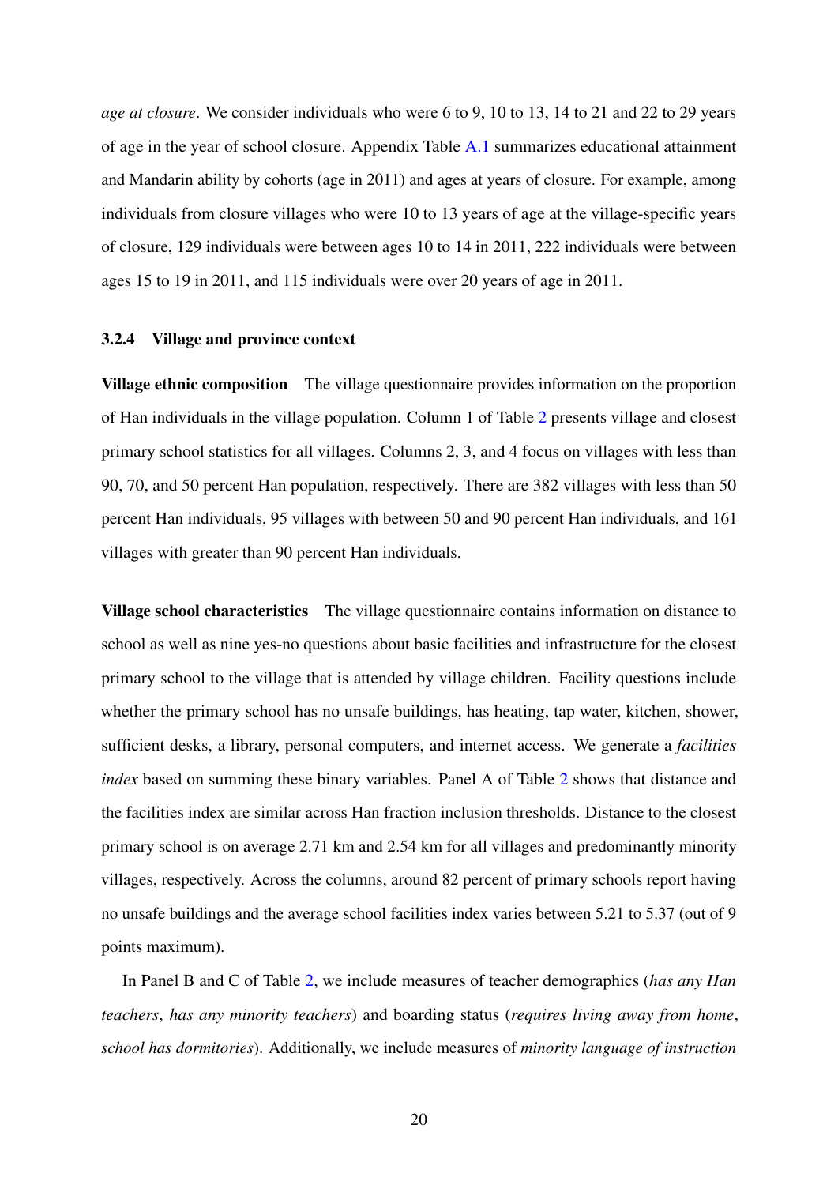*age at closure*. We consider individuals who were 6 to 9, 10 to 13, 14 to 21 and 22 to 29 years of age in the year of school closure. Appendix Table A.1 summarizes educational attainment and Mandarin ability by cohorts (age in 2011) and ages at years of closure. For example, among individuals from closure villages who were 10 to 13 years of age at the village-specific years of closure, 129 individuals were between ages 10 to 14 in 2011, 222 individuals were between ages 15 to 19 in 2011, and 115 individuals were over 20 years of age in 2011.

### 3.2.4 Village and province context

**Village ethnic composition** The village questionnaire provides information on the proportion of Han individuals in the village population. Column 1 of Table 2 presents village and closest primary school statistics for all villages. Columns 2, 3, and 4 focus on villages with less than 90, 70, and 50 percent Han population, respectively. There are 382 villages with less than 50 percent Han individuals, 95 villages with between 50 and 90 percent Han individuals, and 161 villages with greater than 90 percent Han individuals.

**Village school characteristics** The village questionnaire contains information on distance to school as well as nine yes-no questions about basic facilities and infrastructure for the closest primary school to the village that is attended by village children. Facility questions include whether the primary school has no unsafe buildings, has heating, tap water, kitchen, shower, sufficient desks, a library, personal computers, and internet access. We generate a *facilities index* based on summing these binary variables. Panel A of Table 2 shows that distance and the facilities index are similar across Han fraction inclusion thresholds. Distance to the closest primary school is on average 2.71 km and 2.54 km for all villages and predominantly minority villages, respectively. Across the columns, around 82 percent of primary schools report having no unsafe buildings and the average school facilities index varies between 5.21 to 5.37 (out of 9 points maximum).

In Panel B and C of Table 2, we include measures of teacher demographics (*has any Han teachers*, *has any minority teachers*) and boarding status (*requires living away from home*, *school has dormitories*). Additionally, we include measures of *minority language of instruction*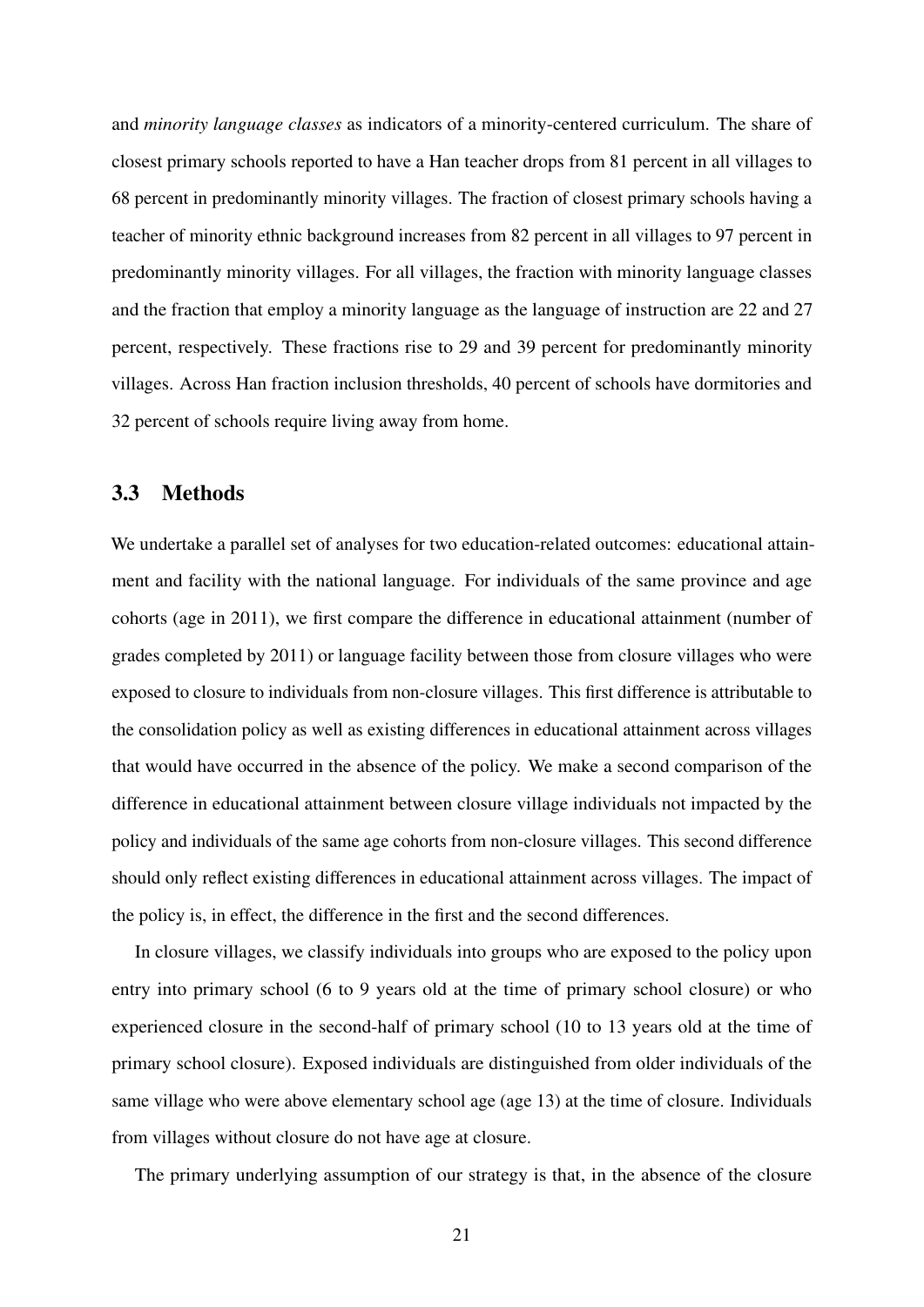and *minority language classes* as indicators of a minority-centered curriculum. The share of closest primary schools reported to have a Han teacher drops from 81 percent in all villages to 68 percent in predominantly minority villages. The fraction of closest primary schools having a teacher of minority ethnic background increases from 82 percent in all villages to 97 percent in predominantly minority villages. For all villages, the fraction with minority language classes and the fraction that employ a minority language as the language of instruction are 22 and 27 percent, respectively. These fractions rise to 29 and 39 percent for predominantly minority villages. Across Han fraction inclusion thresholds, 40 percent of schools have dormitories and 32 percent of schools require living away from home.

### 3.3 Methods

We undertake a parallel set of analyses for two education-related outcomes: educational attainment and facility with the national language. For individuals of the same province and age cohorts (age in 2011), we first compare the difference in educational attainment (number of grades completed by 2011) or language facility between those from closure villages who were exposed to closure to individuals from non-closure villages. This first difference is attributable to the consolidation policy as well as existing differences in educational attainment across villages that would have occurred in the absence of the policy. We make a second comparison of the difference in educational attainment between closure village individuals not impacted by the policy and individuals of the same age cohorts from non-closure villages. This second difference should only reflect existing differences in educational attainment across villages. The impact of the policy is, in effect, the difference in the first and the second differences.

In closure villages, we classify individuals into groups who are exposed to the policy upon entry into primary school (6 to 9 years old at the time of primary school closure) or who experienced closure in the second-half of primary school (10 to 13 years old at the time of primary school closure). Exposed individuals are distinguished from older individuals of the same village who were above elementary school age (age 13) at the time of closure. Individuals from villages without closure do not have age at closure.

The primary underlying assumption of our strategy is that, in the absence of the closure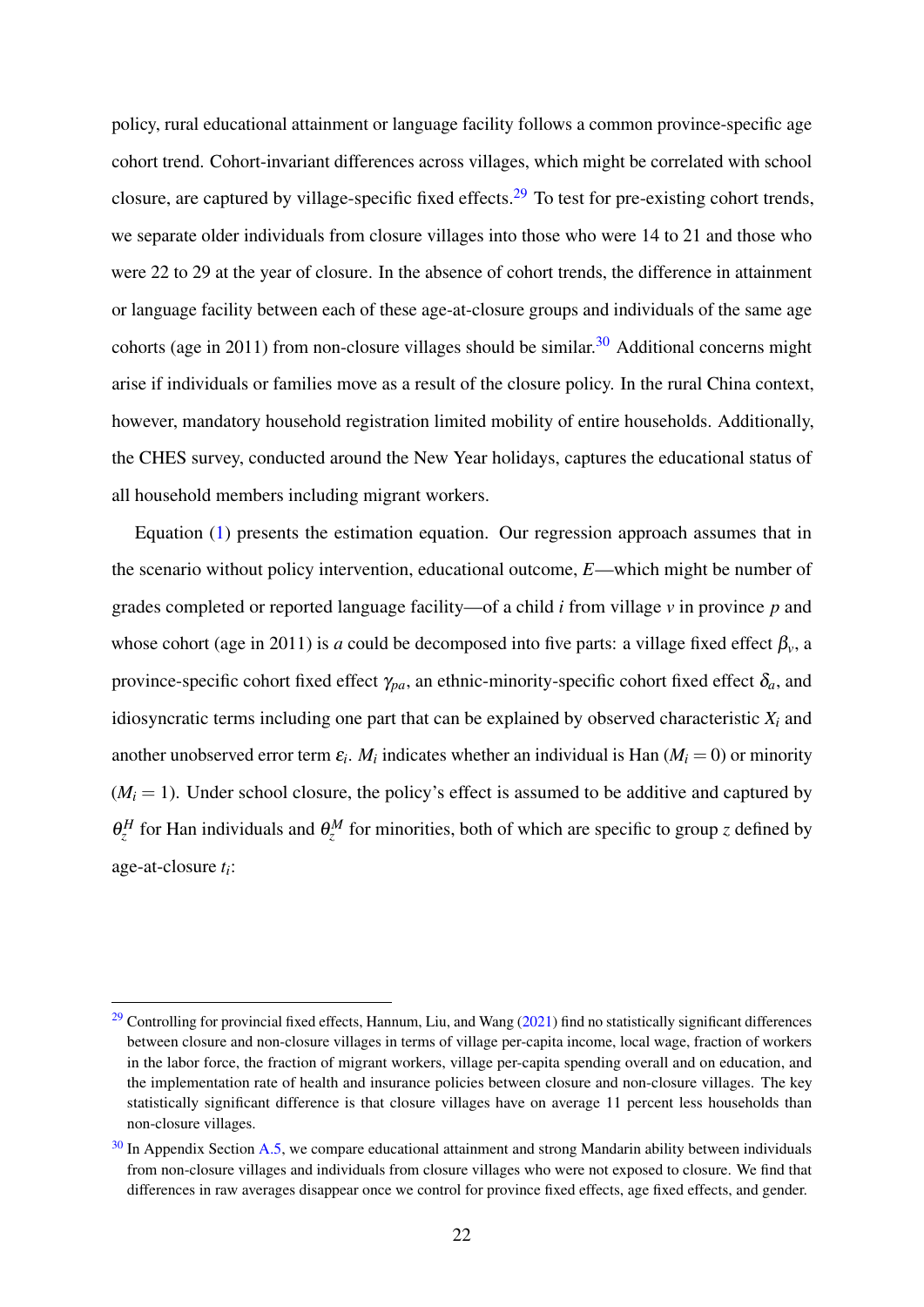policy, rural educational attainment or language facility follows a common province-specific age cohort trend. Cohort-invariant differences across villages, which might be correlated with school closure, are captured by village-specific fixed effects.[29] To test for pre-existing cohort trends, we separate older individuals from closure villages into those who were 14 to 21 and those who were 22 to 29 at the year of closure. In the absence of cohort trends, the difference in attainment or language facility between each of these age-at-closure groups and individuals of the same age cohorts (age in 2011) from non-closure villages should be similar.[30] Additional concerns might arise if individuals or families move as a result of the closure policy. In the rural China context, however, mandatory household registration limited mobility of entire households. Additionally, the CHES survey, conducted around the New Year holidays, captures the educational status of all household members including migrant workers.

Equation (1) presents the estimation equation. Our regression approach assumes that in the scenario without policy intervention, educational outcome, $E$—which might be number of grades completed or reported language facility—of a child $i$ from village $v$ in province $p$ and whose cohort (age in 2011) is $a$ could be decomposed into five parts: a village fixed effect $\beta_v$, a province-specific cohort fixed effect $\gamma_{pa}$, an ethnic-minority-specific cohort fixed effect $\delta_a$, and idiosyncratic terms including one part that can be explained by observed characteristic $X_i$ and another unobserved error term $\varepsilon_i$. $M_i$ indicates whether an individual is Han ($M_i = 0$) or minority ($M_i = 1$). Under school closure, the policy's effect is assumed to be additive and captured by $\theta_z^H$ for Han individuals and $\theta_z^M$ for minorities, both of which are specific to group $z$ defined by age-at-closure $t_i$:

---

[29] Controlling for provincial fixed effects, Hannum, Liu, and Wang (2021) find no statistically significant differences between closure and non-closure villages in terms of village per-capita income, local wage, fraction of workers in the labor force, the fraction of migrant workers, village per-capita spending overall and on education, and the implementation rate of health and insurance policies between closure and non-closure villages. The key statistically significant difference is that closure villages have on average 11 percent less households than non-closure villages.

[30] In Appendix Section A.5, we compare educational attainment and strong Mandarin ability between individuals from non-closure villages and individuals from closure villages who were not exposed to closure. We find that differences in raw averages disappear once we control for province fixed effects, age fixed effects, and gender.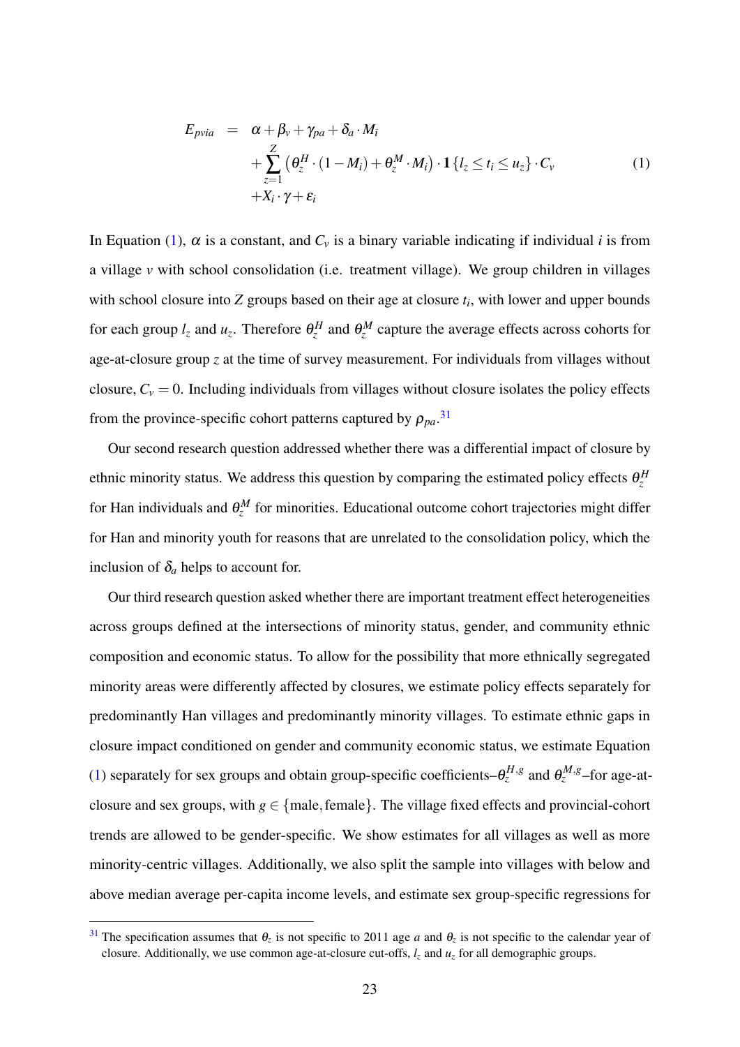$$
\begin{aligned}
E_{pvia} \quad = \quad & \alpha + \beta_v + \gamma_{pa} + \delta_a \cdot M_i \\
& + \sum_{z=1}^{Z} \left( \theta_z^H \cdot (1 - M_i) + \theta_z^M \cdot M_i \right) \cdot \mathbf{1}\{l_z \leq t_i \leq u_z\} \cdot C_v \\
& + X_i \cdot \gamma + \varepsilon_i
\end{aligned} \tag{1}
$$

In Equation (1), $\alpha$ is a constant, and $C_v$ is a binary variable indicating if individual $i$ is from a village $v$ with school consolidation (i.e. treatment village). We group children in villages with school closure into $Z$ groups based on their age at closure $t_i$, with lower and upper bounds for each group $l_z$ and $u_z$. Therefore $\theta_z^H$ and $\theta_z^M$ capture the average effects across cohorts for age-at-closure group $z$ at the time of survey measurement. For individuals from villages without closure, $C_v = 0$. Including individuals from villages without closure isolates the policy effects from the province-specific cohort patterns captured by $\rho_{pa}$.[31]

Our second research question addressed whether there was a differential impact of closure by ethnic minority status. We address this question by comparing the estimated policy effects $\theta_z^H$ for Han individuals and $\theta_z^M$ for minorities. Educational outcome cohort trajectories might differ for Han and minority youth for reasons that are unrelated to the consolidation policy, which the inclusion of $\delta_a$ helps to account for.

Our third research question asked whether there are important treatment effect heterogeneities across groups defined at the intersections of minority status, gender, and community ethnic composition and economic status. To allow for the possibility that more ethnically segregated minority areas were differently affected by closures, we estimate policy effects separately for predominantly Han villages and predominantly minority villages. To estimate ethnic gaps in closure impact conditioned on gender and community economic status, we estimate Equation (1) separately for sex groups and obtain group-specific coefficients–$\theta_z^{H,g}$ and $\theta_z^{M,g}$–for age-at-closure and sex groups, with $g \in \{\text{male}, \text{female}\}$. The village fixed effects and provincial-cohort trends are allowed to be gender-specific. We show estimates for all villages as well as more minority-centric villages. Additionally, we also split the sample into villages with below and above median average per-capita income levels, and estimate sex group-specific regressions for

[31] The specification assumes that $\theta_z$ is not specific to 2011 age $a$ and $\theta_z$ is not specific to the calendar year of closure. Additionally, we use common age-at-closure cut-offs, $l_z$ and $u_z$ for all demographic groups.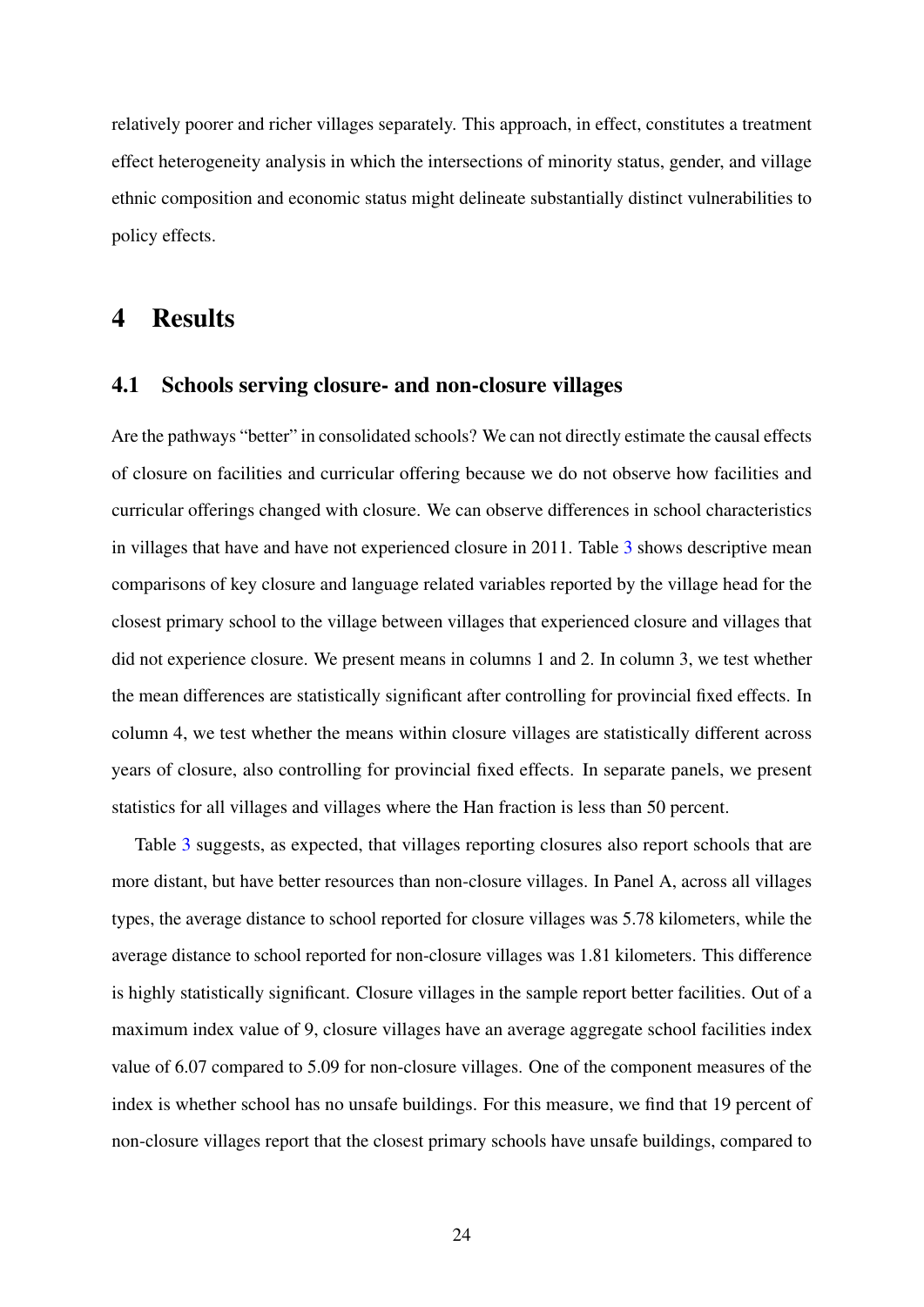relatively poorer and richer villages separately. This approach, in effect, constitutes a treatment effect heterogeneity analysis in which the intersections of minority status, gender, and village ethnic composition and economic status might delineate substantially distinct vulnerabilities to policy effects.

# 4 Results

## 4.1 Schools serving closure- and non-closure villages

Are the pathways "better" in consolidated schools? We can not directly estimate the causal effects of closure on facilities and curricular offering because we do not observe how facilities and curricular offerings changed with closure. We can observe differences in school characteristics in villages that have and have not experienced closure in 2011. Table 3 shows descriptive mean comparisons of key closure and language related variables reported by the village head for the closest primary school to the village between villages that experienced closure and villages that did not experience closure. We present means in columns 1 and 2. In column 3, we test whether the mean differences are statistically significant after controlling for provincial fixed effects. In column 4, we test whether the means within closure villages are statistically different across years of closure, also controlling for provincial fixed effects. In separate panels, we present statistics for all villages and villages where the Han fraction is less than 50 percent.

Table 3 suggests, as expected, that villages reporting closures also report schools that are more distant, but have better resources than non-closure villages. In Panel A, across all villages types, the average distance to school reported for closure villages was 5.78 kilometers, while the average distance to school reported for non-closure villages was 1.81 kilometers. This difference is highly statistically significant. Closure villages in the sample report better facilities. Out of a maximum index value of 9, closure villages have an average aggregate school facilities index value of 6.07 compared to 5.09 for non-closure villages. One of the component measures of the index is whether school has no unsafe buildings. For this measure, we find that 19 percent of non-closure villages report that the closest primary schools have unsafe buildings, compared to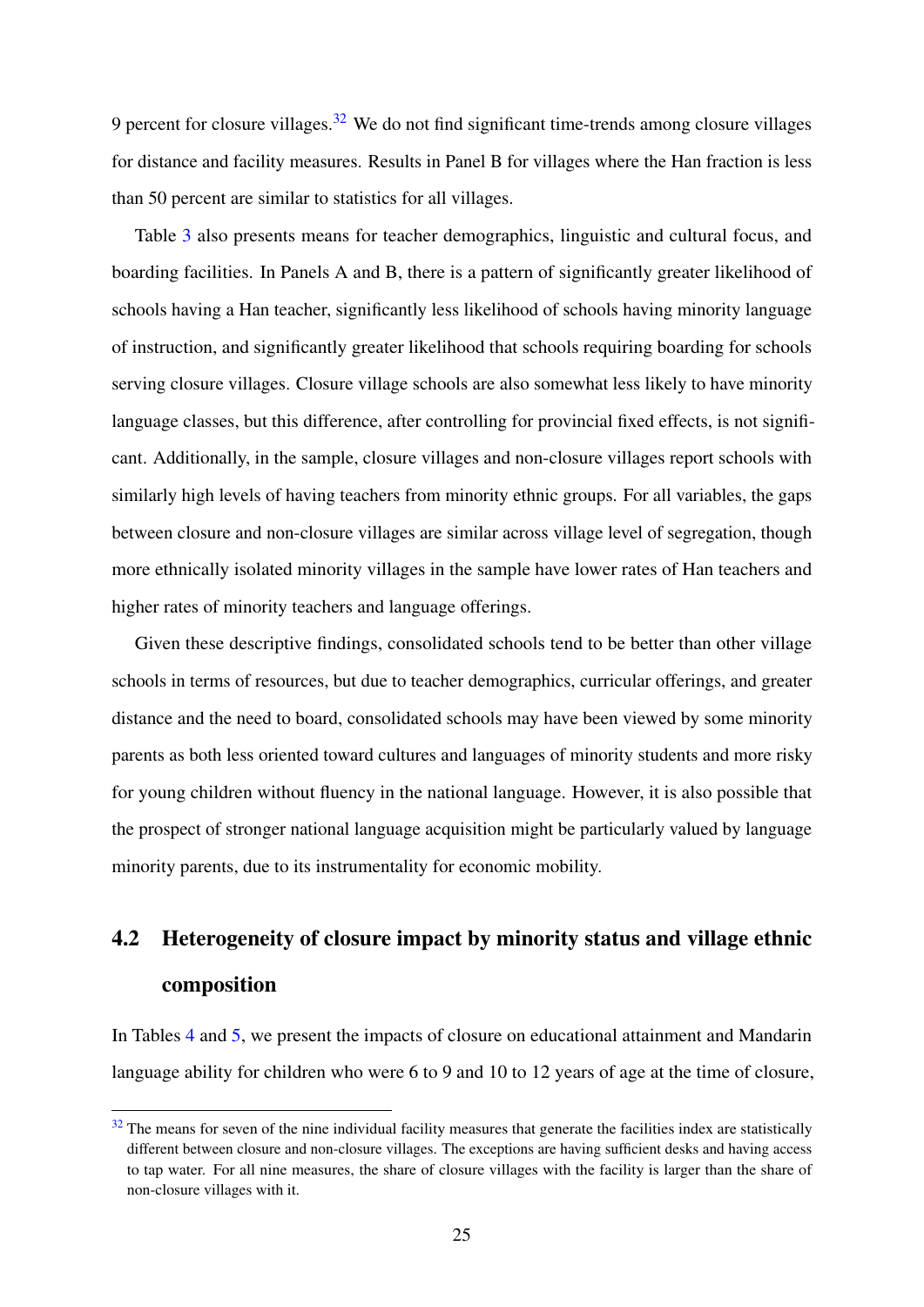9 percent for closure villages.[32] We do not find significant time-trends among closure villages for distance and facility measures. Results in Panel B for villages where the Han fraction is less than 50 percent are similar to statistics for all villages.

Table 3 also presents means for teacher demographics, linguistic and cultural focus, and boarding facilities. In Panels A and B, there is a pattern of significantly greater likelihood of schools having a Han teacher, significantly less likelihood of schools having minority language of instruction, and significantly greater likelihood that schools requiring boarding for schools serving closure villages. Closure village schools are also somewhat less likely to have minority language classes, but this difference, after controlling for provincial fixed effects, is not significant. Additionally, in the sample, closure villages and non-closure villages report schools with similarly high levels of having teachers from minority ethnic groups. For all variables, the gaps between closure and non-closure villages are similar across village level of segregation, though more ethnically isolated minority villages in the sample have lower rates of Han teachers and higher rates of minority teachers and language offerings.

Given these descriptive findings, consolidated schools tend to be better than other village schools in terms of resources, but due to teacher demographics, curricular offerings, and greater distance and the need to board, consolidated schools may have been viewed by some minority parents as both less oriented toward cultures and languages of minority students and more risky for young children without fluency in the national language. However, it is also possible that the prospect of stronger national language acquisition might be particularly valued by language minority parents, due to its instrumentality for economic mobility.

## 4.2 Heterogeneity of closure impact by minority status and village ethnic composition

In Tables 4 and 5, we present the impacts of closure on educational attainment and Mandarin language ability for children who were 6 to 9 and 10 to 12 years of age at the time of closure,

[32] The means for seven of the nine individual facility measures that generate the facilities index are statistically different between closure and non-closure villages. The exceptions are having sufficient desks and having access to tap water. For all nine measures, the share of closure villages with the facility is larger than the share of non-closure villages with it.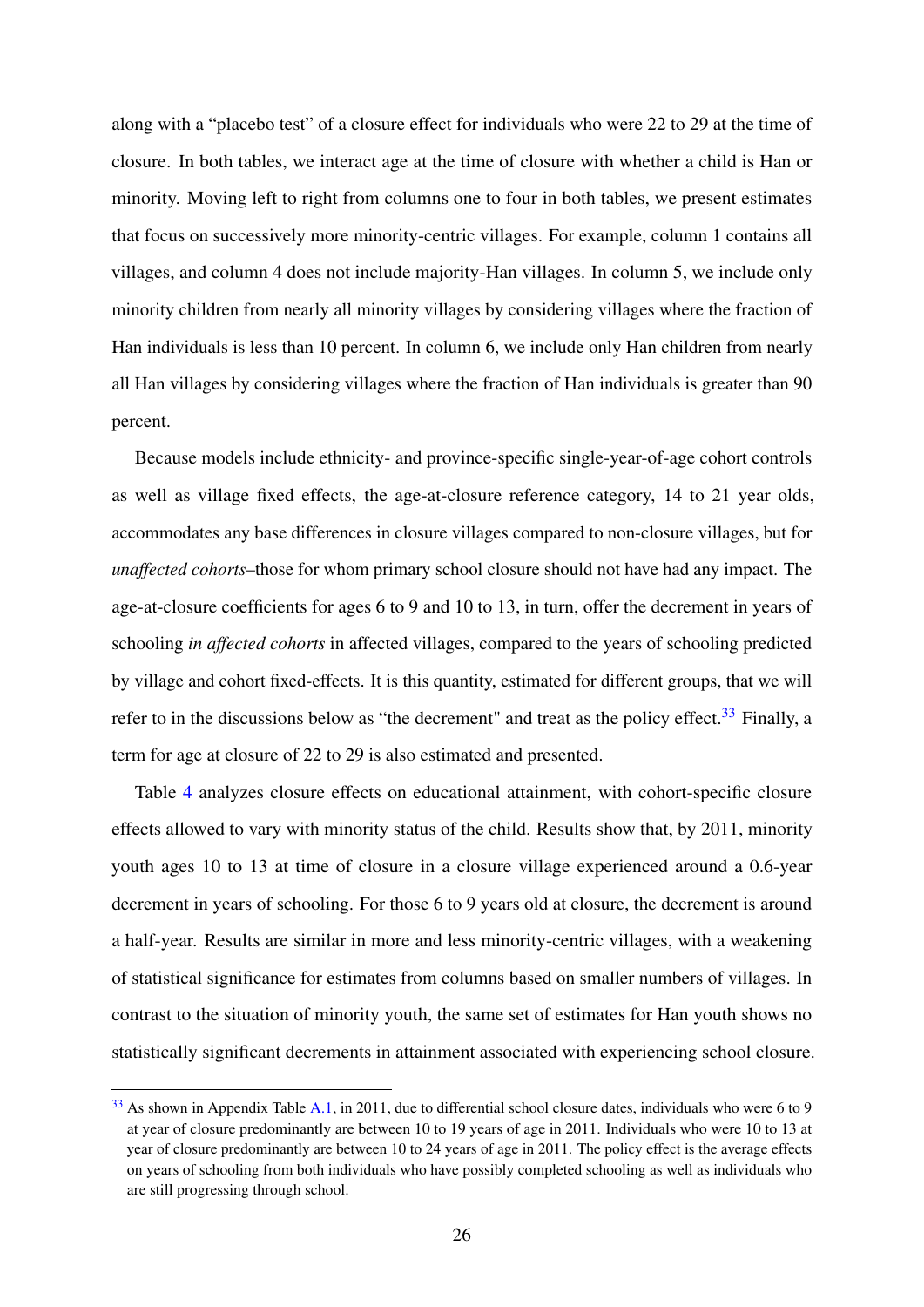along with a "placebo test" of a closure effect for individuals who were 22 to 29 at the time of closure. In both tables, we interact age at the time of closure with whether a child is Han or minority. Moving left to right from columns one to four in both tables, we present estimates that focus on successively more minority-centric villages. For example, column 1 contains all villages, and column 4 does not include majority-Han villages. In column 5, we include only minority children from nearly all minority villages by considering villages where the fraction of Han individuals is less than 10 percent. In column 6, we include only Han children from nearly all Han villages by considering villages where the fraction of Han individuals is greater than 90 percent.

Because models include ethnicity- and province-specific single-year-of-age cohort controls as well as village fixed effects, the age-at-closure reference category, 14 to 21 year olds, accommodates any base differences in closure villages compared to non-closure villages, but for *unaffected cohorts*–those for whom primary school closure should not have had any impact. The age-at-closure coefficients for ages 6 to 9 and 10 to 13, in turn, offer the decrement in years of schooling *in affected cohorts* in affected villages, compared to the years of schooling predicted by village and cohort fixed-effects. It is this quantity, estimated for different groups, that we will refer to in the discussions below as "the decrement" and treat as the policy effect.[33] Finally, a term for age at closure of 22 to 29 is also estimated and presented.

Table 4 analyzes closure effects on educational attainment, with cohort-specific closure effects allowed to vary with minority status of the child. Results show that, by 2011, minority youth ages 10 to 13 at time of closure in a closure village experienced around a 0.6-year decrement in years of schooling. For those 6 to 9 years old at closure, the decrement is around a half-year. Results are similar in more and less minority-centric villages, with a weakening of statistical significance for estimates from columns based on smaller numbers of villages. In contrast to the situation of minority youth, the same set of estimates for Han youth shows no statistically significant decrements in attainment associated with experiencing school closure.

[33] As shown in Appendix Table A.1, in 2011, due to differential school closure dates, individuals who were 6 to 9 at year of closure predominantly are between 10 to 19 years of age in 2011. Individuals who were 10 to 13 at year of closure predominantly are between 10 to 24 years of age in 2011. The policy effect is the average effects on years of schooling from both individuals who have possibly completed schooling as well as individuals who are still progressing through school.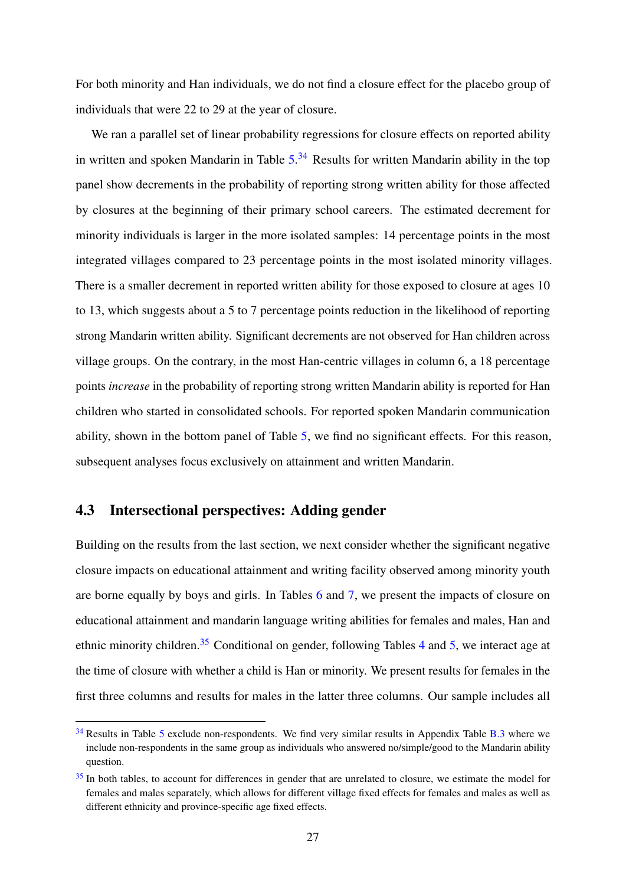For both minority and Han individuals, we do not find a closure effect for the placebo group of individuals that were 22 to 29 at the year of closure.

We ran a parallel set of linear probability regressions for closure effects on reported ability in written and spoken Mandarin in Table 5.[34] Results for written Mandarin ability in the top panel show decrements in the probability of reporting strong written ability for those affected by closures at the beginning of their primary school careers. The estimated decrement for minority individuals is larger in the more isolated samples: 14 percentage points in the most integrated villages compared to 23 percentage points in the most isolated minority villages. There is a smaller decrement in reported written ability for those exposed to closure at ages 10 to 13, which suggests about a 5 to 7 percentage points reduction in the likelihood of reporting strong Mandarin written ability. Significant decrements are not observed for Han children across village groups. On the contrary, in the most Han-centric villages in column 6, a 18 percentage points *increase* in the probability of reporting strong written Mandarin ability is reported for Han children who started in consolidated schools. For reported spoken Mandarin communication ability, shown in the bottom panel of Table 5, we find no significant effects. For this reason, subsequent analyses focus exclusively on attainment and written Mandarin.

## 4.3 Intersectional perspectives: Adding gender

Building on the results from the last section, we next consider whether the significant negative closure impacts on educational attainment and writing facility observed among minority youth are borne equally by boys and girls. In Tables 6 and 7, we present the impacts of closure on educational attainment and mandarin language writing abilities for females and males, Han and ethnic minority children.[35] Conditional on gender, following Tables 4 and 5, we interact age at the time of closure with whether a child is Han or minority. We present results for females in the first three columns and results for males in the latter three columns. Our sample includes all

[34] Results in Table 5 exclude non-respondents. We find very similar results in Appendix Table B.3 where we include non-respondents in the same group as individuals who answered no/simple/good to the Mandarin ability question.

[35] In both tables, to account for differences in gender that are unrelated to closure, we estimate the model for females and males separately, which allows for different village fixed effects for females and males as well as different ethnicity and province-specific age fixed effects.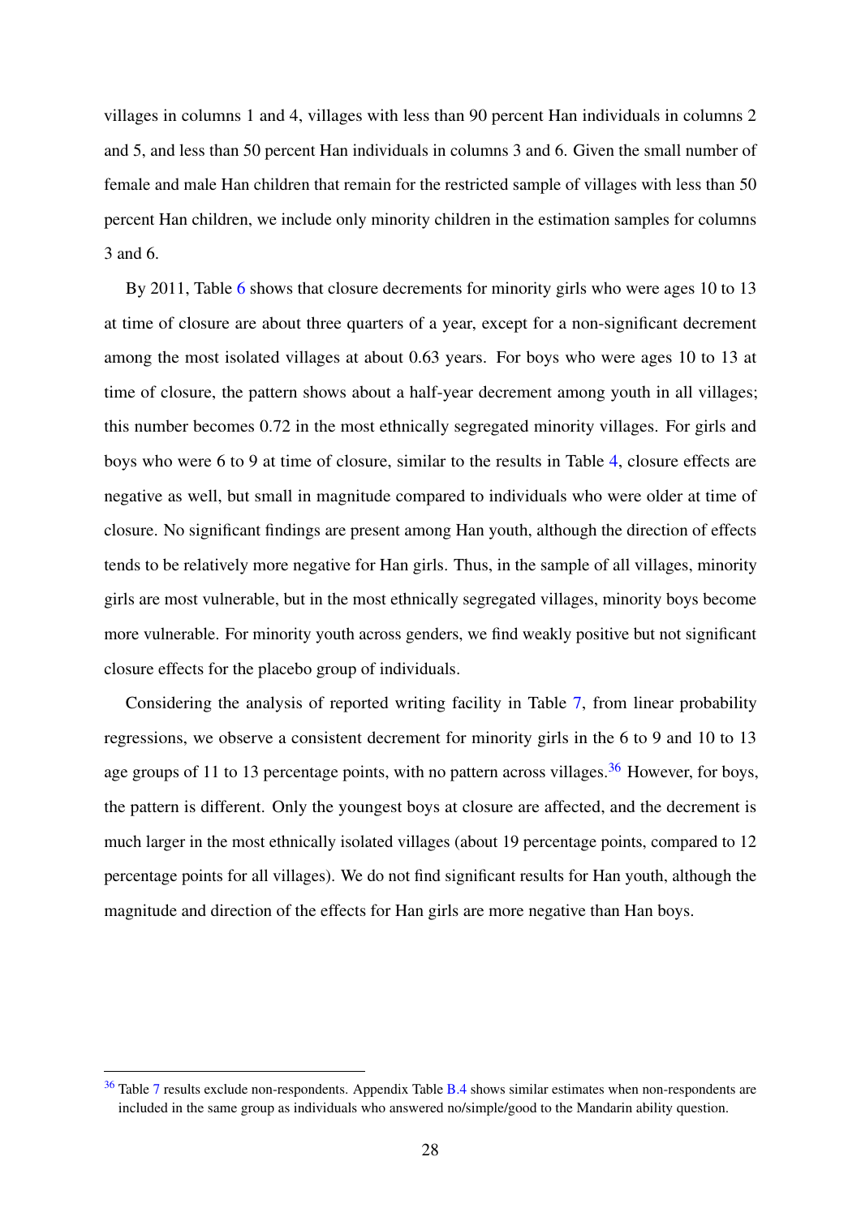villages in columns 1 and 4, villages with less than 90 percent Han individuals in columns 2 and 5, and less than 50 percent Han individuals in columns 3 and 6. Given the small number of female and male Han children that remain for the restricted sample of villages with less than 50 percent Han children, we include only minority children in the estimation samples for columns 3 and 6.

By 2011, Table 6 shows that closure decrements for minority girls who were ages 10 to 13 at time of closure are about three quarters of a year, except for a non-significant decrement among the most isolated villages at about 0.63 years. For boys who were ages 10 to 13 at time of closure, the pattern shows about a half-year decrement among youth in all villages; this number becomes 0.72 in the most ethnically segregated minority villages. For girls and boys who were 6 to 9 at time of closure, similar to the results in Table 4, closure effects are negative as well, but small in magnitude compared to individuals who were older at time of closure. No significant findings are present among Han youth, although the direction of effects tends to be relatively more negative for Han girls. Thus, in the sample of all villages, minority girls are most vulnerable, but in the most ethnically segregated villages, minority boys become more vulnerable. For minority youth across genders, we find weakly positive but not significant closure effects for the placebo group of individuals.

Considering the analysis of reported writing facility in Table 7, from linear probability regressions, we observe a consistent decrement for minority girls in the 6 to 9 and 10 to 13 age groups of 11 to 13 percentage points, with no pattern across villages.[36] However, for boys, the pattern is different. Only the youngest boys at closure are affected, and the decrement is much larger in the most ethnically isolated villages (about 19 percentage points, compared to 12 percentage points for all villages). We do not find significant results for Han youth, although the magnitude and direction of the effects for Han girls are more negative than Han boys.

[36] Table 7 results exclude non-respondents. Appendix Table B.4 shows similar estimates when non-respondents are included in the same group as individuals who answered no/simple/good to the Mandarin ability question.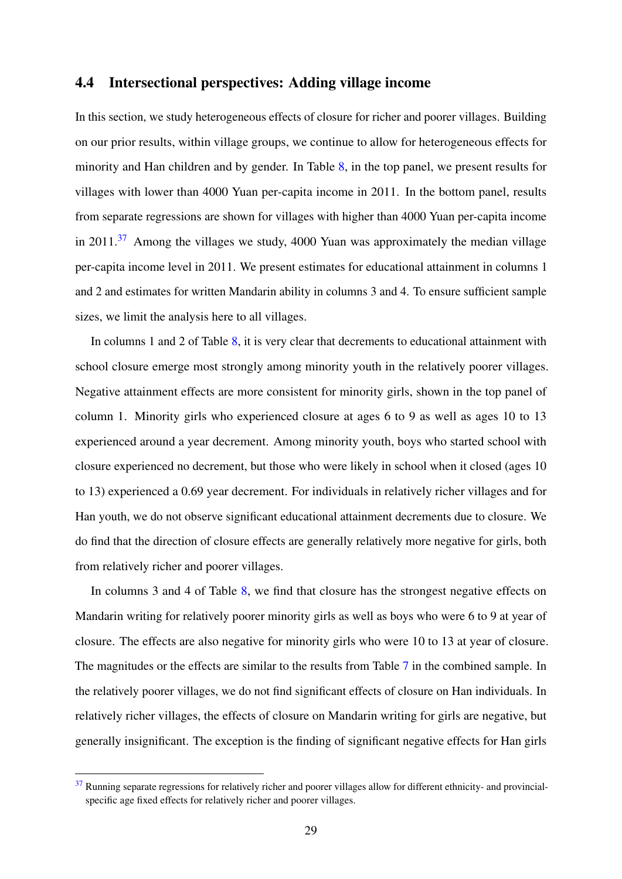### 4.4 Intersectional perspectives: Adding village income

In this section, we study heterogeneous effects of closure for richer and poorer villages. Building on our prior results, within village groups, we continue to allow for heterogeneous effects for minority and Han children and by gender. In Table 8, in the top panel, we present results for villages with lower than 4000 Yuan per-capita income in 2011. In the bottom panel, results from separate regressions are shown for villages with higher than 4000 Yuan per-capita income in 2011.[37] Among the villages we study, 4000 Yuan was approximately the median village per-capita income level in 2011. We present estimates for educational attainment in columns 1 and 2 and estimates for written Mandarin ability in columns 3 and 4. To ensure sufficient sample sizes, we limit the analysis here to all villages.

In columns 1 and 2 of Table 8, it is very clear that decrements to educational attainment with school closure emerge most strongly among minority youth in the relatively poorer villages. Negative attainment effects are more consistent for minority girls, shown in the top panel of column 1. Minority girls who experienced closure at ages 6 to 9 as well as ages 10 to 13 experienced around a year decrement. Among minority youth, boys who started school with closure experienced no decrement, but those who were likely in school when it closed (ages 10 to 13) experienced a 0.69 year decrement. For individuals in relatively richer villages and for Han youth, we do not observe significant educational attainment decrements due to closure. We do find that the direction of closure effects are generally relatively more negative for girls, both from relatively richer and poorer villages.

In columns 3 and 4 of Table 8, we find that closure has the strongest negative effects on Mandarin writing for relatively poorer minority girls as well as boys who were 6 to 9 at year of closure. The effects are also negative for minority girls who were 10 to 13 at year of closure. The magnitudes or the effects are similar to the results from Table 7 in the combined sample. In the relatively poorer villages, we do not find significant effects of closure on Han individuals. In relatively richer villages, the effects of closure on Mandarin writing for girls are negative, but generally insignificant. The exception is the finding of significant negative effects for Han girls

[37] Running separate regressions for relatively richer and poorer villages allow for different ethnicity- and provincial-specific age fixed effects for relatively richer and poorer villages.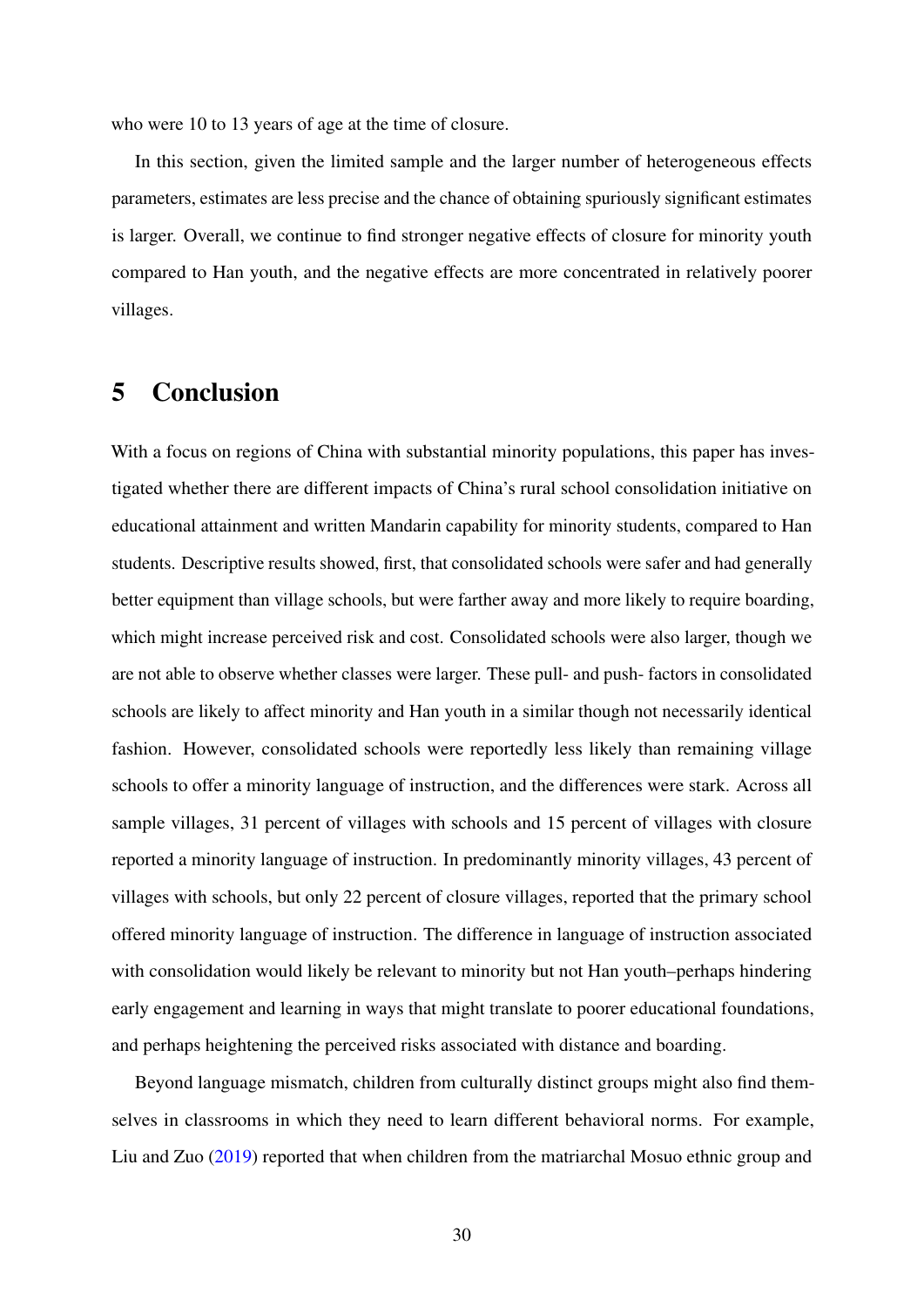who were 10 to 13 years of age at the time of closure.

In this section, given the limited sample and the larger number of heterogeneous effects parameters, estimates are less precise and the chance of obtaining spuriously significant estimates is larger. Overall, we continue to find stronger negative effects of closure for minority youth compared to Han youth, and the negative effects are more concentrated in relatively poorer villages.

# 5 Conclusion

With a focus on regions of China with substantial minority populations, this paper has investigated whether there are different impacts of China's rural school consolidation initiative on educational attainment and written Mandarin capability for minority students, compared to Han students. Descriptive results showed, first, that consolidated schools were safer and had generally better equipment than village schools, but were farther away and more likely to require boarding, which might increase perceived risk and cost. Consolidated schools were also larger, though we are not able to observe whether classes were larger. These pull- and push- factors in consolidated schools are likely to affect minority and Han youth in a similar though not necessarily identical fashion. However, consolidated schools were reportedly less likely than remaining village schools to offer a minority language of instruction, and the differences were stark. Across all sample villages, 31 percent of villages with schools and 15 percent of villages with closure reported a minority language of instruction. In predominantly minority villages, 43 percent of villages with schools, but only 22 percent of closure villages, reported that the primary school offered minority language of instruction. The difference in language of instruction associated with consolidation would likely be relevant to minority but not Han youth–perhaps hindering early engagement and learning in ways that might translate to poorer educational foundations, and perhaps heightening the perceived risks associated with distance and boarding.

Beyond language mismatch, children from culturally distinct groups might also find themselves in classrooms in which they need to learn different behavioral norms. For example, Liu and Zuo (2019) reported that when children from the matriarchal Mosuo ethnic group and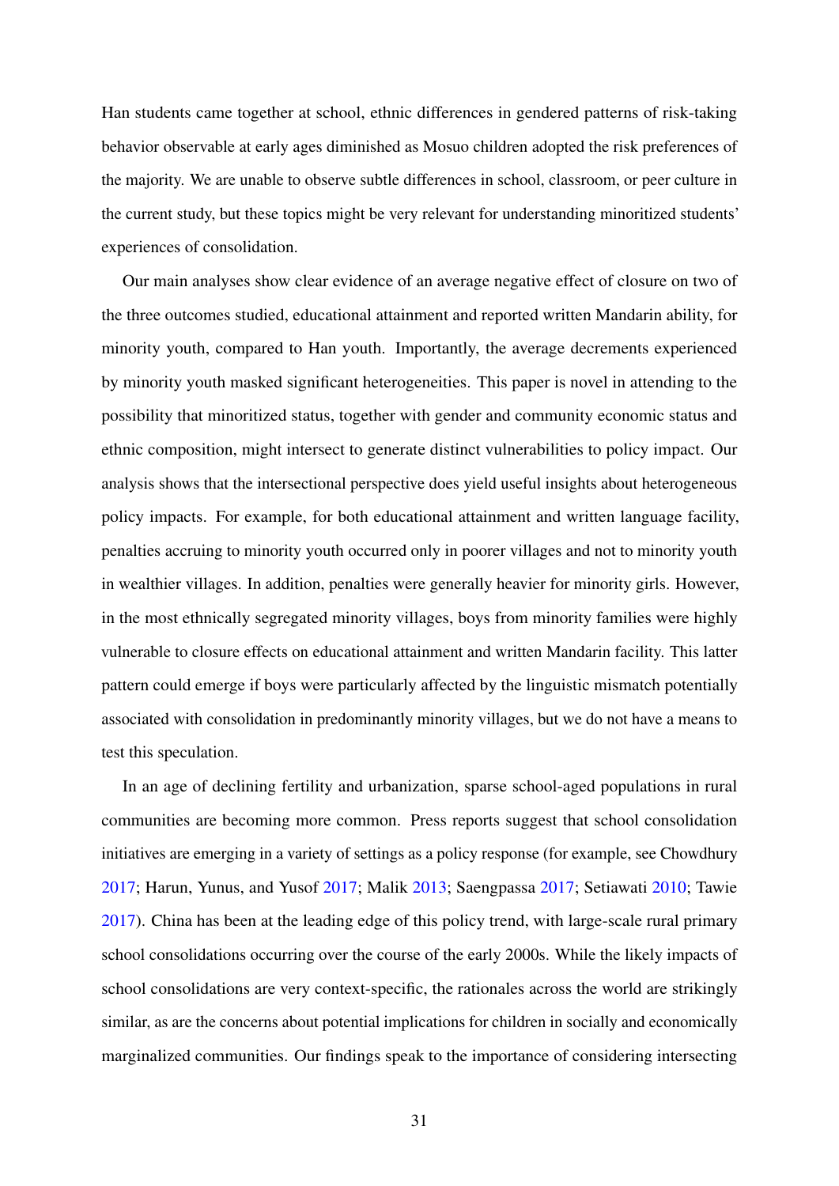Han students came together at school, ethnic differences in gendered patterns of risk-taking behavior observable at early ages diminished as Mosuo children adopted the risk preferences of the majority. We are unable to observe subtle differences in school, classroom, or peer culture in the current study, but these topics might be very relevant for understanding minoritized students' experiences of consolidation.

Our main analyses show clear evidence of an average negative effect of closure on two of the three outcomes studied, educational attainment and reported written Mandarin ability, for minority youth, compared to Han youth. Importantly, the average decrements experienced by minority youth masked significant heterogeneities. This paper is novel in attending to the possibility that minoritized status, together with gender and community economic status and ethnic composition, might intersect to generate distinct vulnerabilities to policy impact. Our analysis shows that the intersectional perspective does yield useful insights about heterogeneous policy impacts. For example, for both educational attainment and written language facility, penalties accruing to minority youth occurred only in poorer villages and not to minority youth in wealthier villages. In addition, penalties were generally heavier for minority girls. However, in the most ethnically segregated minority villages, boys from minority families were highly vulnerable to closure effects on educational attainment and written Mandarin facility. This latter pattern could emerge if boys were particularly affected by the linguistic mismatch potentially associated with consolidation in predominantly minority villages, but we do not have a means to test this speculation.

In an age of declining fertility and urbanization, sparse school-aged populations in rural communities are becoming more common. Press reports suggest that school consolidation initiatives are emerging in a variety of settings as a policy response (for example, see Chowdhury 2017; Harun, Yunus, and Yusof 2017; Malik 2013; Saengpassa 2017; Setiawati 2010; Tawie 2017). China has been at the leading edge of this policy trend, with large-scale rural primary school consolidations occurring over the course of the early 2000s. While the likely impacts of school consolidations are very context-specific, the rationales across the world are strikingly similar, as are the concerns about potential implications for children in socially and economically marginalized communities. Our findings speak to the importance of considering intersecting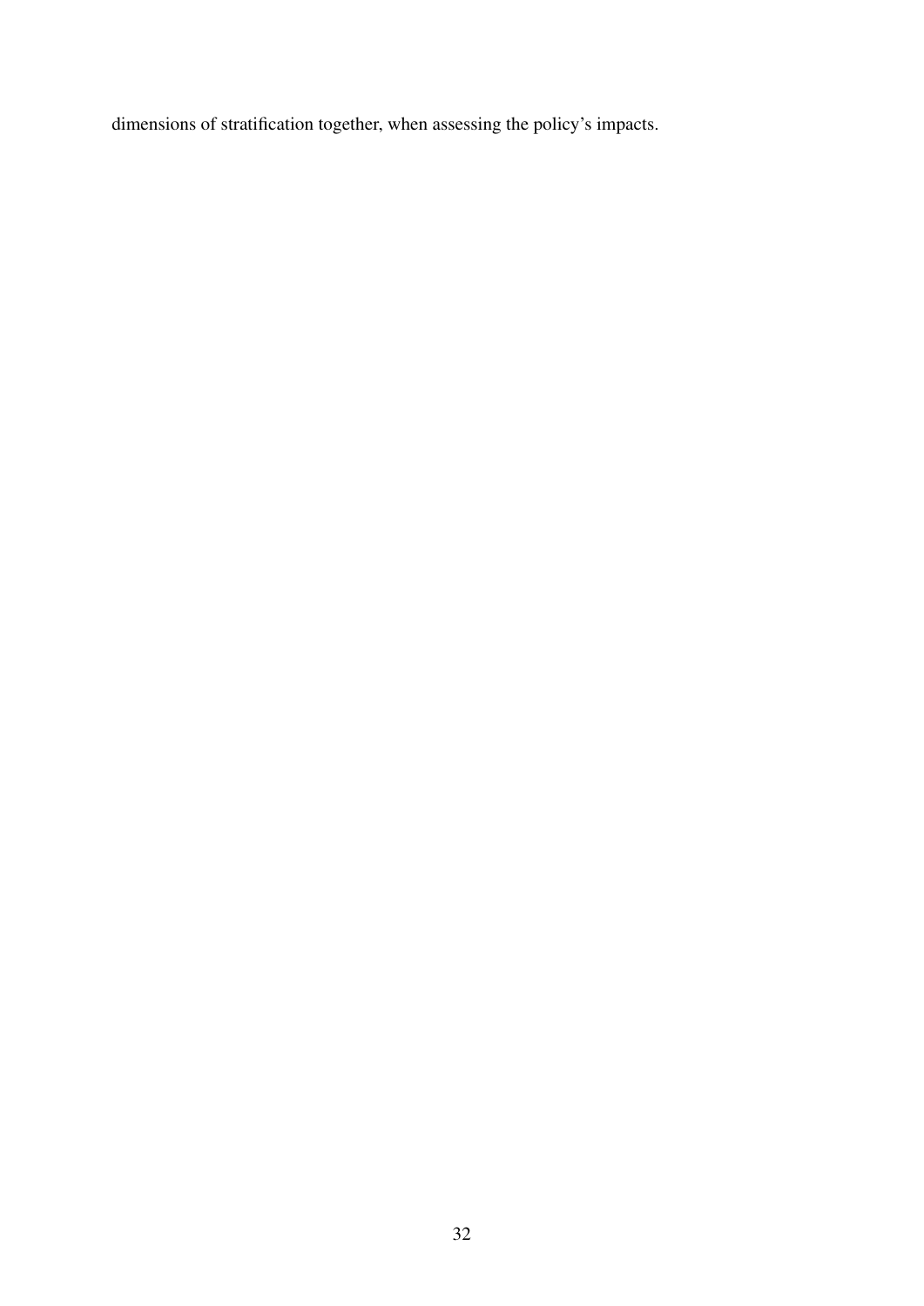dimensions of stratification together, when assessing the policy's impacts.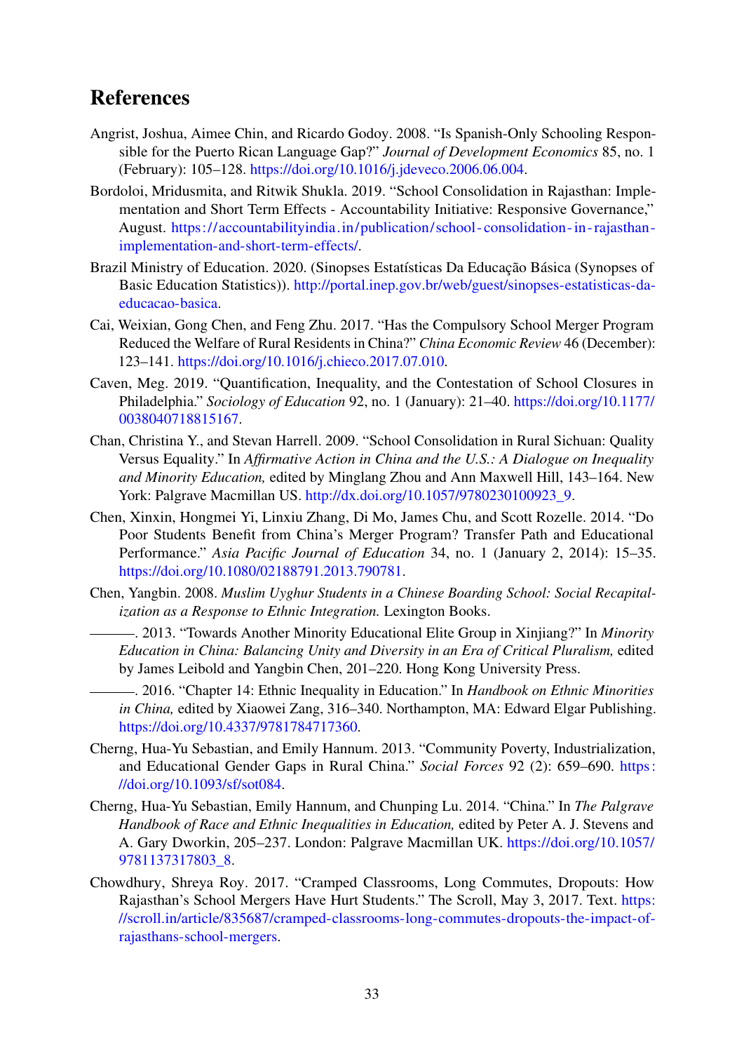# References

Angrist, Joshua, Aimee Chin, and Ricardo Godoy. 2008. "Is Spanish-Only Schooling Responsible for the Puerto Rican Language Gap?" *Journal of Development Economics* 85, no. 1 (February): 105–128. https://doi.org/10.1016/j.jdeveco.2006.06.004.

Bordoloi, Mridusmita, and Ritwik Shukla. 2019. "School Consolidation in Rajasthan: Implementation and Short Term Effects - Accountability Initiative: Responsive Governance," August. https://accountabilityindia.in/publication/school-consolidation-in-rajasthan-implementation-and-short-term-effects/.

Brazil Ministry of Education. 2020. (Sinopses Estatísticas Da Educação Básica (Synopses of Basic Education Statistics)). http://portal.inep.gov.br/web/guest/sinopses-estatisticas-da-educacao-basica.

Cai, Weixian, Gong Chen, and Feng Zhu. 2017. "Has the Compulsory School Merger Program Reduced the Welfare of Rural Residents in China?" *China Economic Review* 46 (December): 123–141. https://doi.org/10.1016/j.chieco.2017.07.010.

Caven, Meg. 2019. "Quantification, Inequality, and the Contestation of School Closures in Philadelphia." *Sociology of Education* 92, no. 1 (January): 21–40. https://doi.org/10.1177/0038040718815167.

Chan, Christina Y., and Stevan Harrell. 2009. "School Consolidation in Rural Sichuan: Quality Versus Equality." In *Affirmative Action in China and the U.S.: A Dialogue on Inequality and Minority Education,* edited by Minglang Zhou and Ann Maxwell Hill, 143–164. New York: Palgrave Macmillan US. http://dx.doi.org/10.1057/9780230100923_9.

Chen, Xinxin, Hongmei Yi, Linxiu Zhang, Di Mo, James Chu, and Scott Rozelle. 2014. "Do Poor Students Benefit from China's Merger Program? Transfer Path and Educational Performance." *Asia Pacific Journal of Education* 34, no. 1 (January 2, 2014): 15–35. https://doi.org/10.1080/02188791.2013.790781.

Chen, Yangbin. 2008. *Muslim Uyghur Students in a Chinese Boarding School: Social Recapitalization as a Response to Ethnic Integration.* Lexington Books.

———. 2013. "Towards Another Minority Educational Elite Group in Xinjiang?" In *Minority Education in China: Balancing Unity and Diversity in an Era of Critical Pluralism,* edited by James Leibold and Yangbin Chen, 201–220. Hong Kong University Press.

———. 2016. "Chapter 14: Ethnic Inequality in Education." In *Handbook on Ethnic Minorities in China,* edited by Xiaowei Zang, 316–340. Northampton, MA: Edward Elgar Publishing. https://doi.org/10.4337/9781784717360.

Cherng, Hua-Yu Sebastian, and Emily Hannum. 2013. "Community Poverty, Industrialization, and Educational Gender Gaps in Rural China." *Social Forces* 92 (2): 659–690. https://doi.org/10.1093/sf/sot084.

Cherng, Hua-Yu Sebastian, Emily Hannum, and Chunping Lu. 2014. "China." In *The Palgrave Handbook of Race and Ethnic Inequalities in Education,* edited by Peter A. J. Stevens and A. Gary Dworkin, 205–237. London: Palgrave Macmillan UK. https://doi.org/10.1057/9781137317803_8.

Chowdhury, Shreya Roy. 2017. "Cramped Classrooms, Long Commutes, Dropouts: How Rajasthan's School Mergers Have Hurt Students." The Scroll, May 3, 2017. Text. https://scroll.in/article/835687/cramped-classrooms-long-commutes-dropouts-the-impact-of-rajasthans-school-mergers.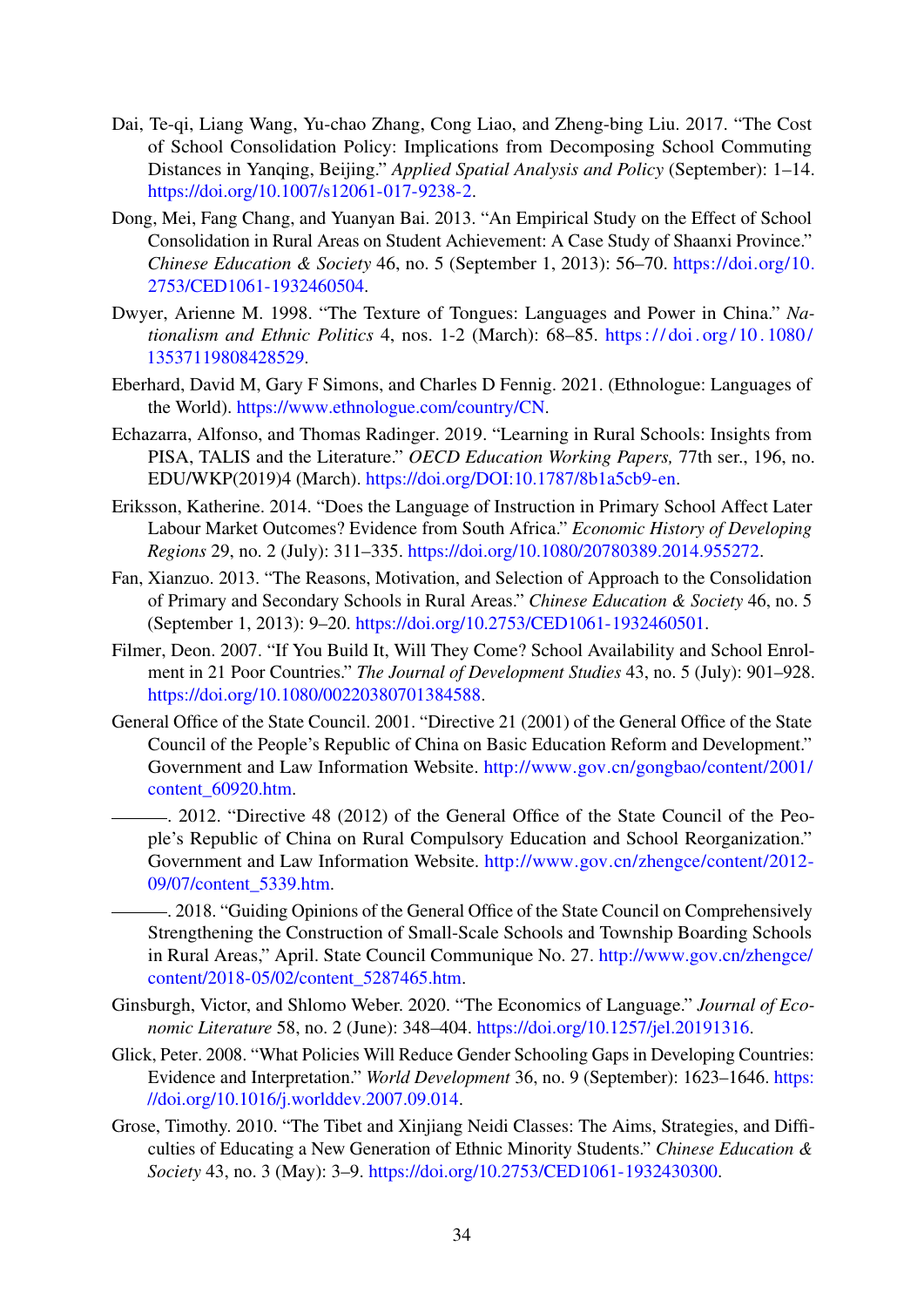Dai, Te-qi, Liang Wang, Yu-chao Zhang, Cong Liao, and Zheng-bing Liu. 2017. "The Cost of School Consolidation Policy: Implications from Decomposing School Commuting Distances in Yanqing, Beijing." *Applied Spatial Analysis and Policy* (September): 1–14. https://doi.org/10.1007/s12061-017-9238-2.

Dong, Mei, Fang Chang, and Yuanyan Bai. 2013. "An Empirical Study on the Effect of School Consolidation in Rural Areas on Student Achievement: A Case Study of Shaanxi Province." *Chinese Education & Society* 46, no. 5 (September 1, 2013): 56–70. https://doi.org/10.2753/CED1061-1932460504.

Dwyer, Arienne M. 1998. "The Texture of Tongues: Languages and Power in China." *Nationalism and Ethnic Politics* 4, nos. 1-2 (March): 68–85. https://doi.org/10.1080/13537119808428529.

Eberhard, David M, Gary F Simons, and Charles D Fennig. 2021. (Ethnologue: Languages of the World). https://www.ethnologue.com/country/CN.

Echazarra, Alfonso, and Thomas Radinger. 2019. "Learning in Rural Schools: Insights from PISA, TALIS and the Literature." *OECD Education Working Papers,* 77th ser., 196, no. EDU/WKP(2019)4 (March). https://doi.org/DOI:10.1787/8b1a5cb9-en.

Eriksson, Katherine. 2014. "Does the Language of Instruction in Primary School Affect Later Labour Market Outcomes? Evidence from South Africa." *Economic History of Developing Regions* 29, no. 2 (July): 311–335. https://doi.org/10.1080/20780389.2014.955272.

Fan, Xianzuo. 2013. "The Reasons, Motivation, and Selection of Approach to the Consolidation of Primary and Secondary Schools in Rural Areas." *Chinese Education & Society* 46, no. 5 (September 1, 2013): 9–20. https://doi.org/10.2753/CED1061-1932460501.

Filmer, Deon. 2007. "If You Build It, Will They Come? School Availability and School Enrolment in 21 Poor Countries." *The Journal of Development Studies* 43, no. 5 (July): 901–928. https://doi.org/10.1080/00220380701384588.

General Office of the State Council. 2001. "Directive 21 (2001) of the General Office of the State Council of the People's Republic of China on Basic Education Reform and Development." Government and Law Information Website. http://www.gov.cn/gongbao/content/2001/content_60920.htm.

———. 2012. "Directive 48 (2012) of the General Office of the State Council of the People's Republic of China on Rural Compulsory Education and School Reorganization." Government and Law Information Website. http://www.gov.cn/zhengce/content/2012-09/07/content_5339.htm.

———. 2018. "Guiding Opinions of the General Office of the State Council on Comprehensively Strengthening the Construction of Small-Scale Schools and Township Boarding Schools in Rural Areas," April. State Council Communique No. 27. http://www.gov.cn/zhengce/content/2018-05/02/content_5287465.htm.

Ginsburgh, Victor, and Shlomo Weber. 2020. "The Economics of Language." *Journal of Economic Literature* 58, no. 2 (June): 348–404. https://doi.org/10.1257/jel.20191316.

Glick, Peter. 2008. "What Policies Will Reduce Gender Schooling Gaps in Developing Countries: Evidence and Interpretation." *World Development* 36, no. 9 (September): 1623–1646. https://doi.org/10.1016/j.worlddev.2007.09.014.

Grose, Timothy. 2010. "The Tibet and Xinjiang Neidi Classes: The Aims, Strategies, and Difficulties of Educating a New Generation of Ethnic Minority Students." *Chinese Education & Society* 43, no. 3 (May): 3–9. https://doi.org/10.2753/CED1061-1932430300.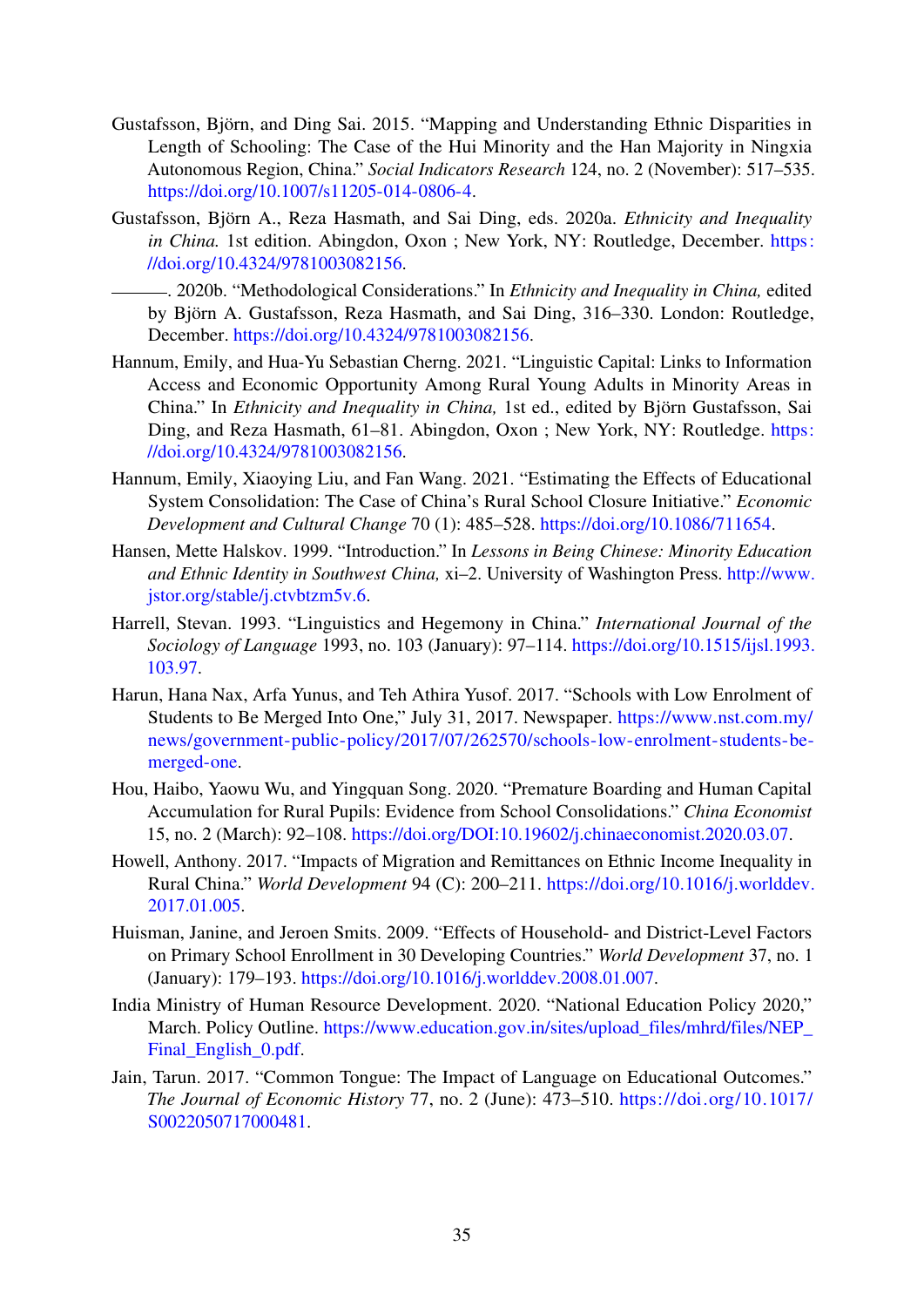Gustafsson, Björn, and Ding Sai. 2015. "Mapping and Understanding Ethnic Disparities in Length of Schooling: The Case of the Hui Minority and the Han Majority in Ningxia Autonomous Region, China." *Social Indicators Research* 124, no. 2 (November): 517–535. https://doi.org/10.1007/s11205-014-0806-4.

Gustafsson, Björn A., Reza Hasmath, and Sai Ding, eds. 2020a. *Ethnicity and Inequality in China.* 1st edition. Abingdon, Oxon ; New York, NY: Routledge, December. https://doi.org/10.4324/9781003082156.

———. 2020b. "Methodological Considerations." In *Ethnicity and Inequality in China,* edited by Björn A. Gustafsson, Reza Hasmath, and Sai Ding, 316–330. London: Routledge, December. https://doi.org/10.4324/9781003082156.

Hannum, Emily, and Hua-Yu Sebastian Cherng. 2021. "Linguistic Capital: Links to Information Access and Economic Opportunity Among Rural Young Adults in Minority Areas in China." In *Ethnicity and Inequality in China,* 1st ed., edited by Björn Gustafsson, Sai Ding, and Reza Hasmath, 61–81. Abingdon, Oxon ; New York, NY: Routledge. https://doi.org/10.4324/9781003082156.

Hannum, Emily, Xiaoying Liu, and Fan Wang. 2021. "Estimating the Effects of Educational System Consolidation: The Case of China's Rural School Closure Initiative." *Economic Development and Cultural Change* 70 (1): 485–528. https://doi.org/10.1086/711654.

Hansen, Mette Halskov. 1999. "Introduction." In *Lessons in Being Chinese: Minority Education and Ethnic Identity in Southwest China,* xi–2. University of Washington Press. http://www.jstor.org/stable/j.ctvbtzm5v.6.

Harrell, Stevan. 1993. "Linguistics and Hegemony in China." *International Journal of the Sociology of Language* 1993, no. 103 (January): 97–114. https://doi.org/10.1515/ijsl.1993.103.97.

Harun, Hana Nax, Arfa Yunus, and Teh Athira Yusof. 2017. "Schools with Low Enrolment of Students to Be Merged Into One," July 31, 2017. Newspaper. https://www.nst.com.my/news/government-public-policy/2017/07/262570/schools-low-enrolment-students-be-merged-one.

Hou, Haibo, Yaowu Wu, and Yingquan Song. 2020. "Premature Boarding and Human Capital Accumulation for Rural Pupils: Evidence from School Consolidations." *China Economist* 15, no. 2 (March): 92–108. https://doi.org/DOI:10.19602/j.chinaeconomist.2020.03.07.

Howell, Anthony. 2017. "Impacts of Migration and Remittances on Ethnic Income Inequality in Rural China." *World Development* 94 (C): 200–211. https://doi.org/10.1016/j.worlddev.2017.01.005.

Huisman, Janine, and Jeroen Smits. 2009. "Effects of Household- and District-Level Factors on Primary School Enrollment in 30 Developing Countries." *World Development* 37, no. 1 (January): 179–193. https://doi.org/10.1016/j.worlddev.2008.01.007.

India Ministry of Human Resource Development. 2020. "National Education Policy 2020," March. Policy Outline. https://www.education.gov.in/sites/upload_files/mhrd/files/NEP_Final_English_0.pdf.

Jain, Tarun. 2017. "Common Tongue: The Impact of Language on Educational Outcomes." *The Journal of Economic History* 77, no. 2 (June): 473–510. https://doi.org/10.1017/S0022050717000481.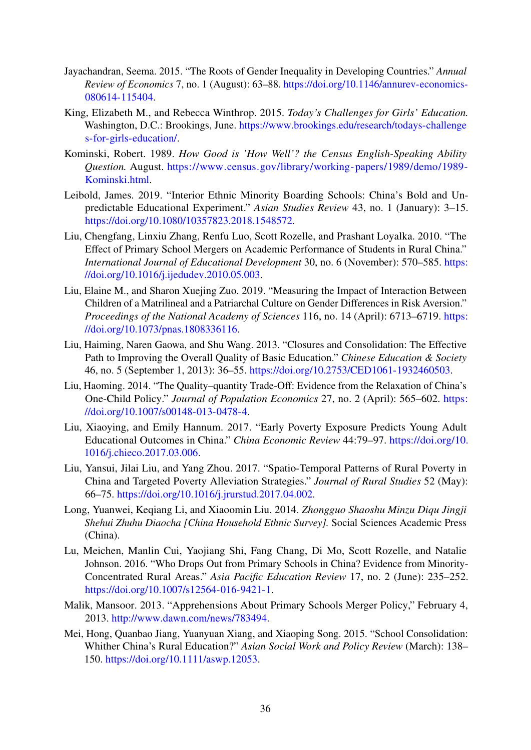Jayachandran, Seema. 2015. "The Roots of Gender Inequality in Developing Countries." *Annual Review of Economics* 7, no. 1 (August): 63–88. https://doi.org/10.1146/annurev-economics-080614-115404.

King, Elizabeth M., and Rebecca Winthrop. 2015. *Today's Challenges for Girls' Education.* Washington, D.C.: Brookings, June. https://www.brookings.edu/research/todays-challenges-for-girls-education/.

Kominski, Robert. 1989. *How Good is 'How Well'? the Census English-Speaking Ability Question.* August. https://www.census.gov/library/working-papers/1989/demo/1989-Kominski.html.

Leibold, James. 2019. "Interior Ethnic Minority Boarding Schools: China's Bold and Unpredictable Educational Experiment." *Asian Studies Review* 43, no. 1 (January): 3–15. https://doi.org/10.1080/10357823.2018.1548572.

Liu, Chengfang, Linxiu Zhang, Renfu Luo, Scott Rozelle, and Prashant Loyalka. 2010. "The Effect of Primary School Mergers on Academic Performance of Students in Rural China." *International Journal of Educational Development* 30, no. 6 (November): 570–585. https://doi.org/10.1016/j.ijedudev.2010.05.003.

Liu, Elaine M., and Sharon Xuejing Zuo. 2019. "Measuring the Impact of Interaction Between Children of a Matrilineal and a Patriarchal Culture on Gender Differences in Risk Aversion." *Proceedings of the National Academy of Sciences* 116, no. 14 (April): 6713–6719. https://doi.org/10.1073/pnas.1808336116.

Liu, Haiming, Naren Gaowa, and Shu Wang. 2013. "Closures and Consolidation: The Effective Path to Improving the Overall Quality of Basic Education." *Chinese Education & Society* 46, no. 5 (September 1, 2013): 36–55. https://doi.org/10.2753/CED1061-1932460503.

Liu, Haoming. 2014. "The Quality–quantity Trade-Off: Evidence from the Relaxation of China's One-Child Policy." *Journal of Population Economics* 27, no. 2 (April): 565–602. https://doi.org/10.1007/s00148-013-0478-4.

Liu, Xiaoying, and Emily Hannum. 2017. "Early Poverty Exposure Predicts Young Adult Educational Outcomes in China." *China Economic Review* 44:79–97. https://doi.org/10.1016/j.chieco.2017.03.006.

Liu, Yansui, Jilai Liu, and Yang Zhou. 2017. "Spatio-Temporal Patterns of Rural Poverty in China and Targeted Poverty Alleviation Strategies." *Journal of Rural Studies* 52 (May): 66–75. https://doi.org/10.1016/j.jrurstud.2017.04.002.

Long, Yuanwei, Keqiang Li, and Xiaoomin Liu. 2014. *Zhongguo Shaoshu Minzu Diqu Jingji Shehui Zhuhu Diaocha [China Household Ethnic Survey].* Social Sciences Academic Press (China).

Lu, Meichen, Manlin Cui, Yaojiang Shi, Fang Chang, Di Mo, Scott Rozelle, and Natalie Johnson. 2016. "Who Drops Out from Primary Schools in China? Evidence from Minority-Concentrated Rural Areas." *Asia Pacific Education Review* 17, no. 2 (June): 235–252. https://doi.org/10.1007/s12564-016-9421-1.

Malik, Mansoor. 2013. "Apprehensions About Primary Schools Merger Policy," February 4, 2013. http://www.dawn.com/news/783494.

Mei, Hong, Quanbao Jiang, Yuanyuan Xiang, and Xiaoping Song. 2015. "School Consolidation: Whither China's Rural Education?" *Asian Social Work and Policy Review* (March): 138–150. https://doi.org/10.1111/aswp.12053.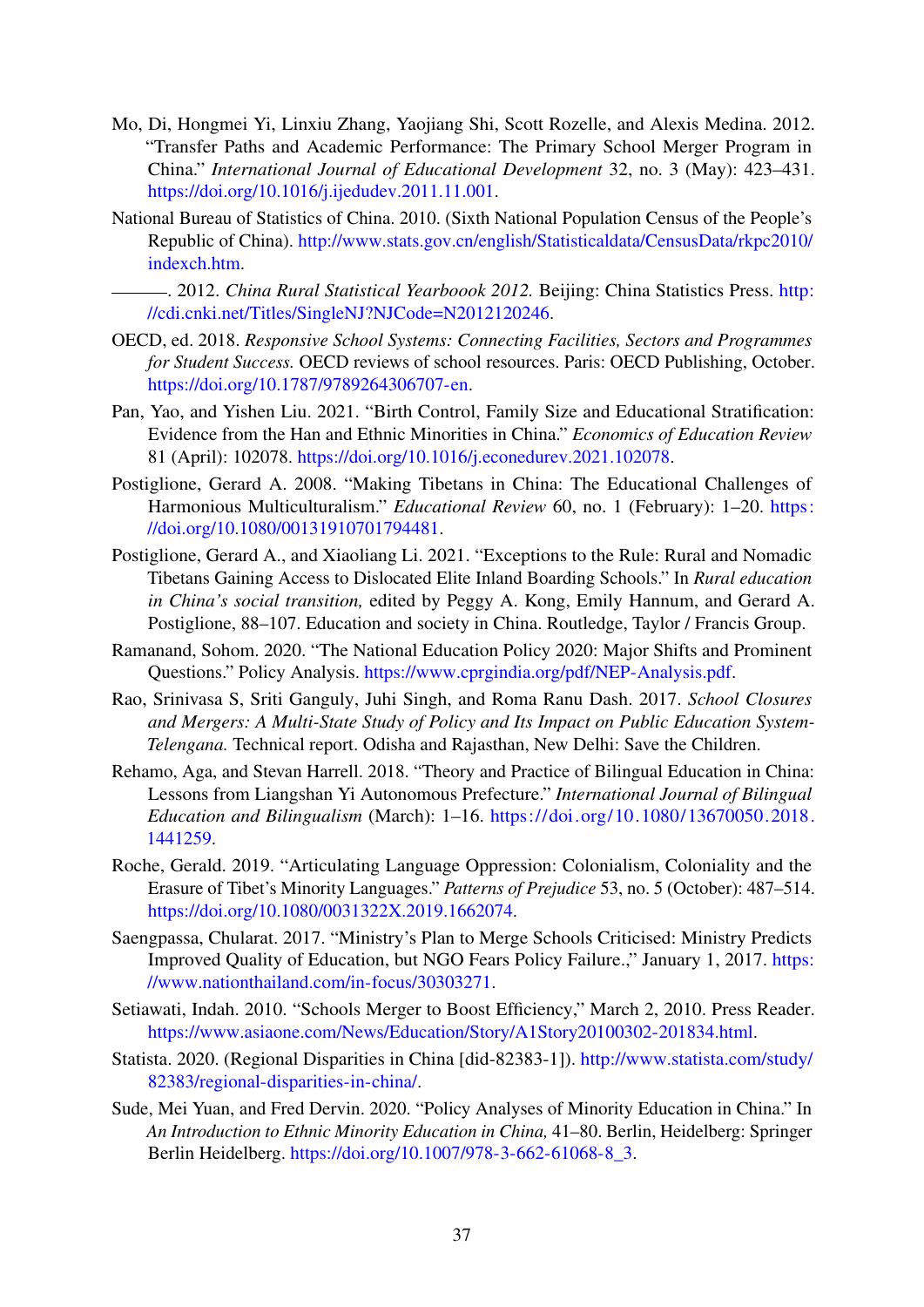Mo, Di, Hongmei Yi, Linxiu Zhang, Yaojiang Shi, Scott Rozelle, and Alexis Medina. 2012. "Transfer Paths and Academic Performance: The Primary School Merger Program in China." *International Journal of Educational Development* 32, no. 3 (May): 423–431. https://doi.org/10.1016/j.ijedudev.2011.11.001.

National Bureau of Statistics of China. 2010. (Sixth National Population Census of the People's Republic of China). http://www.stats.gov.cn/english/Statisticaldata/CensusData/rkpc2010/indexch.htm.

———. 2012. *China Rural Statistical Yearboook 2012.* Beijing: China Statistics Press. http://cdi.cnki.net/Titles/SingleNJ?NJCode=N2012120246.

OECD, ed. 2018. *Responsive School Systems: Connecting Facilities, Sectors and Programmes for Student Success.* OECD reviews of school resources. Paris: OECD Publishing, October. https://doi.org/10.1787/9789264306707-en.

Pan, Yao, and Yishen Liu. 2021. "Birth Control, Family Size and Educational Stratification: Evidence from the Han and Ethnic Minorities in China." *Economics of Education Review* 81 (April): 102078. https://doi.org/10.1016/j.econedurev.2021.102078.

Postiglione, Gerard A. 2008. "Making Tibetans in China: The Educational Challenges of Harmonious Multiculturalism." *Educational Review* 60, no. 1 (February): 1–20. https://doi.org/10.1080/00131910701794481.

Postiglione, Gerard A., and Xiaoliang Li. 2021. "Exceptions to the Rule: Rural and Nomadic Tibetans Gaining Access to Dislocated Elite Inland Boarding Schools." In *Rural education in China's social transition,* edited by Peggy A. Kong, Emily Hannum, and Gerard A. Postiglione, 88–107. Education and society in China. Routledge, Taylor / Francis Group.

Ramanand, Sohom. 2020. "The National Education Policy 2020: Major Shifts and Prominent Questions." Policy Analysis. https://www.cprgindia.org/pdf/NEP-Analysis.pdf.

Rao, Srinivasa S, Sriti Ganguly, Juhi Singh, and Roma Ranu Dash. 2017. *School Closures and Mergers: A Multi-State Study of Policy and Its Impact on Public Education System-Telengana.* Technical report. Odisha and Rajasthan, New Delhi: Save the Children.

Rehamo, Aga, and Stevan Harrell. 2018. "Theory and Practice of Bilingual Education in China: Lessons from Liangshan Yi Autonomous Prefecture." *International Journal of Bilingual Education and Bilingualism* (March): 1–16. https://doi.org/10.1080/13670050.2018.1441259.

Roche, Gerald. 2019. "Articulating Language Oppression: Colonialism, Coloniality and the Erasure of Tibet's Minority Languages." *Patterns of Prejudice* 53, no. 5 (October): 487–514. https://doi.org/10.1080/0031322X.2019.1662074.

Saengpassa, Chularat. 2017. "Ministry's Plan to Merge Schools Criticised: Ministry Predicts Improved Quality of Education, but NGO Fears Policy Failure.," January 1, 2017. https://www.nationthailand.com/in-focus/30303271.

Setiawati, Indah. 2010. "Schools Merger to Boost Efficiency," March 2, 2010. Press Reader. https://www.asiaone.com/News/Education/Story/A1Story20100302-201834.html.

Statista. 2020. (Regional Disparities in China [did-82383-1]). http://www.statista.com/study/82383/regional-disparities-in-china/.

Sude, Mei Yuan, and Fred Dervin. 2020. "Policy Analyses of Minority Education in China." In *An Introduction to Ethnic Minority Education in China,* 41–80. Berlin, Heidelberg: Springer Berlin Heidelberg. https://doi.org/10.1007/978-3-662-61068-8_3.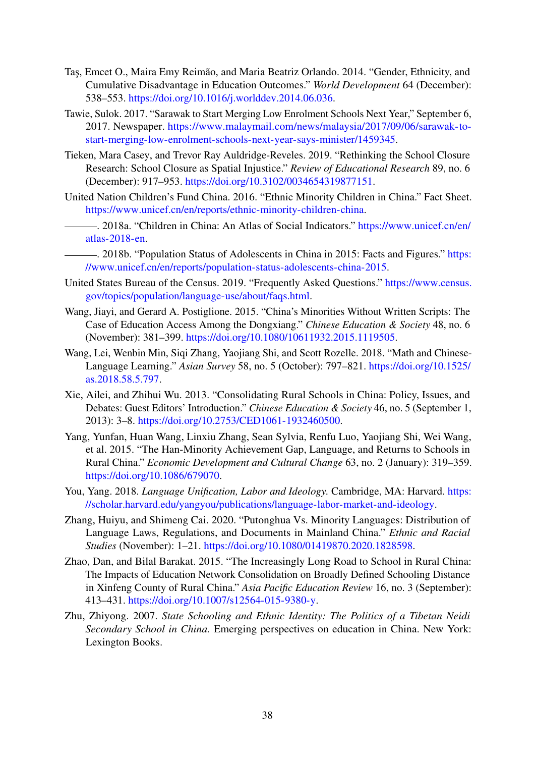Taş, Emcet O., Maira Emy Reimão, and Maria Beatriz Orlando. 2014. "Gender, Ethnicity, and Cumulative Disadvantage in Education Outcomes." *World Development* 64 (December): 538–553. https://doi.org/10.1016/j.worlddev.2014.06.036.

Tawie, Sulok. 2017. "Sarawak to Start Merging Low Enrolment Schools Next Year," September 6, 2017. Newspaper. https://www.malaymail.com/news/malaysia/2017/09/06/sarawak-to-start-merging-low-enrolment-schools-next-year-says-minister/1459345.

Tieken, Mara Casey, and Trevor Ray Auldridge-Reveles. 2019. "Rethinking the School Closure Research: School Closure as Spatial Injustice." *Review of Educational Research* 89, no. 6 (December): 917–953. https://doi.org/10.3102/0034654319877151.

United Nation Children's Fund China. 2016. "Ethnic Minority Children in China." Fact Sheet. https://www.unicef.cn/en/reports/ethnic-minority-children-china.

———. 2018a. "Children in China: An Atlas of Social Indicators." https://www.unicef.cn/en/atlas-2018-en.

———. 2018b. "Population Status of Adolescents in China in 2015: Facts and Figures." https://www.unicef.cn/en/reports/population-status-adolescents-china-2015.

United States Bureau of the Census. 2019. "Frequently Asked Questions." https://www.census.gov/topics/population/language-use/about/faqs.html.

Wang, Jiayi, and Gerard A. Postiglione. 2015. "China's Minorities Without Written Scripts: The Case of Education Access Among the Dongxiang." *Chinese Education & Society* 48, no. 6 (November): 381–399. https://doi.org/10.1080/10611932.2015.1119505.

Wang, Lei, Wenbin Min, Siqi Zhang, Yaojiang Shi, and Scott Rozelle. 2018. "Math and Chinese-Language Learning." *Asian Survey* 58, no. 5 (October): 797–821. https://doi.org/10.1525/as.2018.58.5.797.

Xie, Ailei, and Zhihui Wu. 2013. "Consolidating Rural Schools in China: Policy, Issues, and Debates: Guest Editors' Introduction." *Chinese Education & Society* 46, no. 5 (September 1, 2013): 3–8. https://doi.org/10.2753/CED1061-1932460500.

Yang, Yunfan, Huan Wang, Linxiu Zhang, Sean Sylvia, Renfu Luo, Yaojiang Shi, Wei Wang, et al. 2015. "The Han-Minority Achievement Gap, Language, and Returns to Schools in Rural China." *Economic Development and Cultural Change* 63, no. 2 (January): 319–359. https://doi.org/10.1086/679070.

You, Yang. 2018. *Language Unification, Labor and Ideology.* Cambridge, MA: Harvard. https://scholar.harvard.edu/yangyou/publications/language-labor-market-and-ideology.

Zhang, Huiyu, and Shimeng Cai. 2020. "Putonghua Vs. Minority Languages: Distribution of Language Laws, Regulations, and Documents in Mainland China." *Ethnic and Racial Studies* (November): 1–21. https://doi.org/10.1080/01419870.2020.1828598.

Zhao, Dan, and Bilal Barakat. 2015. "The Increasingly Long Road to School in Rural China: The Impacts of Education Network Consolidation on Broadly Defined Schooling Distance in Xinfeng County of Rural China." *Asia Pacific Education Review* 16, no. 3 (September): 413–431. https://doi.org/10.1007/s12564-015-9380-y.

Zhu, Zhiyong. 2007. *State Schooling and Ethnic Identity: The Politics of a Tibetan Neidi Secondary School in China.* Emerging perspectives on education in China. New York: Lexington Books.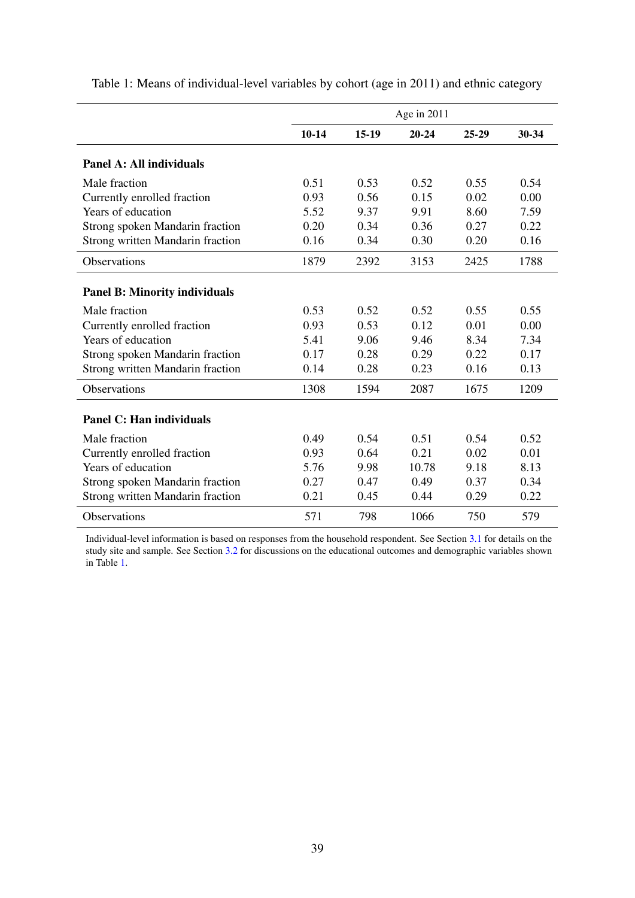Table 1: Means of individual-level variables by cohort (age in 2011) and ethnic category

| | Age in 2011 | | | | |
|---|---|---|---|---|---|
| | **10-14** | **15-19** | **20-24** | **25-29** | **30-34** |
| **Panel A: All individuals** | | | | | |
| Male fraction | 0.51 | 0.53 | 0.52 | 0.55 | 0.54 |
| Currently enrolled fraction | 0.93 | 0.56 | 0.15 | 0.02 | 0.00 |
| Years of education | 5.52 | 9.37 | 9.91 | 8.60 | 7.59 |
| Strong spoken Mandarin fraction | 0.20 | 0.34 | 0.36 | 0.27 | 0.22 |
| Strong written Mandarin fraction | 0.16 | 0.34 | 0.30 | 0.20 | 0.16 |
| Observations | 1879 | 2392 | 3153 | 2425 | 1788 |
| **Panel B: Minority individuals** | | | | | |
| Male fraction | 0.53 | 0.52 | 0.52 | 0.55 | 0.55 |
| Currently enrolled fraction | 0.93 | 0.53 | 0.12 | 0.01 | 0.00 |
| Years of education | 5.41 | 9.06 | 9.46 | 8.34 | 7.34 |
| Strong spoken Mandarin fraction | 0.17 | 0.28 | 0.29 | 0.22 | 0.17 |
| Strong written Mandarin fraction | 0.14 | 0.28 | 0.23 | 0.16 | 0.13 |
| Observations | 1308 | 1594 | 2087 | 1675 | 1209 |
| **Panel C: Han individuals** | | | | | |
| Male fraction | 0.49 | 0.54 | 0.51 | 0.54 | 0.52 |
| Currently enrolled fraction | 0.93 | 0.64 | 0.21 | 0.02 | 0.01 |
| Years of education | 5.76 | 9.98 | 10.78 | 9.18 | 8.13 |
| Strong spoken Mandarin fraction | 0.27 | 0.47 | 0.49 | 0.37 | 0.34 |
| Strong written Mandarin fraction | 0.21 | 0.45 | 0.44 | 0.29 | 0.22 |
| Observations | 571 | 798 | 1066 | 750 | 579 |

Individual-level information is based on responses from the household respondent. See Section 3.1 for details on the study site and sample. See Section 3.2 for discussions on the educational outcomes and demographic variables shown in Table 1.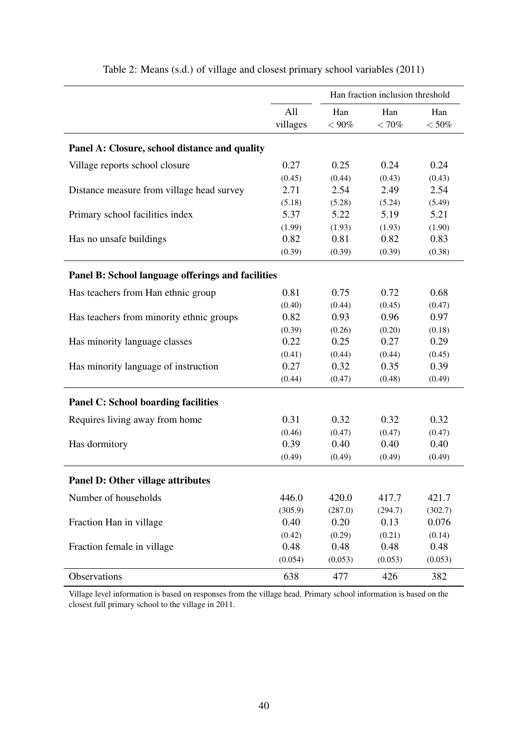Table 2: Means (s.d.) of village and closest primary school variables (2011)

| | | Han fraction inclusion threshold | | |
|---|---|---|---|---|
| | All villages | Han $< 90\%$ | Han $< 70\%$ | Han $< 50\%$ |
| **Panel A: Closure, school distance and quality** | | | | |
| Village reports school closure | 0.27 | 0.25 | 0.24 | 0.24 |
| | (0.45) | (0.44) | (0.43) | (0.43) |
| Distance measure from village head survey | 2.71 | 2.54 | 2.49 | 2.54 |
| | (5.18) | (5.28) | (5.24) | (5.49) |
| Primary school facilities index | 5.37 | 5.22 | 5.19 | 5.21 |
| | (1.99) | (1.93) | (1.93) | (1.90) |
| Has no unsafe buildings | 0.82 | 0.81 | 0.82 | 0.83 |
| | (0.39) | (0.39) | (0.39) | (0.38) |
| **Panel B: School language offerings and facilities** | | | | |
| Has teachers from Han ethnic group | 0.81 | 0.75 | 0.72 | 0.68 |
| | (0.40) | (0.44) | (0.45) | (0.47) |
| Has teachers from minority ethnic groups | 0.82 | 0.93 | 0.96 | 0.97 |
| | (0.39) | (0.26) | (0.20) | (0.18) |
| Has minority language classes | 0.22 | 0.25 | 0.27 | 0.29 |
| | (0.41) | (0.44) | (0.44) | (0.45) |
| Has minority language of instruction | 0.27 | 0.32 | 0.35 | 0.39 |
| | (0.44) | (0.47) | (0.48) | (0.49) |
| **Panel C: School boarding facilities** | | | | |
| Requires living away from home | 0.31 | 0.32 | 0.32 | 0.32 |
| | (0.46) | (0.47) | (0.47) | (0.47) |
| Has dormitory | 0.39 | 0.40 | 0.40 | 0.40 |
| | (0.49) | (0.49) | (0.49) | (0.49) |
| **Panel D: Other village attributes** | | | | |
| Number of households | 446.0 | 420.0 | 417.7 | 421.7 |
| | (305.9) | (287.0) | (294.7) | (302.7) |
| Fraction Han in village | 0.40 | 0.20 | 0.13 | 0.076 |
| | (0.42) | (0.29) | (0.21) | (0.14) |
| Fraction female in village | 0.48 | 0.48 | 0.48 | 0.48 |
| | (0.054) | (0.053) | (0.053) | (0.053) |
| Observations | 638 | 477 | 426 | 382 |

Village level information is based on responses from the village head. Primary school information is based on the closest full primary school to the village in 2011.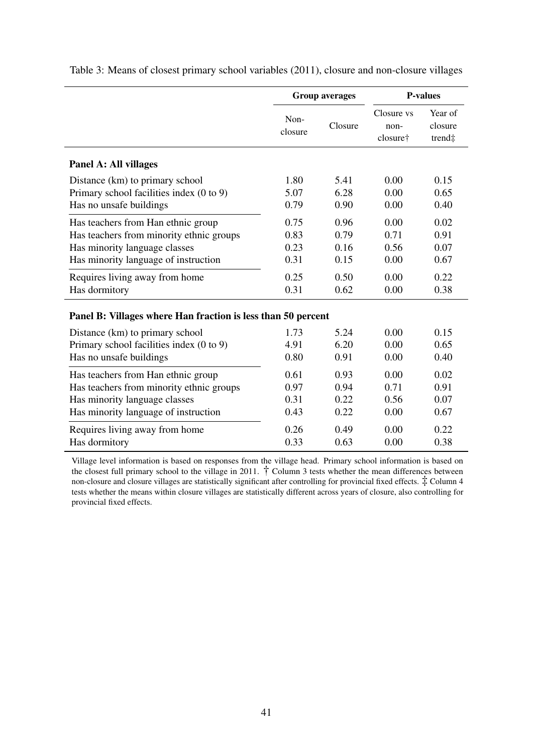Table 3: Means of closest primary school variables (2011), closure and non-closure villages

| | Group averages | | P-values | |
|---|---|---|---|---|
| | Non-closure | Closure | Closure vs non-closure† | Year of closure trend‡ |
| **Panel A: All villages** | | | | |
| Distance (km) to primary school | 1.80 | 5.41 | 0.00 | 0.15 |
| Primary school facilities index (0 to 9) | 5.07 | 6.28 | 0.00 | 0.65 |
| Has no unsafe buildings | 0.79 | 0.90 | 0.00 | 0.40 |
| Has teachers from Han ethnic group | 0.75 | 0.96 | 0.00 | 0.02 |
| Has teachers from minority ethnic groups | 0.83 | 0.79 | 0.71 | 0.91 |
| Has minority language classes | 0.23 | 0.16 | 0.56 | 0.07 |
| Has minority language of instruction | 0.31 | 0.15 | 0.00 | 0.67 |
| Requires living away from home | 0.25 | 0.50 | 0.00 | 0.22 |
| Has dormitory | 0.31 | 0.62 | 0.00 | 0.38 |
| **Panel B: Villages where Han fraction is less than 50 percent** | | | | |
| Distance (km) to primary school | 1.73 | 5.24 | 0.00 | 0.15 |
| Primary school facilities index (0 to 9) | 4.91 | 6.20 | 0.00 | 0.65 |
| Has no unsafe buildings | 0.80 | 0.91 | 0.00 | 0.40 |
| Has teachers from Han ethnic group | 0.61 | 0.93 | 0.00 | 0.02 |
| Has teachers from minority ethnic groups | 0.97 | 0.94 | 0.71 | 0.91 |
| Has minority language classes | 0.31 | 0.22 | 0.56 | 0.07 |
| Has minority language of instruction | 0.43 | 0.22 | 0.00 | 0.67 |
| Requires living away from home | 0.26 | 0.49 | 0.00 | 0.22 |
| Has dormitory | 0.33 | 0.63 | 0.00 | 0.38 |

Village level information is based on responses from the village head. Primary school information is based on the closest full primary school to the village in 2011. † Column 3 tests whether the mean differences between non-closure and closure villages are statistically significant after controlling for provincial fixed effects. ‡ Column 4 tests whether the means within closure villages are statistically different across years of closure, also controlling for provincial fixed effects.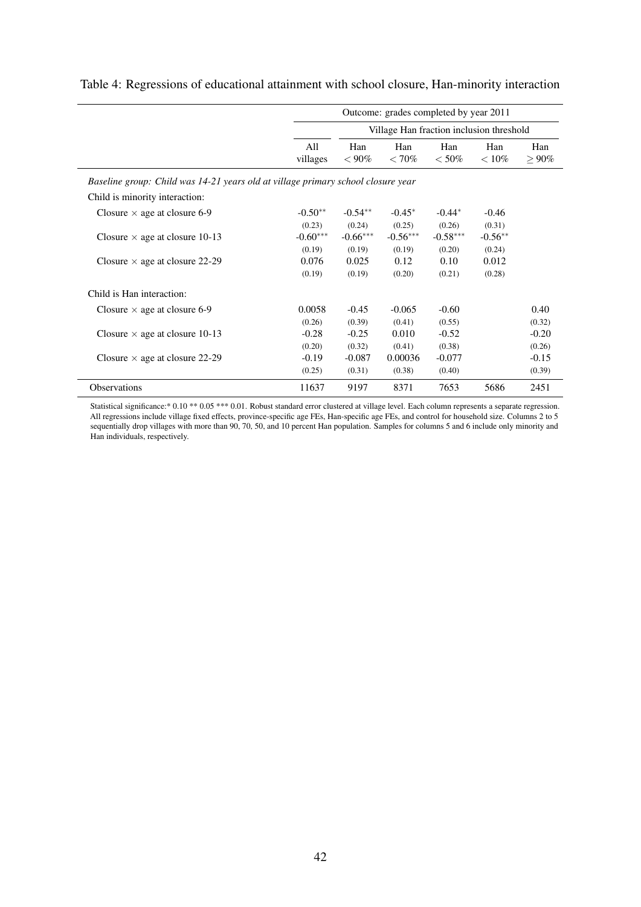Table 4: Regressions of educational attainment with school closure, Han-minority interaction

| | Outcome: grades completed by year 2011 | | | | | |
|---|---|---|---|---|---|---|
| | | Village Han fraction inclusion threshold | | | | |
| | All villages | Han $< 90\%$ | Han $< 70\%$ | Han $< 50\%$ | Han $< 10\%$ | Han $\geq 90\%$ |
| *Baseline group: Child was 14-21 years old at village primary school closure year* | | | | | | |
| Child is minority interaction: | | | | | | |
| Closure $\times$ age at closure 6-9 | -0.50** | -0.54** | -0.45* | -0.44* | -0.46 | |
| | (0.23) | (0.24) | (0.25) | (0.26) | (0.31) | |
| Closure $\times$ age at closure 10-13 | -0.60*** | -0.66*** | -0.56*** | -0.58*** | -0.56** | |
| | (0.19) | (0.19) | (0.19) | (0.20) | (0.24) | |
| Closure $\times$ age at closure 22-29 | 0.076 | 0.025 | 0.12 | 0.10 | 0.012 | |
| | (0.19) | (0.19) | (0.20) | (0.21) | (0.28) | |
| Child is Han interaction: | | | | | | |
| Closure $\times$ age at closure 6-9 | 0.0058 | -0.45 | -0.065 | -0.60 | | 0.40 |
| | (0.26) | (0.39) | (0.41) | (0.55) | | (0.32) |
| Closure $\times$ age at closure 10-13 | -0.28 | -0.25 | 0.010 | -0.52 | | -0.20 |
| | (0.20) | (0.32) | (0.41) | (0.38) | | (0.26) |
| Closure $\times$ age at closure 22-29 | -0.19 | -0.087 | 0.00036 | -0.077 | | -0.15 |
| | (0.25) | (0.31) | (0.38) | (0.40) | | (0.39) |
| Observations | 11637 | 9197 | 8371 | 7653 | 5686 | 2451 |

Statistical significance:* 0.10 ** 0.05 *** 0.01. Robust standard error clustered at village level. Each column represents a separate regression. All regressions include village fixed effects, province-specific age FEs, Han-specific age FEs, and control for household size. Columns 2 to 5 sequentially drop villages with more than 90, 70, 50, and 10 percent Han population. Samples for columns 5 and 6 include only minority and Han individuals, respectively.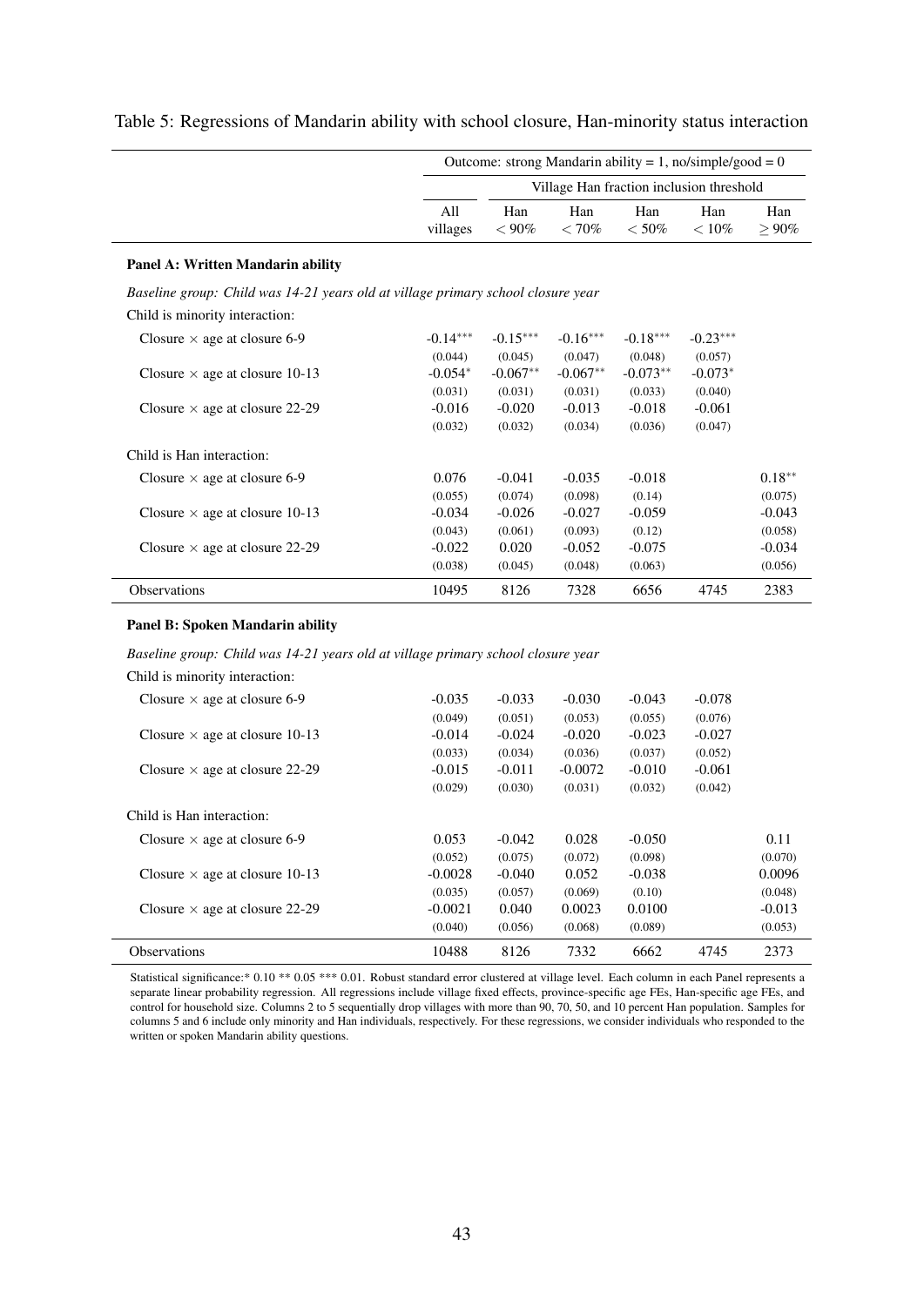Table 5: Regressions of Mandarin ability with school closure, Han-minority status interaction

| | Outcome: strong Mandarin ability = 1, no/simple/good = 0 | | | | | |
|---|---|---|---|---|---|---|
| | | Village Han fraction inclusion threshold | | | | |
| | All villages | Han $< 90\%$ | Han $< 70\%$ | Han $< 50\%$ | Han $< 10\%$ | Han $\geq 90\%$ |
| **Panel A: Written Mandarin ability** | | | | | | |
| *Baseline group: Child was 14-21 years old at village primary school closure year* | | | | | | |
| Child is minority interaction: | | | | | | |
| Closure × age at closure 6-9 | -0.14*** | -0.15*** | -0.16*** | -0.18*** | -0.23*** | |
| | (0.044) | (0.045) | (0.047) | (0.048) | (0.057) | |
| Closure × age at closure 10-13 | -0.054* | -0.067** | -0.067** | -0.073** | -0.073* | |
| | (0.031) | (0.031) | (0.031) | (0.033) | (0.040) | |
| Closure × age at closure 22-29 | -0.016 | -0.020 | -0.013 | -0.018 | -0.061 | |
| | (0.032) | (0.032) | (0.034) | (0.036) | (0.047) | |
| Child is Han interaction: | | | | | | |
| Closure × age at closure 6-9 | 0.076 | -0.041 | -0.035 | -0.018 | | 0.18** |
| | (0.055) | (0.074) | (0.098) | (0.14) | | (0.075) |
| Closure × age at closure 10-13 | -0.034 | -0.026 | -0.027 | -0.059 | | -0.043 |
| | (0.043) | (0.061) | (0.093) | (0.12) | | (0.058) |
| Closure × age at closure 22-29 | -0.022 | 0.020 | -0.052 | -0.075 | | -0.034 |
| | (0.038) | (0.045) | (0.048) | (0.063) | | (0.056) |
| Observations | 10495 | 8126 | 7328 | 6656 | 4745 | 2383 |
| **Panel B: Spoken Mandarin ability** | | | | | | |
| *Baseline group: Child was 14-21 years old at village primary school closure year* | | | | | | |
| Child is minority interaction: | | | | | | |
| Closure × age at closure 6-9 | -0.035 | -0.033 | -0.030 | -0.043 | -0.078 | |
| | (0.049) | (0.051) | (0.053) | (0.055) | (0.076) | |
| Closure × age at closure 10-13 | -0.014 | -0.024 | -0.020 | -0.023 | -0.027 | |
| | (0.033) | (0.034) | (0.036) | (0.037) | (0.052) | |
| Closure × age at closure 22-29 | -0.015 | -0.011 | -0.0072 | -0.010 | -0.061 | |
| | (0.029) | (0.030) | (0.031) | (0.032) | (0.042) | |
| Child is Han interaction: | | | | | | |
| Closure × age at closure 6-9 | 0.053 | -0.042 | 0.028 | -0.050 | | 0.11 |
| | (0.052) | (0.075) | (0.072) | (0.098) | | (0.070) |
| Closure × age at closure 10-13 | -0.0028 | -0.040 | 0.052 | -0.038 | | 0.0096 |
| | (0.035) | (0.057) | (0.069) | (0.10) | | (0.048) |
| Closure × age at closure 22-29 | -0.0021 | 0.040 | 0.0023 | 0.0100 | | -0.013 |
| | (0.040) | (0.056) | (0.068) | (0.089) | | (0.053) |
| Observations | 10488 | 8126 | 7332 | 6662 | 4745 | 2373 |

Statistical significance:* 0.10 ** 0.05 *** 0.01. Robust standard error clustered at village level. Each column in each Panel represents a separate linear probability regression. All regressions include village fixed effects, province-specific age FEs, Han-specific age FEs, and control for household size. Columns 2 to 5 sequentially drop villages with more than 90, 70, 50, and 10 percent Han population. Samples for columns 5 and 6 include only minority and Han individuals, respectively. For these regressions, we consider individuals who responded to the written or spoken Mandarin ability questions.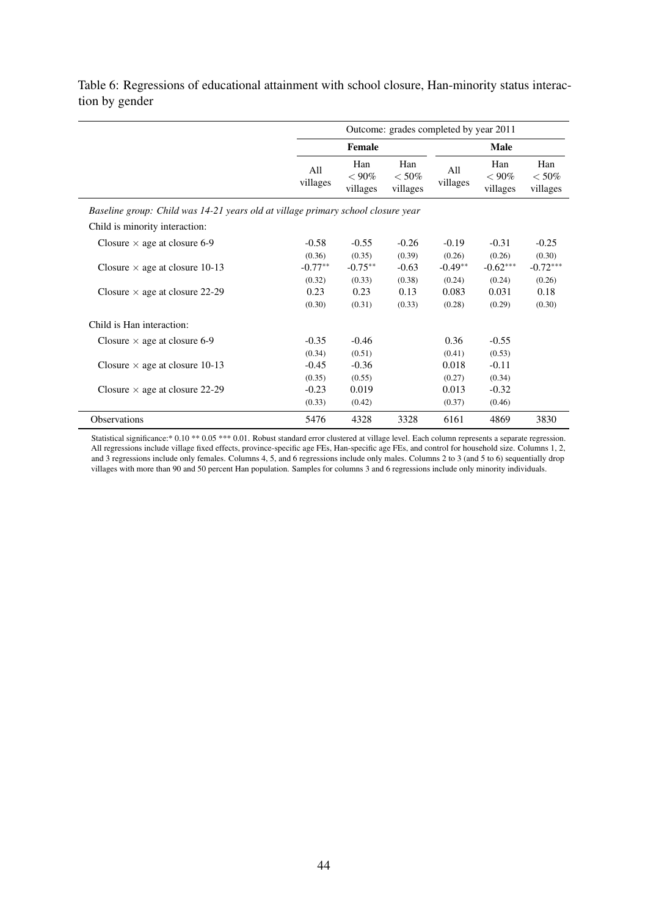Table 6: Regressions of educational attainment with school closure, Han-minority status interaction by gender

| | Outcome: grades completed by year 2011 | | | | | |
|---|---|---|---|---|---|---|
| | **Female** | | | **Male** | | |
| | All villages | Han $< 90\%$ villages | Han $< 50\%$ villages | All villages | Han $< 90\%$ villages | Han $< 50\%$ villages |
| *Baseline group: Child was 14-21 years old at village primary school closure year* | | | | | | |
| Child is minority interaction: | | | | | | |
| Closure × age at closure 6-9 | -0.58 | -0.55 | -0.26 | -0.19 | -0.31 | -0.25 |
| | (0.36) | (0.35) | (0.39) | (0.26) | (0.26) | (0.30) |
| Closure × age at closure 10-13 | -0.77** | -0.75** | -0.63 | -0.49** | -0.62*** | -0.72*** |
| | (0.32) | (0.33) | (0.38) | (0.24) | (0.24) | (0.26) |
| Closure × age at closure 22-29 | 0.23 | 0.23 | 0.13 | 0.083 | 0.031 | 0.18 |
| | (0.30) | (0.31) | (0.33) | (0.28) | (0.29) | (0.30) |
| Child is Han interaction: | | | | | | |
| Closure × age at closure 6-9 | -0.35 | -0.46 | | 0.36 | -0.55 | |
| | (0.34) | (0.51) | | (0.41) | (0.53) | |
| Closure × age at closure 10-13 | -0.45 | -0.36 | | 0.018 | -0.11 | |
| | (0.35) | (0.55) | | (0.27) | (0.34) | |
| Closure × age at closure 22-29 | -0.23 | 0.019 | | 0.013 | -0.32 | |
| | (0.33) | (0.42) | | (0.37) | (0.46) | |
| Observations | 5476 | 4328 | 3328 | 6161 | 4869 | 3830 |

Statistical significance:* 0.10 ** 0.05 *** 0.01. Robust standard error clustered at village level. Each column represents a separate regression. All regressions include village fixed effects, province-specific age FEs, Han-specific age FEs, and control for household size. Columns 1, 2, and 3 regressions include only females. Columns 4, 5, and 6 regressions include only males. Columns 2 to 3 (and 5 to 6) sequentially drop villages with more than 90 and 50 percent Han population. Samples for columns 3 and 6 regressions include only minority individuals.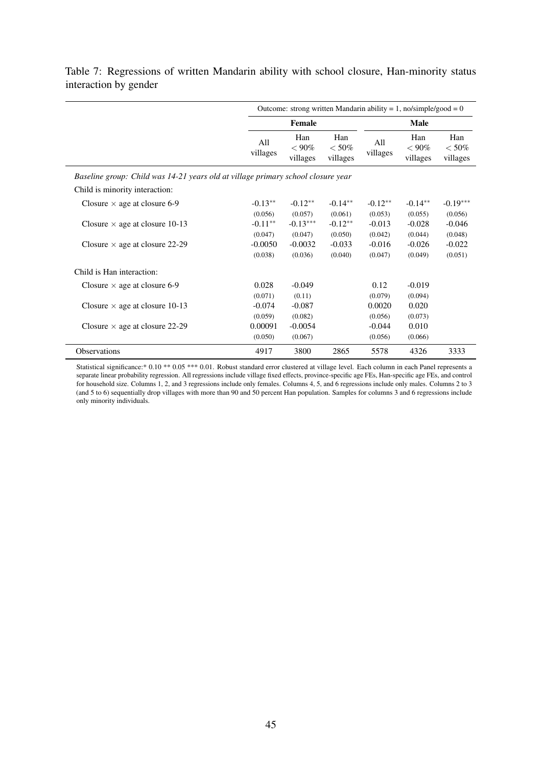Table 7: Regressions of written Mandarin ability with school closure, Han-minority status interaction by gender

| | Outcome: strong written Mandarin ability = 1, no/simple/good = 0 | | | | | |
|---|---|---|---|---|---|---|
| | Female | | | Male | | |
| | All villages | Han < 90% villages | Han < 50% villages | All villages | Han < 90% villages | Han < 50% villages |
| *Baseline group: Child was 14-21 years old at village primary school closure year* | | | | | | |
| Child is minority interaction: | | | | | | |
| Closure × age at closure 6-9 | -0.13** | -0.12** | -0.14** | -0.12** | -0.14** | -0.19*** |
| | (0.056) | (0.057) | (0.061) | (0.053) | (0.055) | (0.056) |
| Closure × age at closure 10-13 | -0.11** | -0.13*** | -0.12** | -0.013 | -0.028 | -0.046 |
| | (0.047) | (0.047) | (0.050) | (0.042) | (0.044) | (0.048) |
| Closure × age at closure 22-29 | -0.0050 | -0.0032 | -0.033 | -0.016 | -0.026 | -0.022 |
| | (0.038) | (0.036) | (0.040) | (0.047) | (0.049) | (0.051) |
| Child is Han interaction: | | | | | | |
| Closure × age at closure 6-9 | 0.028 | -0.049 | | 0.12 | -0.019 | |
| | (0.071) | (0.11) | | (0.079) | (0.094) | |
| Closure × age at closure 10-13 | -0.074 | -0.087 | | 0.0020 | 0.020 | |
| | (0.059) | (0.082) | | (0.056) | (0.073) | |
| Closure × age at closure 22-29 | 0.00091 | -0.0054 | | -0.044 | 0.010 | |
| | (0.050) | (0.067) | | (0.056) | (0.066) | |
| Observations | 4917 | 3800 | 2865 | 5578 | 4326 | 3333 |

Statistical significance:* 0.10 ** 0.05 *** 0.01. Robust standard error clustered at village level. Each column in each Panel represents a separate linear probability regression. All regressions include village fixed effects, province-specific age FEs, Han-specific age FEs, and control for household size. Columns 1, 2, and 3 regressions include only females. Columns 4, 5, and 6 regressions include only males. Columns 2 to 3 (and 5 to 6) sequentially drop villages with more than 90 and 50 percent Han population. Samples for columns 3 and 6 regressions include only minority individuals.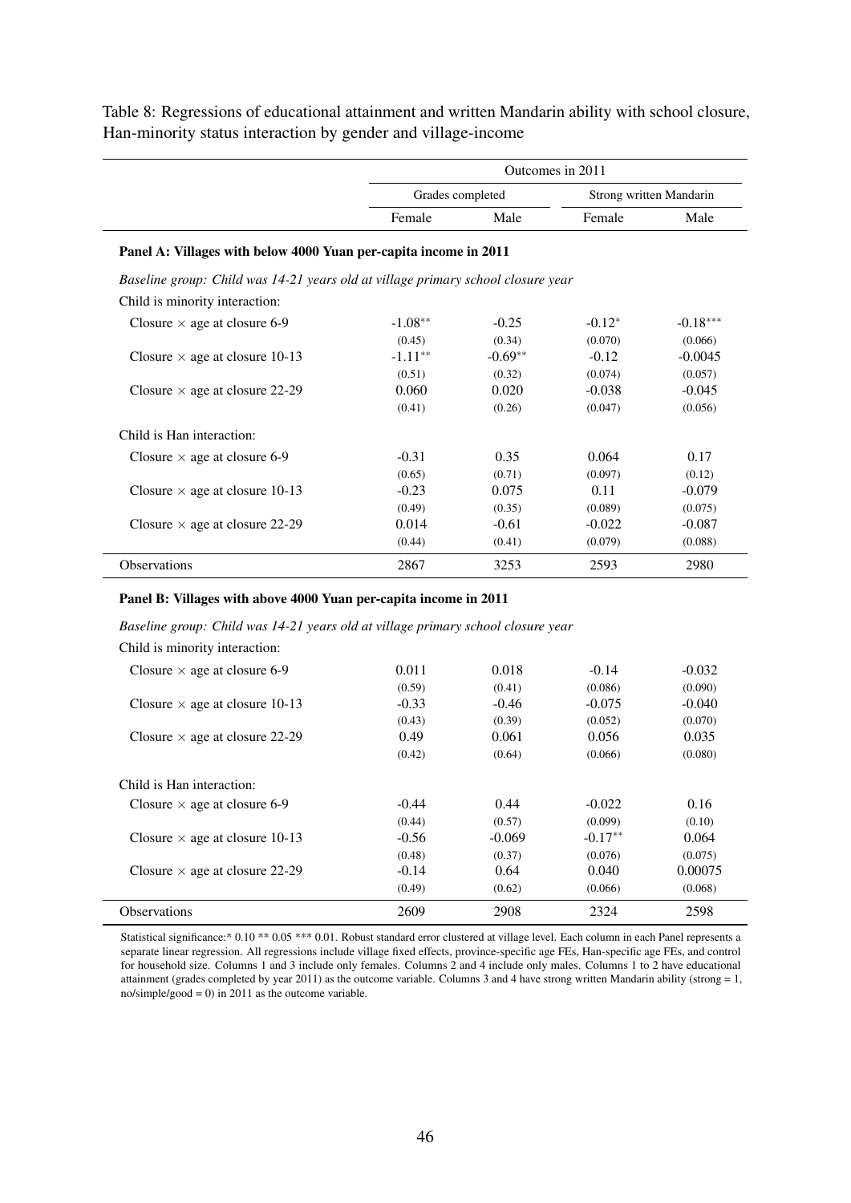Table 8: Regressions of educational attainment and written Mandarin ability with school closure, Han-minority status interaction by gender and village-income

| | Outcomes in 2011 | | | |
|---|---|---|---|---|
| | Grades completed | | Strong written Mandarin | |
| | Female | Male | Female | Male |
| **Panel A: Villages with below 4000 Yuan per-capita income in 2011** | | | | |
| *Baseline group: Child was 14-21 years old at village primary school closure year* | | | | |
| Child is minority interaction: | | | | |
| Closure × age at closure 6-9 | -1.08** | -0.25 | -0.12* | -0.18*** |
| | (0.45) | (0.34) | (0.070) | (0.066) |
| Closure × age at closure 10-13 | -1.11** | -0.69** | -0.12 | -0.0045 |
| | (0.51) | (0.32) | (0.074) | (0.057) |
| Closure × age at closure 22-29 | 0.060 | 0.020 | -0.038 | -0.045 |
| | (0.41) | (0.26) | (0.047) | (0.056) |
| Child is Han interaction: | | | | |
| Closure × age at closure 6-9 | -0.31 | 0.35 | 0.064 | 0.17 |
| | (0.65) | (0.71) | (0.097) | (0.12) |
| Closure × age at closure 10-13 | -0.23 | 0.075 | 0.11 | -0.079 |
| | (0.49) | (0.35) | (0.089) | (0.075) |
| Closure × age at closure 22-29 | 0.014 | -0.61 | -0.022 | -0.087 |
| | (0.44) | (0.41) | (0.079) | (0.088) |
| Observations | 2867 | 3253 | 2593 | 2980 |
| **Panel B: Villages with above 4000 Yuan per-capita income in 2011** | | | | |
| *Baseline group: Child was 14-21 years old at village primary school closure year* | | | | |
| Child is minority interaction: | | | | |
| Closure × age at closure 6-9 | 0.011 | 0.018 | -0.14 | -0.032 |
| | (0.59) | (0.41) | (0.086) | (0.090) |
| Closure × age at closure 10-13 | -0.33 | -0.46 | -0.075 | -0.040 |
| | (0.43) | (0.39) | (0.052) | (0.070) |
| Closure × age at closure 22-29 | 0.49 | 0.061 | 0.056 | 0.035 |
| | (0.42) | (0.64) | (0.066) | (0.080) |
| Child is Han interaction: | | | | |
| Closure × age at closure 6-9 | -0.44 | 0.44 | -0.022 | 0.16 |
| | (0.44) | (0.57) | (0.099) | (0.10) |
| Closure × age at closure 10-13 | -0.56 | -0.069 | -0.17** | 0.064 |
| | (0.48) | (0.37) | (0.076) | (0.075) |
| Closure × age at closure 22-29 | -0.14 | 0.64 | 0.040 | 0.00075 |
| | (0.49) | (0.62) | (0.066) | (0.068) |
| Observations | 2609 | 2908 | 2324 | 2598 |

Statistical significance:* 0.10 ** 0.05 *** 0.01. Robust standard error clustered at village level. Each column in each Panel represents a separate linear regression. All regressions include village fixed effects, province-specific age FEs, Han-specific age FEs, and control for household size. Columns 1 and 3 include only females. Columns 2 and 4 include only males. Columns 1 to 2 have educational attainment (grades completed by year 2011) as the outcome variable. Columns 3 and 4 have strong written Mandarin ability (strong = 1, no/simple/good = 0) in 2011 as the outcome variable.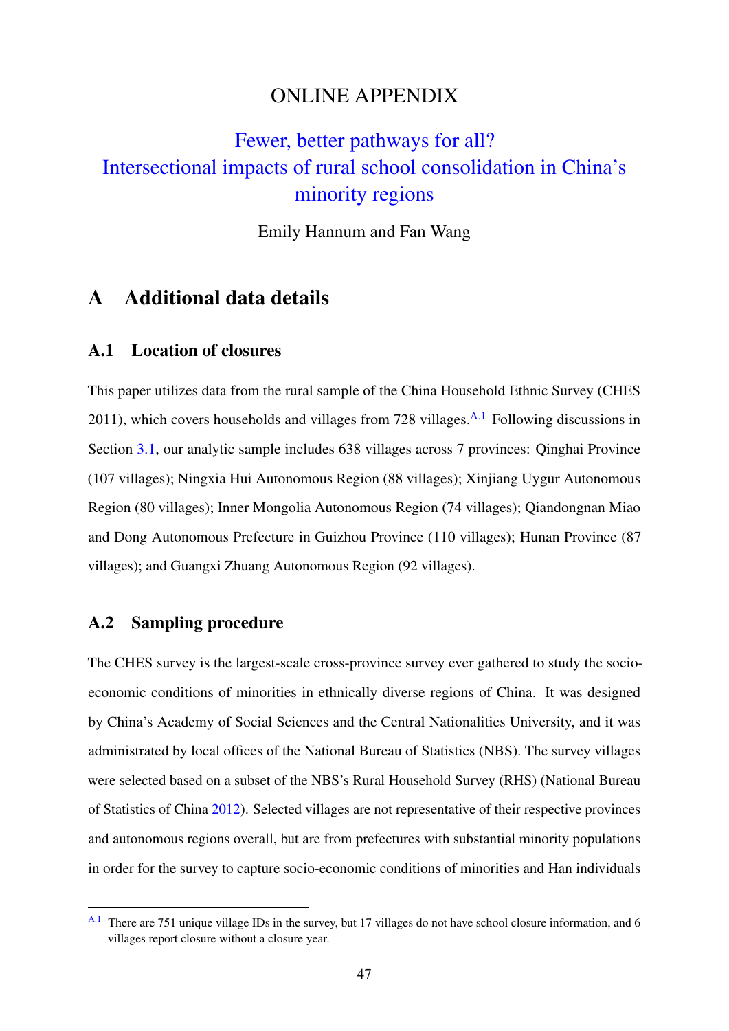# ONLINE APPENDIX

## Fewer, better pathways for all? Intersectional impacts of rural school consolidation in China's minority regions

Emily Hannum and Fan Wang

# A Additional data details

## A.1 Location of closures

This paper utilizes data from the rural sample of the China Household Ethnic Survey (CHES 2011), which covers households and villages from 728 villages.[A.1] Following discussions in Section 3.1, our analytic sample includes 638 villages across 7 provinces: Qinghai Province (107 villages); Ningxia Hui Autonomous Region (88 villages); Xinjiang Uygur Autonomous Region (80 villages); Inner Mongolia Autonomous Region (74 villages); Qiandongnan Miao and Dong Autonomous Prefecture in Guizhou Province (110 villages); Hunan Province (87 villages); and Guangxi Zhuang Autonomous Region (92 villages).

## A.2 Sampling procedure

The CHES survey is the largest-scale cross-province survey ever gathered to study the socio-economic conditions of minorities in ethnically diverse regions of China. It was designed by China's Academy of Social Sciences and the Central Nationalities University, and it was administrated by local offices of the National Bureau of Statistics (NBS). The survey villages were selected based on a subset of the NBS's Rural Household Survey (RHS) (National Bureau of Statistics of China 2012). Selected villages are not representative of their respective provinces and autonomous regions overall, but are from prefectures with substantial minority populations in order for the survey to capture socio-economic conditions of minorities and Han individuals

[A.1] There are 751 unique village IDs in the survey, but 17 villages do not have school closure information, and 6 villages report closure without a closure year.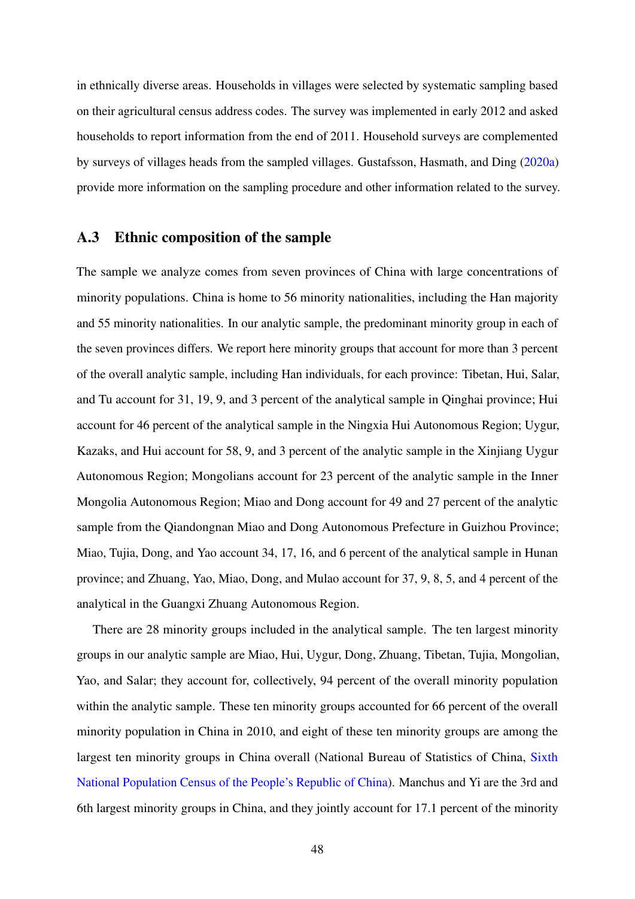in ethnically diverse areas. Households in villages were selected by systematic sampling based on their agricultural census address codes. The survey was implemented in early 2012 and asked households to report information from the end of 2011. Household surveys are complemented by surveys of villages heads from the sampled villages. Gustafsson, Hasmath, and Ding (2020a) provide more information on the sampling procedure and other information related to the survey.

## A.3 Ethnic composition of the sample

The sample we analyze comes from seven provinces of China with large concentrations of minority populations. China is home to 56 minority nationalities, including the Han majority and 55 minority nationalities. In our analytic sample, the predominant minority group in each of the seven provinces differs. We report here minority groups that account for more than 3 percent of the overall analytic sample, including Han individuals, for each province: Tibetan, Hui, Salar, and Tu account for 31, 19, 9, and 3 percent of the analytical sample in Qinghai province; Hui account for 46 percent of the analytical sample in the Ningxia Hui Autonomous Region; Uygur, Kazaks, and Hui account for 58, 9, and 3 percent of the analytic sample in the Xinjiang Uygur Autonomous Region; Mongolians account for 23 percent of the analytic sample in the Inner Mongolia Autonomous Region; Miao and Dong account for 49 and 27 percent of the analytic sample from the Qiandongnan Miao and Dong Autonomous Prefecture in Guizhou Province; Miao, Tujia, Dong, and Yao account 34, 17, 16, and 6 percent of the analytical sample in Hunan province; and Zhuang, Yao, Miao, Dong, and Mulao account for 37, 9, 8, 5, and 4 percent of the analytical in the Guangxi Zhuang Autonomous Region.

There are 28 minority groups included in the analytical sample. The ten largest minority groups in our analytic sample are Miao, Hui, Uygur, Dong, Zhuang, Tibetan, Tujia, Mongolian, Yao, and Salar; they account for, collectively, 94 percent of the overall minority population within the analytic sample. These ten minority groups accounted for 66 percent of the overall minority population in China in 2010, and eight of these ten minority groups are among the largest ten minority groups in China overall (National Bureau of Statistics of China, Sixth National Population Census of the People's Republic of China). Manchus and Yi are the 3rd and 6th largest minority groups in China, and they jointly account for 17.1 percent of the minority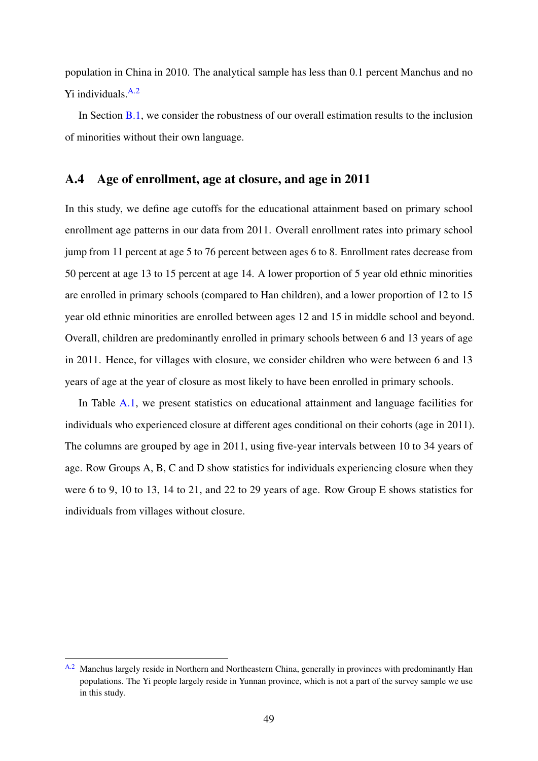population in China in 2010. The analytical sample has less than 0.1 percent Manchus and no Yi individuals.[A.2]

In Section B.1, we consider the robustness of our overall estimation results to the inclusion of minorities without their own language.

## A.4 Age of enrollment, age at closure, and age in 2011

In this study, we define age cutoffs for the educational attainment based on primary school enrollment age patterns in our data from 2011. Overall enrollment rates into primary school jump from 11 percent at age 5 to 76 percent between ages 6 to 8. Enrollment rates decrease from 50 percent at age 13 to 15 percent at age 14. A lower proportion of 5 year old ethnic minorities are enrolled in primary schools (compared to Han children), and a lower proportion of 12 to 15 year old ethnic minorities are enrolled between ages 12 and 15 in middle school and beyond. Overall, children are predominantly enrolled in primary schools between 6 and 13 years of age in 2011. Hence, for villages with closure, we consider children who were between 6 and 13 years of age at the year of closure as most likely to have been enrolled in primary schools.

In Table A.1, we present statistics on educational attainment and language facilities for individuals who experienced closure at different ages conditional on their cohorts (age in 2011). The columns are grouped by age in 2011, using five-year intervals between 10 to 34 years of age. Row Groups A, B, C and D show statistics for individuals experiencing closure when they were 6 to 9, 10 to 13, 14 to 21, and 22 to 29 years of age. Row Group E shows statistics for individuals from villages without closure.

[A.2] Manchus largely reside in Northern and Northeastern China, generally in provinces with predominantly Han populations. The Yi people largely reside in Yunnan province, which is not a part of the survey sample we use in this study.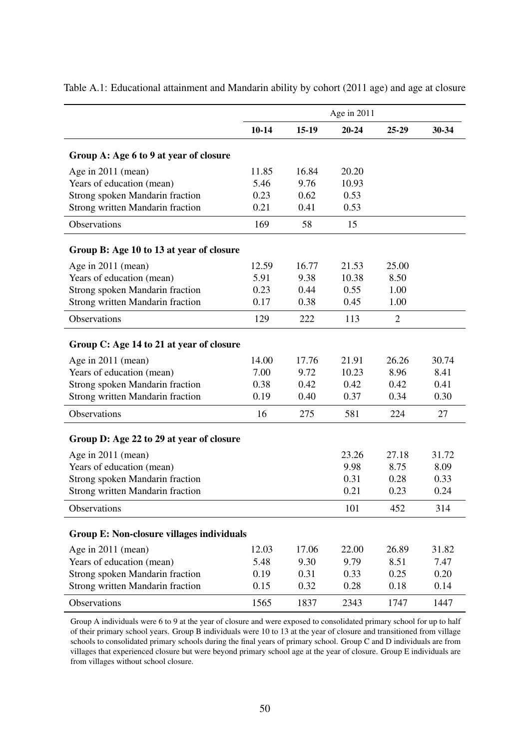Table A.1: Educational attainment and Mandarin ability by cohort (2011 age) and age at closure

| | Age in 2011 | | | | |
|---|---|---|---|---|---|
| | **10-14** | **15-19** | **20-24** | **25-29** | **30-34** |
| **Group A: Age 6 to 9 at year of closure** | | | | | |
| Age in 2011 (mean) | 11.85 | 16.84 | 20.20 | | |
| Years of education (mean) | 5.46 | 9.76 | 10.93 | | |
| Strong spoken Mandarin fraction | 0.23 | 0.62 | 0.53 | | |
| Strong written Mandarin fraction | 0.21 | 0.41 | 0.53 | | |
| Observations | 169 | 58 | 15 | | |
| **Group B: Age 10 to 13 at year of closure** | | | | | |
| Age in 2011 (mean) | 12.59 | 16.77 | 21.53 | 25.00 | |
| Years of education (mean) | 5.91 | 9.38 | 10.38 | 8.50 | |
| Strong spoken Mandarin fraction | 0.23 | 0.44 | 0.55 | 1.00 | |
| Strong written Mandarin fraction | 0.17 | 0.38 | 0.45 | 1.00 | |
| Observations | 129 | 222 | 113 | 2 | |
| **Group C: Age 14 to 21 at year of closure** | | | | | |
| Age in 2011 (mean) | 14.00 | 17.76 | 21.91 | 26.26 | 30.74 |
| Years of education (mean) | 7.00 | 9.72 | 10.23 | 8.96 | 8.41 |
| Strong spoken Mandarin fraction | 0.38 | 0.42 | 0.42 | 0.42 | 0.41 |
| Strong written Mandarin fraction | 0.19 | 0.40 | 0.37 | 0.34 | 0.30 |
| Observations | 16 | 275 | 581 | 224 | 27 |
| **Group D: Age 22 to 29 at year of closure** | | | | | |
| Age in 2011 (mean) | | | 23.26 | 27.18 | 31.72 |
| Years of education (mean) | | | 9.98 | 8.75 | 8.09 |
| Strong spoken Mandarin fraction | | | 0.31 | 0.28 | 0.33 |
| Strong written Mandarin fraction | | | 0.21 | 0.23 | 0.24 |
| Observations | | | 101 | 452 | 314 |
| **Group E: Non-closure villages individuals** | | | | | |
| Age in 2011 (mean) | 12.03 | 17.06 | 22.00 | 26.89 | 31.82 |
| Years of education (mean) | 5.48 | 9.30 | 9.79 | 8.51 | 7.47 |
| Strong spoken Mandarin fraction | 0.19 | 0.31 | 0.33 | 0.25 | 0.20 |
| Strong written Mandarin fraction | 0.15 | 0.32 | 0.28 | 0.18 | 0.14 |
| Observations | 1565 | 1837 | 2343 | 1747 | 1447 |

Group A individuals were 6 to 9 at the year of closure and were exposed to consolidated primary school for up to half of their primary school years. Group B individuals were 10 to 13 at the year of closure and transitioned from village schools to consolidated primary schools during the final years of primary school. Group C and D individuals are from villages that experienced closure but were beyond primary school age at the year of closure. Group E individuals are from villages without school closure.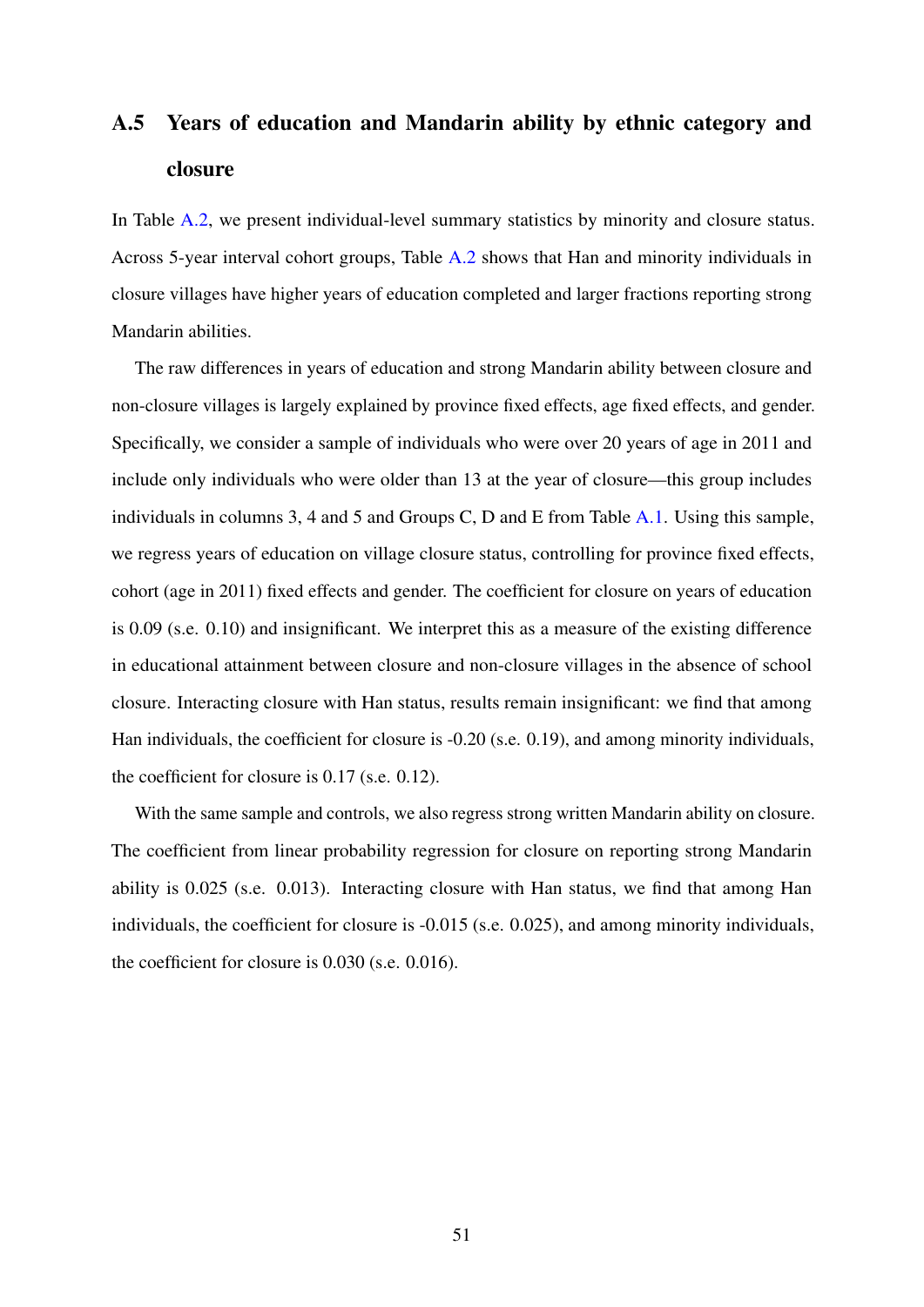## A.5 Years of education and Mandarin ability by ethnic category and closure

In Table A.2, we present individual-level summary statistics by minority and closure status. Across 5-year interval cohort groups, Table A.2 shows that Han and minority individuals in closure villages have higher years of education completed and larger fractions reporting strong Mandarin abilities.

The raw differences in years of education and strong Mandarin ability between closure and non-closure villages is largely explained by province fixed effects, age fixed effects, and gender. Specifically, we consider a sample of individuals who were over 20 years of age in 2011 and include only individuals who were older than 13 at the year of closure—this group includes individuals in columns 3, 4 and 5 and Groups C, D and E from Table A.1. Using this sample, we regress years of education on village closure status, controlling for province fixed effects, cohort (age in 2011) fixed effects and gender. The coefficient for closure on years of education is 0.09 (s.e. 0.10) and insignificant. We interpret this as a measure of the existing difference in educational attainment between closure and non-closure villages in the absence of school closure. Interacting closure with Han status, results remain insignificant: we find that among Han individuals, the coefficient for closure is -0.20 (s.e. 0.19), and among minority individuals, the coefficient for closure is 0.17 (s.e. 0.12).

With the same sample and controls, we also regress strong written Mandarin ability on closure. The coefficient from linear probability regression for closure on reporting strong Mandarin ability is 0.025 (s.e. 0.013). Interacting closure with Han status, we find that among Han individuals, the coefficient for closure is -0.015 (s.e. 0.025), and among minority individuals, the coefficient for closure is 0.030 (s.e. 0.016).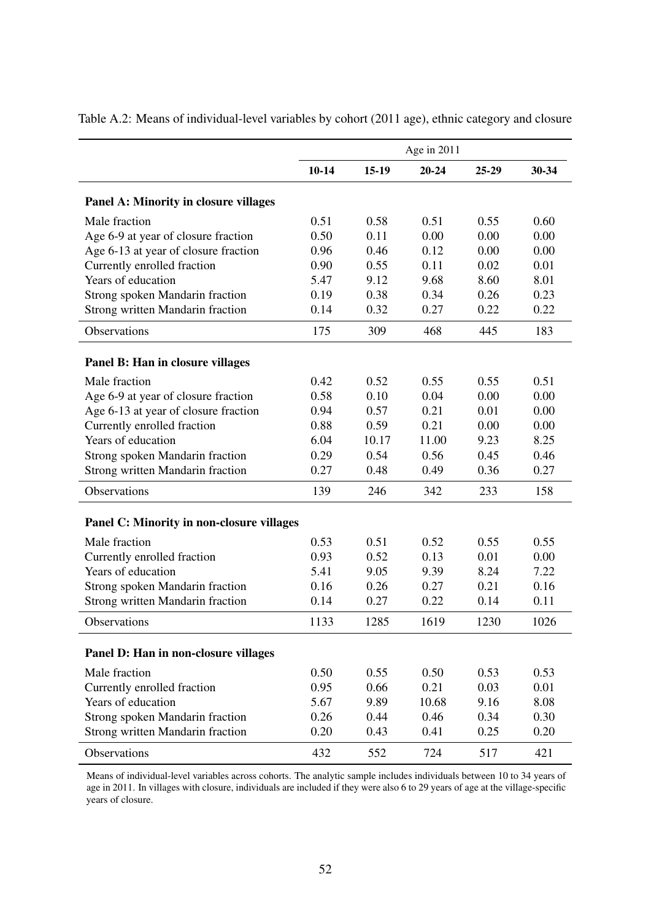Table A.2: Means of individual-level variables by cohort (2011 age), ethnic category and closure

| | Age in 2011 | | | | |
|---|---|---|---|---|---|
| | **10-14** | **15-19** | **20-24** | **25-29** | **30-34** |
| **Panel A: Minority in closure villages** | | | | | |
| Male fraction | 0.51 | 0.58 | 0.51 | 0.55 | 0.60 |
| Age 6-9 at year of closure fraction | 0.50 | 0.11 | 0.00 | 0.00 | 0.00 |
| Age 6-13 at year of closure fraction | 0.96 | 0.46 | 0.12 | 0.00 | 0.00 |
| Currently enrolled fraction | 0.90 | 0.55 | 0.11 | 0.02 | 0.01 |
| Years of education | 5.47 | 9.12 | 9.68 | 8.60 | 8.01 |
| Strong spoken Mandarin fraction | 0.19 | 0.38 | 0.34 | 0.26 | 0.23 |
| Strong written Mandarin fraction | 0.14 | 0.32 | 0.27 | 0.22 | 0.22 |
| Observations | 175 | 309 | 468 | 445 | 183 |
| **Panel B: Han in closure villages** | | | | | |
| Male fraction | 0.42 | 0.52 | 0.55 | 0.55 | 0.51 |
| Age 6-9 at year of closure fraction | 0.58 | 0.10 | 0.04 | 0.00 | 0.00 |
| Age 6-13 at year of closure fraction | 0.94 | 0.57 | 0.21 | 0.01 | 0.00 |
| Currently enrolled fraction | 0.88 | 0.59 | 0.21 | 0.00 | 0.00 |
| Years of education | 6.04 | 10.17 | 11.00 | 9.23 | 8.25 |
| Strong spoken Mandarin fraction | 0.29 | 0.54 | 0.56 | 0.45 | 0.46 |
| Strong written Mandarin fraction | 0.27 | 0.48 | 0.49 | 0.36 | 0.27 |
| Observations | 139 | 246 | 342 | 233 | 158 |
| **Panel C: Minority in non-closure villages** | | | | | |
| Male fraction | 0.53 | 0.51 | 0.52 | 0.55 | 0.55 |
| Currently enrolled fraction | 0.93 | 0.52 | 0.13 | 0.01 | 0.00 |
| Years of education | 5.41 | 9.05 | 9.39 | 8.24 | 7.22 |
| Strong spoken Mandarin fraction | 0.16 | 0.26 | 0.27 | 0.21 | 0.16 |
| Strong written Mandarin fraction | 0.14 | 0.27 | 0.22 | 0.14 | 0.11 |
| Observations | 1133 | 1285 | 1619 | 1230 | 1026 |
| **Panel D: Han in non-closure villages** | | | | | |
| Male fraction | 0.50 | 0.55 | 0.50 | 0.53 | 0.53 |
| Currently enrolled fraction | 0.95 | 0.66 | 0.21 | 0.03 | 0.01 |
| Years of education | 5.67 | 9.89 | 10.68 | 9.16 | 8.08 |
| Strong spoken Mandarin fraction | 0.26 | 0.44 | 0.46 | 0.34 | 0.30 |
| Strong written Mandarin fraction | 0.20 | 0.43 | 0.41 | 0.25 | 0.20 |
| Observations | 432 | 552 | 724 | 517 | 421 |

Means of individual-level variables across cohorts. The analytic sample includes individuals between 10 to 34 years of age in 2011. In villages with closure, individuals are included if they were also 6 to 29 years of age at the village-specific years of closure.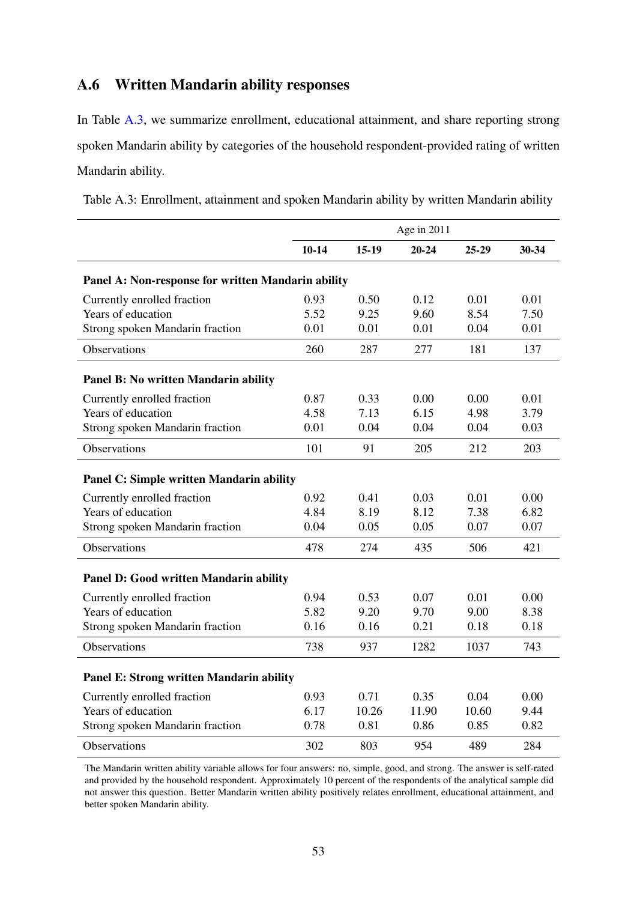## A.6 Written Mandarin ability responses

In Table A.3, we summarize enrollment, educational attainment, and share reporting strong spoken Mandarin ability by categories of the household respondent-provided rating of written Mandarin ability.

Table A.3: Enrollment, attainment and spoken Mandarin ability by written Mandarin ability

| | Age in 2011 | | | | |
|---|---|---|---|---|---|
| | **10-14** | **15-19** | **20-24** | **25-29** | **30-34** |
| **Panel A: Non-response for written Mandarin ability** | | | | | |
| Currently enrolled fraction | 0.93 | 0.50 | 0.12 | 0.01 | 0.01 |
| Years of education | 5.52 | 9.25 | 9.60 | 8.54 | 7.50 |
| Strong spoken Mandarin fraction | 0.01 | 0.01 | 0.01 | 0.04 | 0.01 |
| Observations | 260 | 287 | 277 | 181 | 137 |
| **Panel B: No written Mandarin ability** | | | | | |
| Currently enrolled fraction | 0.87 | 0.33 | 0.00 | 0.00 | 0.01 |
| Years of education | 4.58 | 7.13 | 6.15 | 4.98 | 3.79 |
| Strong spoken Mandarin fraction | 0.01 | 0.04 | 0.04 | 0.04 | 0.03 |
| Observations | 101 | 91 | 205 | 212 | 203 |
| **Panel C: Simple written Mandarin ability** | | | | | |
| Currently enrolled fraction | 0.92 | 0.41 | 0.03 | 0.01 | 0.00 |
| Years of education | 4.84 | 8.19 | 8.12 | 7.38 | 6.82 |
| Strong spoken Mandarin fraction | 0.04 | 0.05 | 0.05 | 0.07 | 0.07 |
| Observations | 478 | 274 | 435 | 506 | 421 |
| **Panel D: Good written Mandarin ability** | | | | | |
| Currently enrolled fraction | 0.94 | 0.53 | 0.07 | 0.01 | 0.00 |
| Years of education | 5.82 | 9.20 | 9.70 | 9.00 | 8.38 |
| Strong spoken Mandarin fraction | 0.16 | 0.16 | 0.21 | 0.18 | 0.18 |
| Observations | 738 | 937 | 1282 | 1037 | 743 |
| **Panel E: Strong written Mandarin ability** | | | | | |
| Currently enrolled fraction | 0.93 | 0.71 | 0.35 | 0.04 | 0.00 |
| Years of education | 6.17 | 10.26 | 11.90 | 10.60 | 9.44 |
| Strong spoken Mandarin fraction | 0.78 | 0.81 | 0.86 | 0.85 | 0.82 |
| Observations | 302 | 803 | 954 | 489 | 284 |

The Mandarin written ability variable allows for four answers: no, simple, good, and strong. The answer is self-rated and provided by the household respondent. Approximately 10 percent of the respondents of the analytical sample did not answer this question. Better Mandarin written ability positively relates enrollment, educational attainment, and better spoken Mandarin ability.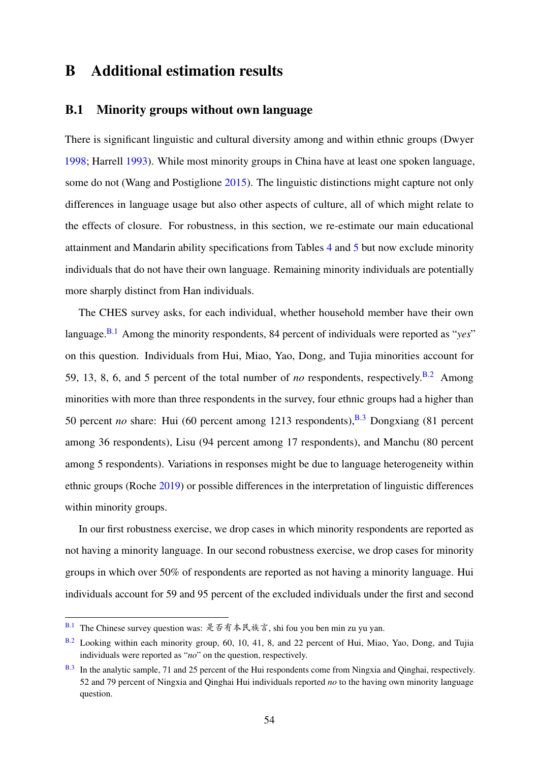# B Additional estimation results

## B.1 Minority groups without own language

There is significant linguistic and cultural diversity among and within ethnic groups (Dwyer 1998; Harrell 1993). While most minority groups in China have at least one spoken language, some do not (Wang and Postiglione 2015). The linguistic distinctions might capture not only differences in language usage but also other aspects of culture, all of which might relate to the effects of closure. For robustness, in this section, we re-estimate our main educational attainment and Mandarin ability specifications from Tables 4 and 5 but now exclude minority individuals that do not have their own language. Remaining minority individuals are potentially more sharply distinct from Han individuals.

The CHES survey asks, for each individual, whether household member have their own language.[B.1] Among the minority respondents, 84 percent of individuals were reported as "*yes*" on this question. Individuals from Hui, Miao, Yao, Dong, and Tujia minorities account for 59, 13, 8, 6, and 5 percent of the total number of *no* respondents, respectively.[B.2] Among minorities with more than three respondents in the survey, four ethnic groups had a higher than 50 percent *no* share: Hui (60 percent among 1213 respondents),[B.3] Dongxiang (81 percent among 36 respondents), Lisu (94 percent among 17 respondents), and Manchu (80 percent among 5 respondents). Variations in responses might be due to language heterogeneity within ethnic groups (Roche 2019) or possible differences in the interpretation of linguistic differences within minority groups.

In our first robustness exercise, we drop cases in which minority respondents are reported as not having a minority language. In our second robustness exercise, we drop cases for minority groups in which over 50% of respondents are reported as not having a minority language. Hui individuals account for 59 and 95 percent of the excluded individuals under the first and second

---

[B.1] The Chinese survey question was: 是否有本民族言, shi fou you ben min zu yu yan.

[B.2] Looking within each minority group, 60, 10, 41, 8, and 22 percent of Hui, Miao, Yao, Dong, and Tujia individuals were reported as "*no*" on the question, respectively.

[B.3] In the analytic sample, 71 and 25 percent of the Hui respondents come from Ningxia and Qinghai, respectively. 52 and 79 percent of Ningxia and Qinghai Hui individuals reported *no* to the having own minority language question.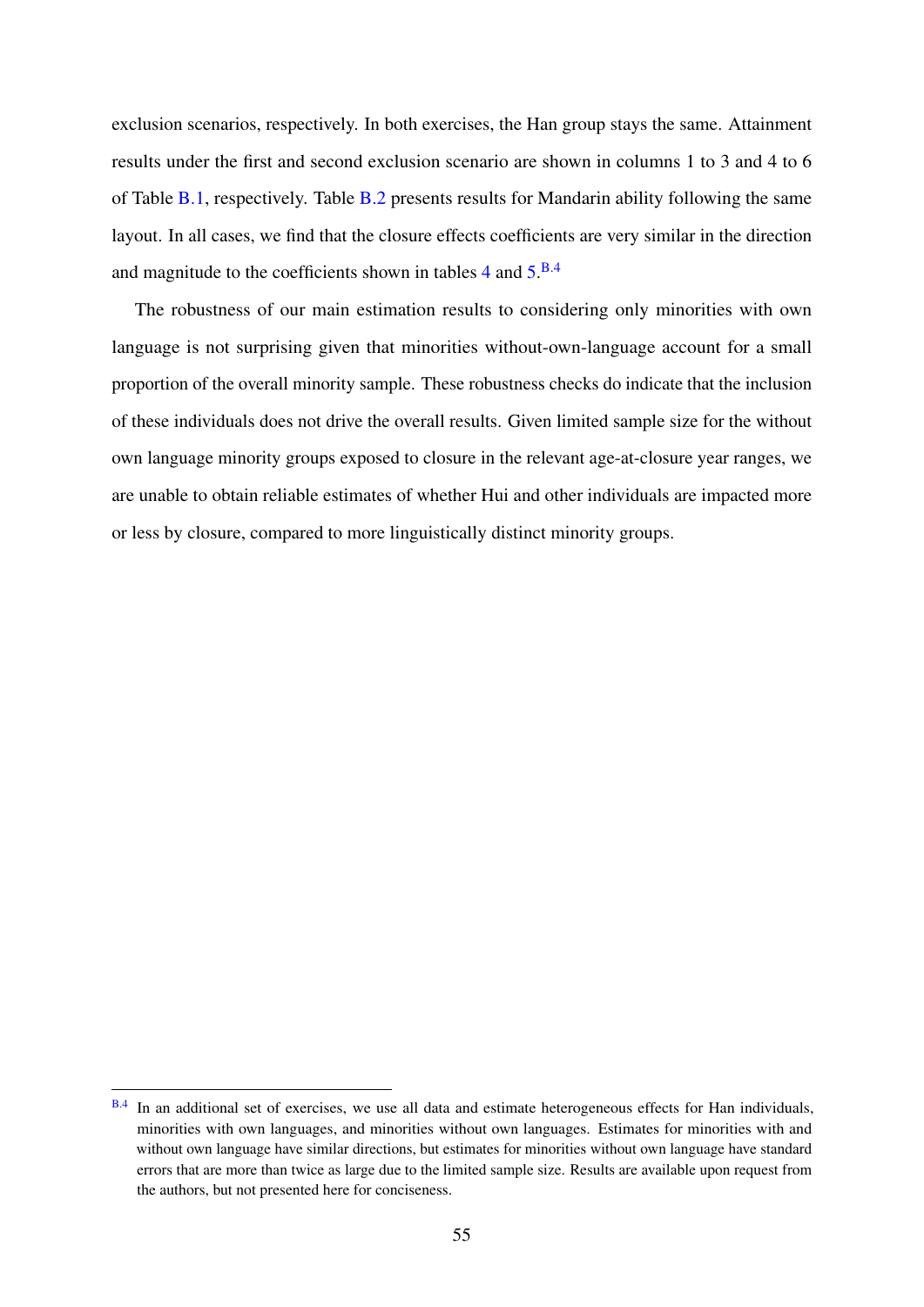exclusion scenarios, respectively. In both exercises, the Han group stays the same. Attainment results under the first and second exclusion scenario are shown in columns 1 to 3 and 4 to 6 of Table B.1, respectively. Table B.2 presents results for Mandarin ability following the same layout. In all cases, we find that the closure effects coefficients are very similar in the direction and magnitude to the coefficients shown in tables 4 and 5.[B.4]

The robustness of our main estimation results to considering only minorities with own language is not surprising given that minorities without-own-language account for a small proportion of the overall minority sample. These robustness checks do indicate that the inclusion of these individuals does not drive the overall results. Given limited sample size for the without own language minority groups exposed to closure in the relevant age-at-closure year ranges, we are unable to obtain reliable estimates of whether Hui and other individuals are impacted more or less by closure, compared to more linguistically distinct minority groups.

---

[B.4] In an additional set of exercises, we use all data and estimate heterogeneous effects for Han individuals, minorities with own languages, and minorities without own languages. Estimates for minorities with and without own language have similar directions, but estimates for minorities without own language have standard errors that are more than twice as large due to the limited sample size. Results are available upon request from the authors, but not presented here for conciseness.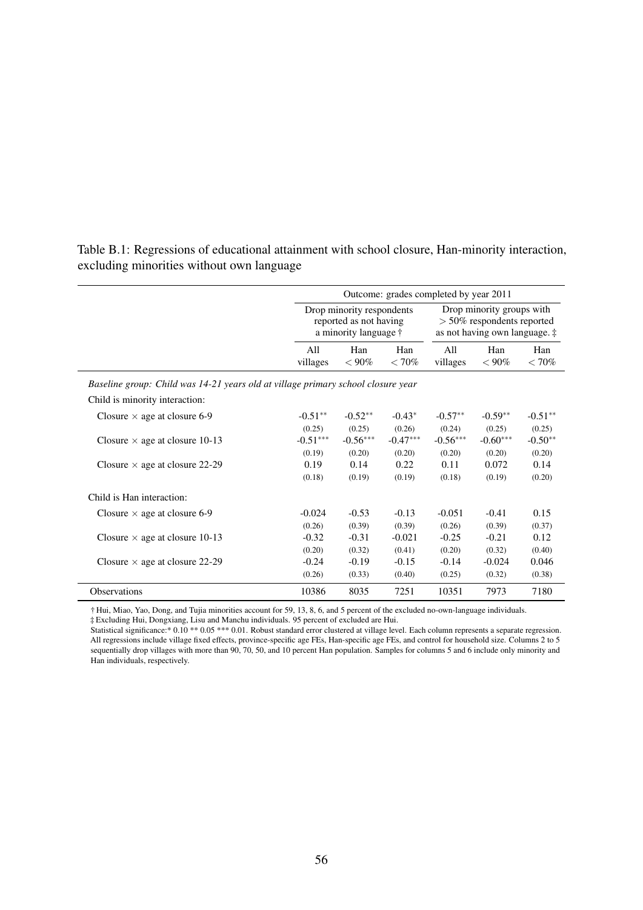Table B.1: Regressions of educational attainment with school closure, Han-minority interaction, excluding minorities without own language

| | Outcome: grades completed by year 2011 | | | | | |
|---|---|---|---|---|---|---|
| | Drop minority respondents reported as not having a minority language † | | | Drop minority groups with $>50\%$ respondents reported as not having own language. ‡ | | |
| | All villages | Han $<90\%$ | Han $<70\%$ | All villages | Han $<90\%$ | Han $<70\%$ |
| *Baseline group: Child was 14-21 years old at village primary school closure year* | | | | | | |
| Child is minority interaction: | | | | | | |
| Closure $\times$ age at closure 6-9 | -0.51** | -0.52** | -0.43* | -0.57** | -0.59** | -0.51** |
| | (0.25) | (0.25) | (0.26) | (0.24) | (0.25) | (0.25) |
| Closure $\times$ age at closure 10-13 | -0.51*** | -0.56*** | -0.47*** | -0.56*** | -0.60*** | -0.50** |
| | (0.19) | (0.20) | (0.20) | (0.20) | (0.20) | (0.20) |
| Closure $\times$ age at closure 22-29 | 0.19 | 0.14 | 0.22 | 0.11 | 0.072 | 0.14 |
| | (0.18) | (0.19) | (0.19) | (0.18) | (0.19) | (0.20) |
| Child is Han interaction: | | | | | | |
| Closure $\times$ age at closure 6-9 | -0.024 | -0.53 | -0.13 | -0.051 | -0.41 | 0.15 |
| | (0.26) | (0.39) | (0.39) | (0.26) | (0.39) | (0.37) |
| Closure $\times$ age at closure 10-13 | -0.32 | -0.31 | -0.021 | -0.25 | -0.21 | 0.12 |
| | (0.20) | (0.32) | (0.41) | (0.20) | (0.32) | (0.40) |
| Closure $\times$ age at closure 22-29 | -0.24 | -0.19 | -0.15 | -0.14 | -0.024 | 0.046 |
| | (0.26) | (0.33) | (0.40) | (0.25) | (0.32) | (0.38) |
| Observations | 10386 | 8035 | 7251 | 10351 | 7973 | 7180 |

† Hui, Miao, Yao, Dong, and Tujia minorities account for 59, 13, 8, 6, and 5 percent of the excluded no-own-language individuals.
‡ Excluding Hui, Dongxiang, Lisu and Manchu individuals. 95 percent of excluded are Hui.
Statistical significance:* 0.10 ** 0.05 *** 0.01. Robust standard error clustered at village level. Each column represents a separate regression. All regressions include village fixed effects, province-specific age FEs, Han-specific age FEs, and control for household size. Columns 2 to 5 sequentially drop villages with more than 90, 70, 50, and 10 percent Han population. Samples for columns 5 and 6 include only minority and Han individuals, respectively.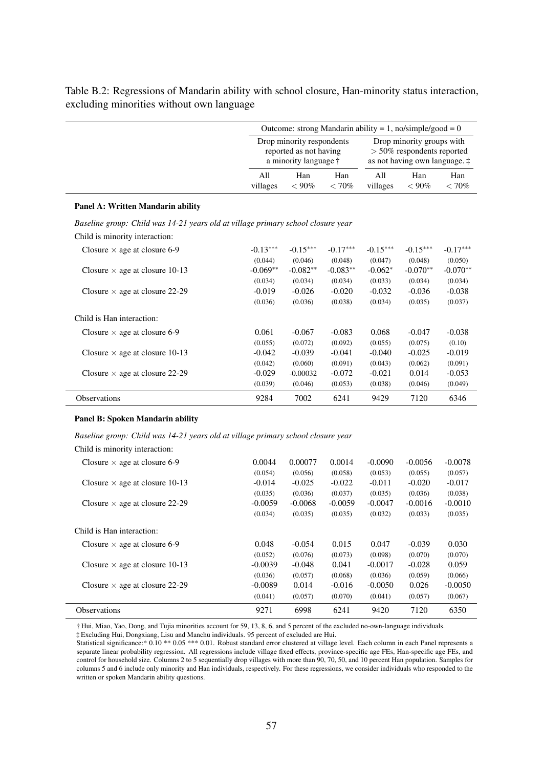Table B.2: Regressions of Mandarin ability with school closure, Han-minority status interaction, excluding minorities without own language

| | Outcome: strong Mandarin ability = 1, no/simple/good = 0 | | | | | |
|---|---|---|---|---|---|---|
| | Drop minority respondents reported as not having a minority language † | | | Drop minority groups with > 50% respondents reported as not having own language. ‡ | | |
| | All villages | Han < 90% | Han < 70% | All villages | Han < 90% | Han < 70% |
| **Panel A: Written Mandarin ability** | | | | | | |
| *Baseline group: Child was 14-21 years old at village primary school closure year* | | | | | | |
| Child is minority interaction: | | | | | | |
| Closure × age at closure 6-9 | -0.13*** | -0.15*** | -0.17*** | -0.15*** | -0.15*** | -0.17*** |
| | (0.044) | (0.046) | (0.048) | (0.047) | (0.048) | (0.050) |
| Closure × age at closure 10-13 | -0.069** | -0.082** | -0.083** | -0.062* | -0.070** | -0.070** |
| | (0.034) | (0.034) | (0.034) | (0.033) | (0.034) | (0.034) |
| Closure × age at closure 22-29 | -0.019 | -0.026 | -0.020 | -0.032 | -0.036 | -0.038 |
| | (0.036) | (0.036) | (0.038) | (0.034) | (0.035) | (0.037) |
| Child is Han interaction: | | | | | | |
| Closure × age at closure 6-9 | 0.061 | -0.067 | -0.083 | 0.068 | -0.047 | -0.038 |
| | (0.055) | (0.072) | (0.092) | (0.055) | (0.075) | (0.10) |
| Closure × age at closure 10-13 | -0.042 | -0.039 | -0.041 | -0.040 | -0.025 | -0.019 |
| | (0.042) | (0.060) | (0.091) | (0.043) | (0.062) | (0.091) |
| Closure × age at closure 22-29 | -0.029 | -0.00032 | -0.072 | -0.021 | 0.014 | -0.053 |
| | (0.039) | (0.046) | (0.053) | (0.038) | (0.046) | (0.049) |
| Observations | 9284 | 7002 | 6241 | 9429 | 7120 | 6346 |
| **Panel B: Spoken Mandarin ability** | | | | | | |
| *Baseline group: Child was 14-21 years old at village primary school closure year* | | | | | | |
| Child is minority interaction: | | | | | | |
| Closure × age at closure 6-9 | 0.0044 | 0.00077 | 0.0014 | -0.0090 | -0.0056 | -0.0078 |
| | (0.054) | (0.056) | (0.058) | (0.053) | (0.055) | (0.057) |
| Closure × age at closure 10-13 | -0.014 | -0.025 | -0.022 | -0.011 | -0.020 | -0.017 |
| | (0.035) | (0.036) | (0.037) | (0.035) | (0.036) | (0.038) |
| Closure × age at closure 22-29 | -0.0059 | -0.0068 | -0.0059 | -0.0047 | -0.0016 | -0.0010 |
| | (0.034) | (0.035) | (0.035) | (0.032) | (0.033) | (0.035) |
| Child is Han interaction: | | | | | | |
| Closure × age at closure 6-9 | 0.048 | -0.054 | 0.015 | 0.047 | -0.039 | 0.030 |
| | (0.052) | (0.076) | (0.073) | (0.098) | (0.070) | (0.070) |
| Closure × age at closure 10-13 | -0.0039 | -0.048 | 0.041 | -0.0017 | -0.028 | 0.059 |
| | (0.036) | (0.057) | (0.068) | (0.036) | (0.059) | (0.066) |
| Closure × age at closure 22-29 | -0.0089 | 0.014 | -0.016 | -0.0050 | 0.026 | -0.0050 |
| | (0.041) | (0.057) | (0.070) | (0.041) | (0.057) | (0.067) |
| Observations | 9271 | 6998 | 6241 | 9420 | 7120 | 6350 |

† Hui, Miao, Yao, Dong, and Tujia minorities account for 59, 13, 8, 6, and 5 percent of the excluded no-own-language individuals.
‡ Excluding Hui, Dongxiang, Lisu and Manchu individuals. 95 percent of excluded are Hui.
Statistical significance:* 0.10 ** 0.05 *** 0.01. Robust standard error clustered at village level. Each column in each Panel represents a separate linear probability regression. All regressions include village fixed effects, province-specific age FEs, Han-specific age FEs, and control for household size. Columns 2 to 5 sequentially drop villages with more than 90, 70, 50, and 10 percent Han population. Samples for columns 5 and 6 include only minority and Han individuals, respectively. For these regressions, we consider individuals who responded to the written or spoken Mandarin ability questions.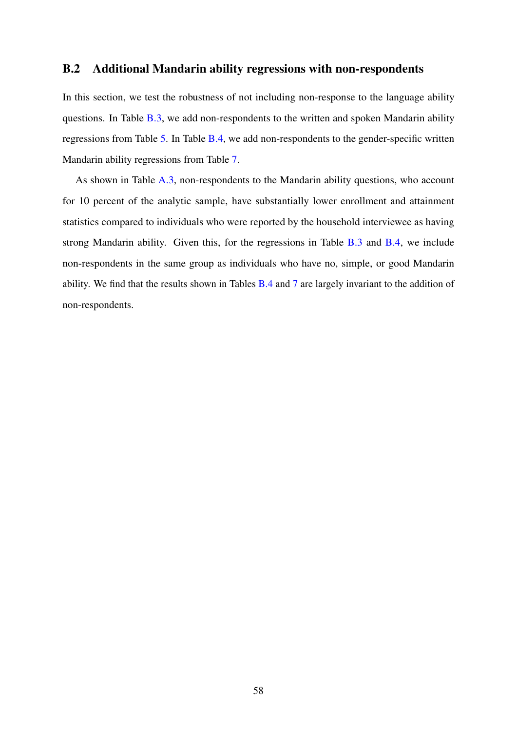## B.2 Additional Mandarin ability regressions with non-respondents

In this section, we test the robustness of not including non-response to the language ability questions. In Table B.3, we add non-respondents to the written and spoken Mandarin ability regressions from Table 5. In Table B.4, we add non-respondents to the gender-specific written Mandarin ability regressions from Table 7.

As shown in Table A.3, non-respondents to the Mandarin ability questions, who account for 10 percent of the analytic sample, have substantially lower enrollment and attainment statistics compared to individuals who were reported by the household interviewee as having strong Mandarin ability. Given this, for the regressions in Table B.3 and B.4, we include non-respondents in the same group as individuals who have no, simple, or good Mandarin ability. We find that the results shown in Tables B.4 and 7 are largely invariant to the addition of non-respondents.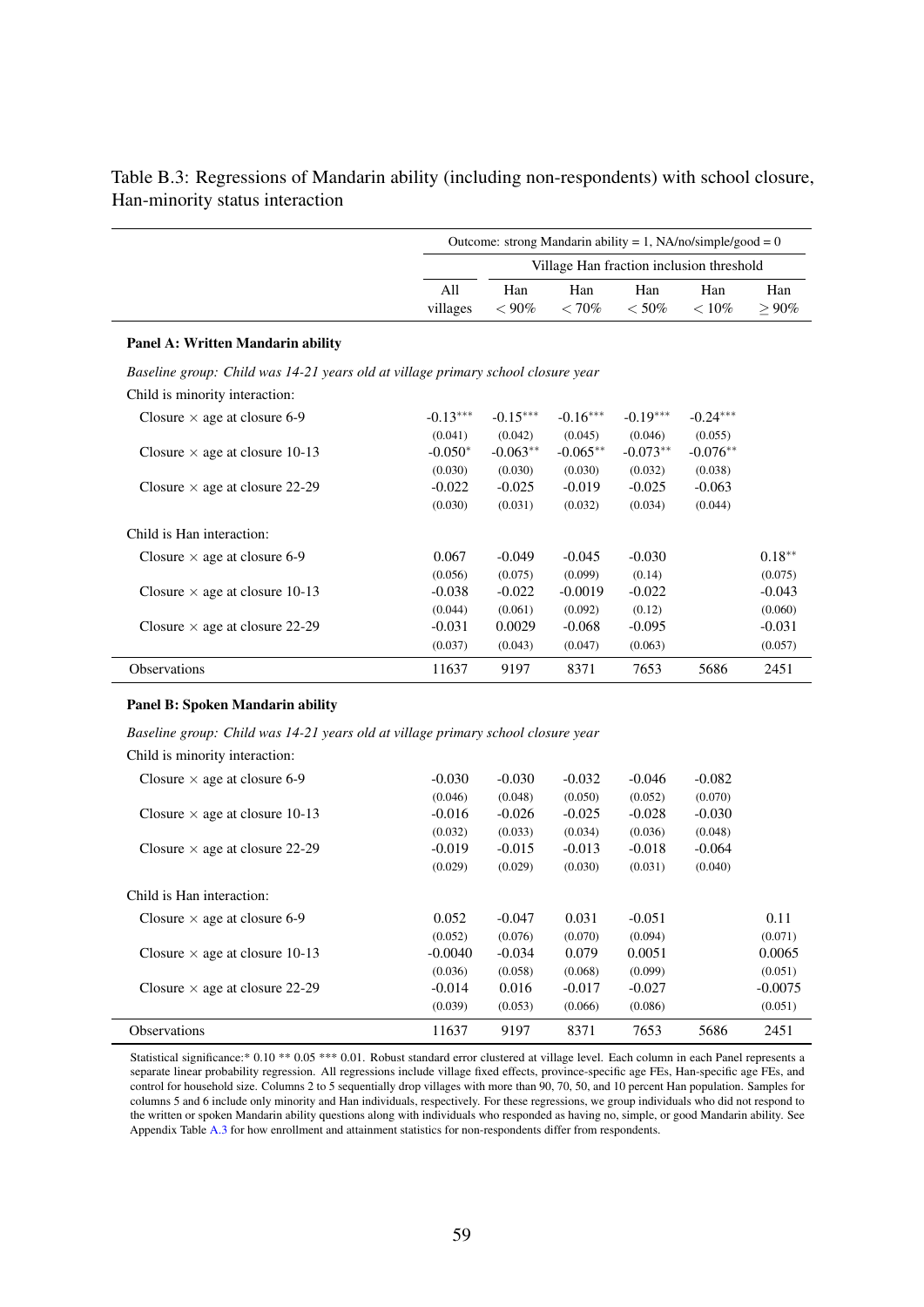Table B.3: Regressions of Mandarin ability (including non-respondents) with school closure, Han-minority status interaction

| | Outcome: strong Mandarin ability = 1, NA/no/simple/good = 0 | | | | | |
|---|---|---|---|---|---|---|
| | | Village Han fraction inclusion threshold | | | | |
| | All villages | Han < 90% | Han < 70% | Han < 50% | Han < 10% | Han ≥ 90% |
| **Panel A: Written Mandarin ability** | | | | | | |
| *Baseline group: Child was 14-21 years old at village primary school closure year* | | | | | | |
| Child is minority interaction: | | | | | | |
| Closure × age at closure 6-9 | -0.13*** | -0.15*** | -0.16*** | -0.19*** | -0.24*** | |
| | (0.041) | (0.042) | (0.045) | (0.046) | (0.055) | |
| Closure × age at closure 10-13 | -0.050* | -0.063** | -0.065** | -0.073** | -0.076** | |
| | (0.030) | (0.030) | (0.030) | (0.032) | (0.038) | |
| Closure × age at closure 22-29 | -0.022 | -0.025 | -0.019 | -0.025 | -0.063 | |
| | (0.030) | (0.031) | (0.032) | (0.034) | (0.044) | |
| Child is Han interaction: | | | | | | |
| Closure × age at closure 6-9 | 0.067 | -0.049 | -0.045 | -0.030 | | 0.18** |
| | (0.056) | (0.075) | (0.099) | (0.14) | | (0.075) |
| Closure × age at closure 10-13 | -0.038 | -0.022 | -0.0019 | -0.022 | | -0.043 |
| | (0.044) | (0.061) | (0.092) | (0.12) | | (0.060) |
| Closure × age at closure 22-29 | -0.031 | 0.0029 | -0.068 | -0.095 | | -0.031 |
| | (0.037) | (0.043) | (0.047) | (0.063) | | (0.057) |
| Observations | 11637 | 9197 | 8371 | 7653 | 5686 | 2451 |
| **Panel B: Spoken Mandarin ability** | | | | | | |
| *Baseline group: Child was 14-21 years old at village primary school closure year* | | | | | | |
| Child is minority interaction: | | | | | | |
| Closure × age at closure 6-9 | -0.030 | -0.030 | -0.032 | -0.046 | -0.082 | |
| | (0.046) | (0.048) | (0.050) | (0.052) | (0.070) | |
| Closure × age at closure 10-13 | -0.016 | -0.026 | -0.025 | -0.028 | -0.030 | |
| | (0.032) | (0.033) | (0.034) | (0.036) | (0.048) | |
| Closure × age at closure 22-29 | -0.019 | -0.015 | -0.013 | -0.018 | -0.064 | |
| | (0.029) | (0.029) | (0.030) | (0.031) | (0.040) | |
| Child is Han interaction: | | | | | | |
| Closure × age at closure 6-9 | 0.052 | -0.047 | 0.031 | -0.051 | | 0.11 |
| | (0.052) | (0.076) | (0.070) | (0.094) | | (0.071) |
| Closure × age at closure 10-13 | -0.0040 | -0.034 | 0.079 | 0.0051 | | 0.0065 |
| | (0.036) | (0.058) | (0.068) | (0.099) | | (0.051) |
| Closure × age at closure 22-29 | -0.014 | 0.016 | -0.017 | -0.027 | | -0.0075 |
| | (0.039) | (0.053) | (0.066) | (0.086) | | (0.051) |
| Observations | 11637 | 9197 | 8371 | 7653 | 5686 | 2451 |

Statistical significance:* 0.10 ** 0.05 *** 0.01. Robust standard error clustered at village level. Each column in each Panel represents a separate linear probability regression. All regressions include village fixed effects, province-specific age FEs, Han-specific age FEs, and control for household size. Columns 2 to 5 sequentially drop villages with more than 90, 70, 50, and 10 percent Han population. Samples for columns 5 and 6 include only minority and Han individuals, respectively. For these regressions, we group individuals who did not respond to the written or spoken Mandarin ability questions along with individuals who responded as having no, simple, or good Mandarin ability. See Appendix Table A.3 for how enrollment and attainment statistics for non-respondents differ from respondents.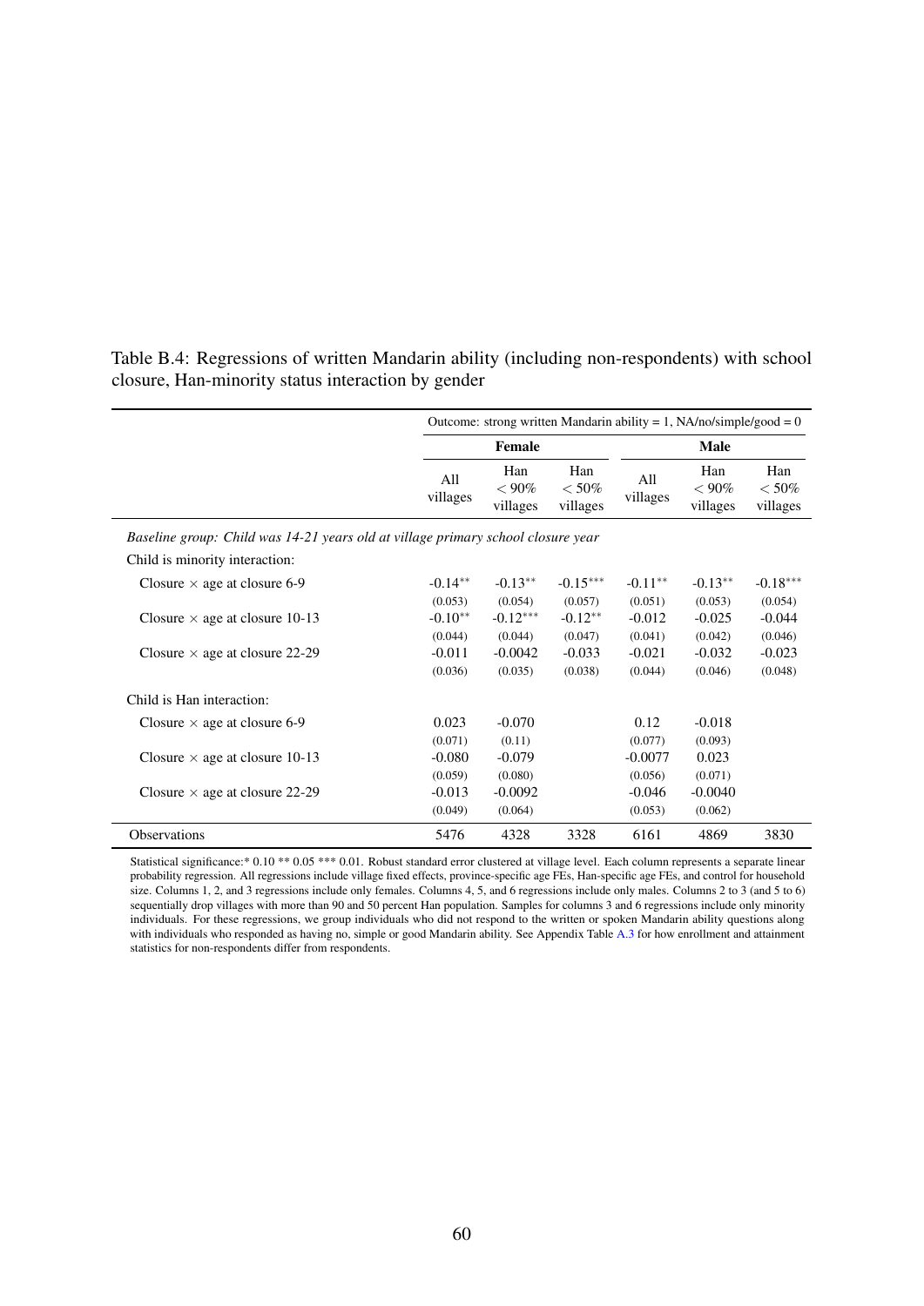Table B.4: Regressions of written Mandarin ability (including non-respondents) with school closure, Han-minority status interaction by gender

| | Outcome: strong written Mandarin ability = 1, NA/no/simple/good = 0 | | | | | |
|---|---|---|---|---|---|---|
| | Female | | | Male | | |
| | All villages | Han $< 90\%$ villages | Han $< 50\%$ villages | All villages | Han $< 90\%$ villages | Han $< 50\%$ villages |
| *Baseline group: Child was 14-21 years old at village primary school closure year* | | | | | | |
| Child is minority interaction: | | | | | | |
| Closure × age at closure 6-9 | -0.14** | -0.13** | -0.15*** | -0.11** | -0.13** | -0.18*** |
| | (0.053) | (0.054) | (0.057) | (0.051) | (0.053) | (0.054) |
| Closure × age at closure 10-13 | -0.10** | -0.12*** | -0.12** | -0.012 | -0.025 | -0.044 |
| | (0.044) | (0.044) | (0.047) | (0.041) | (0.042) | (0.046) |
| Closure × age at closure 22-29 | -0.011 | -0.0042 | -0.033 | -0.021 | -0.032 | -0.023 |
| | (0.036) | (0.035) | (0.038) | (0.044) | (0.046) | (0.048) |
| Child is Han interaction: | | | | | | |
| Closure × age at closure 6-9 | 0.023 | -0.070 | | 0.12 | -0.018 | |
| | (0.071) | (0.11) | | (0.077) | (0.093) | |
| Closure × age at closure 10-13 | -0.080 | -0.079 | | -0.0077 | 0.023 | |
| | (0.059) | (0.080) | | (0.056) | (0.071) | |
| Closure × age at closure 22-29 | -0.013 | -0.0092 | | -0.046 | -0.0040 | |
| | (0.049) | (0.064) | | (0.053) | (0.062) | |
| Observations | 5476 | 4328 | 3328 | 6161 | 4869 | 3830 |

Statistical significance:* 0.10 ** 0.05 *** 0.01. Robust standard error clustered at village level. Each column represents a separate linear probability regression. All regressions include village fixed effects, province-specific age FEs, Han-specific age FEs, and control for household size. Columns 1, 2, and 3 regressions include only females. Columns 4, 5, and 6 regressions include only males. Columns 2 to 3 (and 5 to 6) sequentially drop villages with more than 90 and 50 percent Han population. Samples for columns 3 and 6 regressions include only minority individuals. For these regressions, we group individuals who did not respond to the written or spoken Mandarin ability questions along with individuals who responded as having no, simple or good Mandarin ability. See Appendix Table A.3 for how enrollment and attainment statistics for non-respondents differ from respondents.